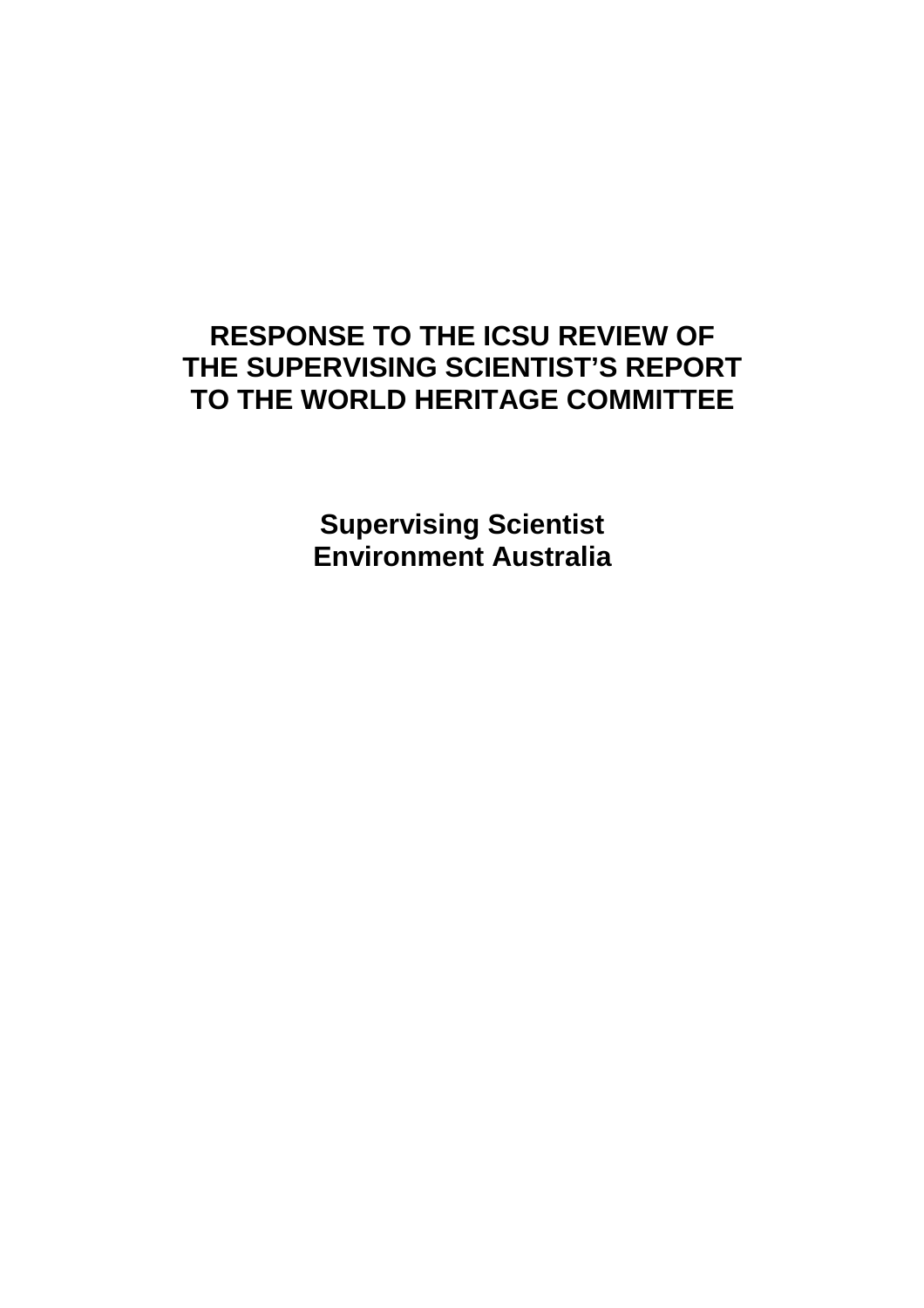# RESPONSE TO THE ICSU REVIEW OF THE SUPERVISING SCIENTIST'S REPORT TO THE WORLD HERITAGE COMMITTEE

**Supervising Scientist**
**Environment Australia**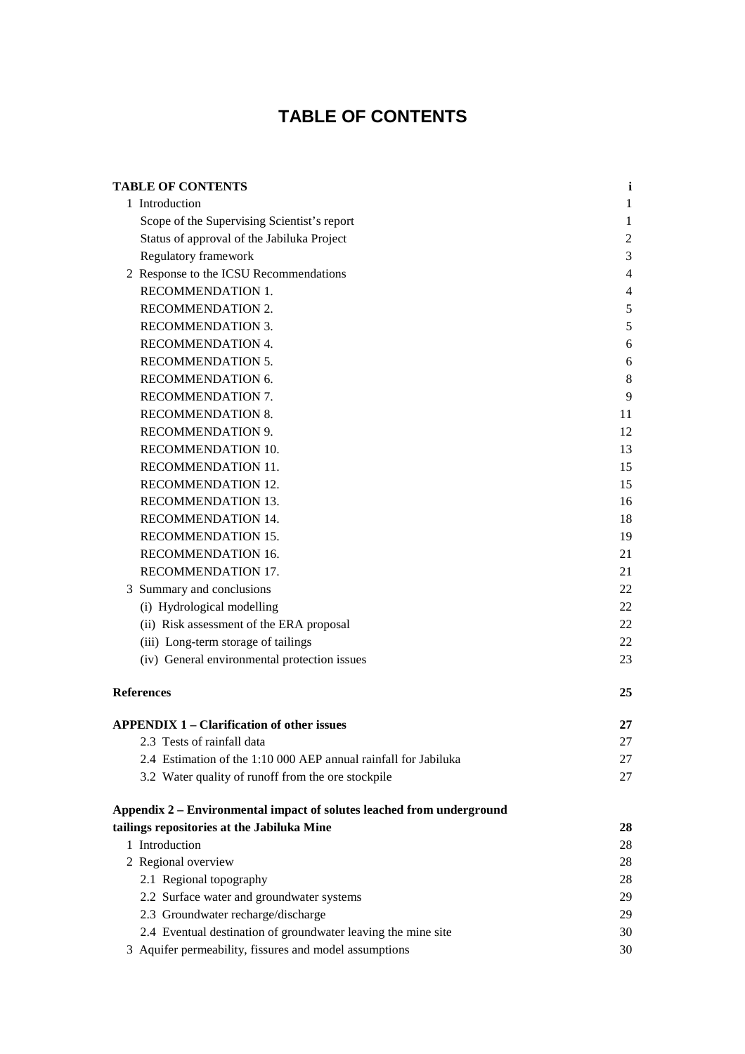# TABLE OF CONTENTS

| | |
|---|---|
| **TABLE OF CONTENTS** | **i** |
| 1 Introduction | 1 |
| Scope of the Supervising Scientist's report | 1 |
| Status of approval of the Jabiluka Project | 2 |
| Regulatory framework | 3 |
| 2 Response to the ICSU Recommendations | 4 |
| RECOMMENDATION 1. | 4 |
| RECOMMENDATION 2. | 5 |
| RECOMMENDATION 3. | 5 |
| RECOMMENDATION 4. | 6 |
| RECOMMENDATION 5. | 6 |
| RECOMMENDATION 6. | 8 |
| RECOMMENDATION 7. | 9 |
| RECOMMENDATION 8. | 11 |
| RECOMMENDATION 9. | 12 |
| RECOMMENDATION 10. | 13 |
| RECOMMENDATION 11. | 15 |
| RECOMMENDATION 12. | 15 |
| RECOMMENDATION 13. | 16 |
| RECOMMENDATION 14. | 18 |
| RECOMMENDATION 15. | 19 |
| RECOMMENDATION 16. | 21 |
| RECOMMENDATION 17. | 21 |
| 3 Summary and conclusions | 22 |
| (i) Hydrological modelling | 22 |
| (ii) Risk assessment of the ERA proposal | 22 |
| (iii) Long-term storage of tailings | 22 |
| (iv) General environmental protection issues | 23 |
| **References** | **25** |
| **APPENDIX 1 – Clarification of other issues** | **27** |
| 2.3 Tests of rainfall data | 27 |
| 2.4 Estimation of the 1:10 000 AEP annual rainfall for Jabiluka | 27 |
| 3.2 Water quality of runoff from the ore stockpile | 27 |
| **Appendix 2 – Environmental impact of solutes leached from underground tailings repositories at the Jabiluka Mine** | **28** |
| 1 Introduction | 28 |
| 2 Regional overview | 28 |
| 2.1 Regional topography | 28 |
| 2.2 Surface water and groundwater systems | 29 |
| 2.3 Groundwater recharge/discharge | 29 |
| 2.4 Eventual destination of groundwater leaving the mine site | 30 |
| 3 Aquifer permeability, fissures and model assumptions | 30 |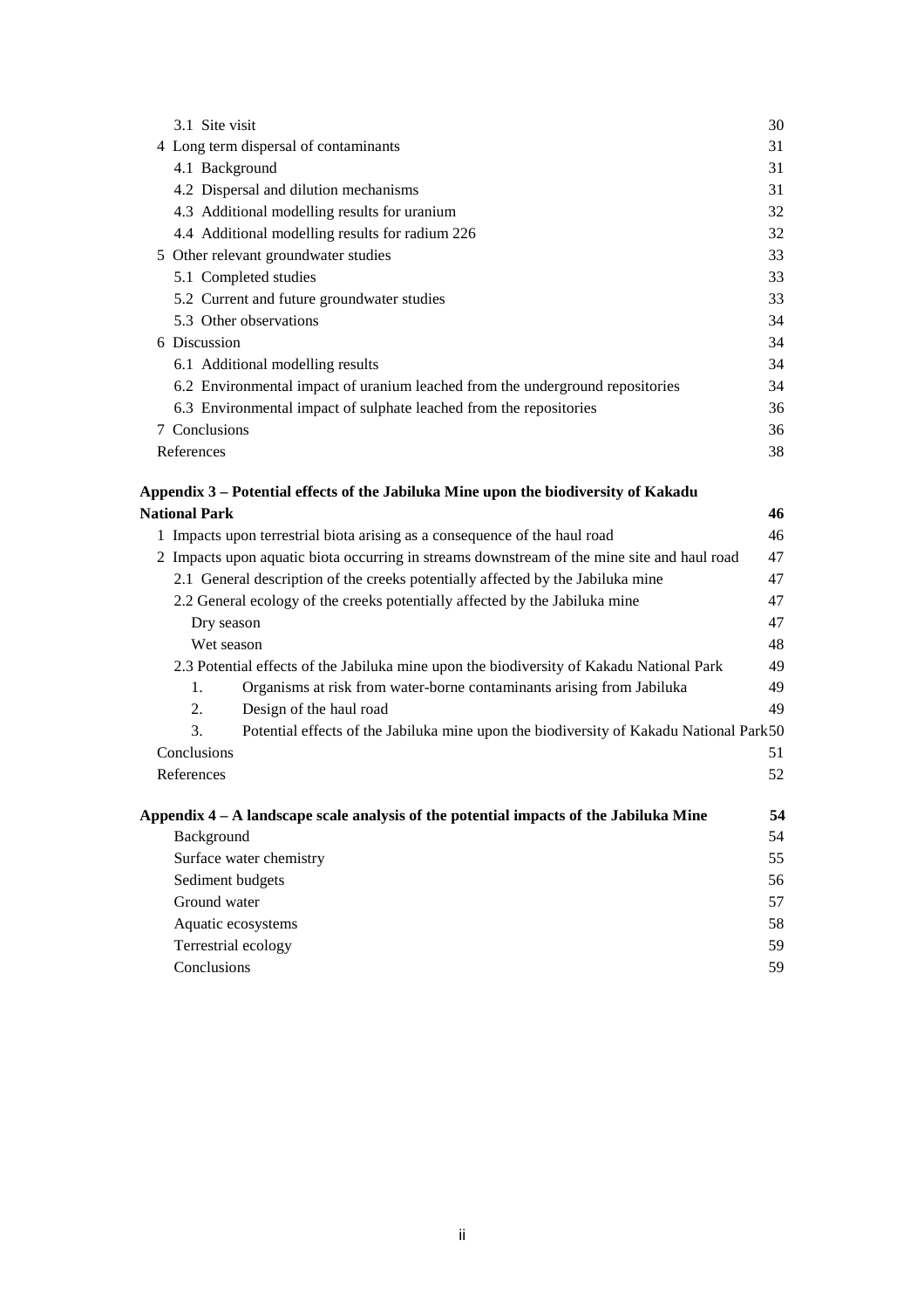| | |
|---|---|
| 3.1 Site visit | 30 |
| 4 Long term dispersal of contaminants | 31 |
| 4.1 Background | 31 |
| 4.2 Dispersal and dilution mechanisms | 31 |
| 4.3 Additional modelling results for uranium | 32 |
| 4.4 Additional modelling results for radium 226 | 32 |
| 5 Other relevant groundwater studies | 33 |
| 5.1 Completed studies | 33 |
| 5.2 Current and future groundwater studies | 33 |
| 5.3 Other observations | 34 |
| 6 Discussion | 34 |
| 6.1 Additional modelling results | 34 |
| 6.2 Environmental impact of uranium leached from the underground repositories | 34 |
| 6.3 Environmental impact of sulphate leached from the repositories | 36 |
| 7 Conclusions | 36 |
| References | 38 |

**Appendix 3 – Potential effects of the Jabiluka Mine upon the biodiversity of Kakadu National Park** **46**

| | |
|---|---|
| 1 Impacts upon terrestrial biota arising as a consequence of the haul road | 46 |
| 2 Impacts upon aquatic biota occurring in streams downstream of the mine site and haul road | 47 |
| 2.1 General description of the creeks potentially affected by the Jabiluka mine | 47 |
| 2.2 General ecology of the creeks potentially affected by the Jabiluka mine | 47 |
| Dry season | 47 |
| Wet season | 48 |
| 2.3 Potential effects of the Jabiluka mine upon the biodiversity of Kakadu National Park | 49 |
| 1. Organisms at risk from water-borne contaminants arising from Jabiluka | 49 |
| 2. Design of the haul road | 49 |
| 3. Potential effects of the Jabiluka mine upon the biodiversity of Kakadu National Park | 50 |
| Conclusions | 51 |
| References | 52 |

**Appendix 4 – A landscape scale analysis of the potential impacts of the Jabiluka Mine** **54**

| | |
|---|---|
| Background | 54 |
| Surface water chemistry | 55 |
| Sediment budgets | 56 |
| Ground water | 57 |
| Aquatic ecosystems | 58 |
| Terrestrial ecology | 59 |
| Conclusions | 59 |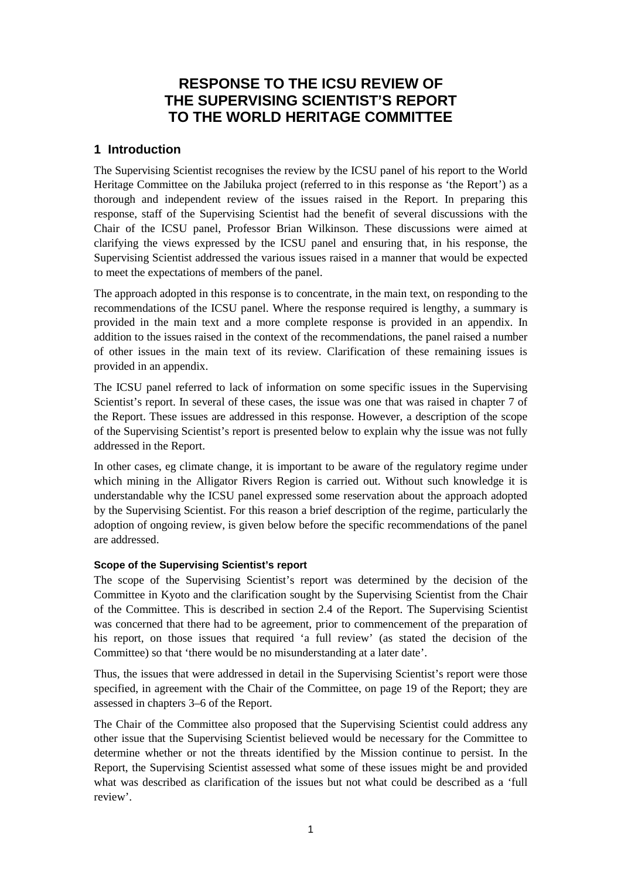# RESPONSE TO THE ICSU REVIEW OF THE SUPERVISING SCIENTIST'S REPORT TO THE WORLD HERITAGE COMMITTEE

## 1 Introduction

The Supervising Scientist recognises the review by the ICSU panel of his report to the World Heritage Committee on the Jabiluka project (referred to in this response as 'the Report') as a thorough and independent review of the issues raised in the Report. In preparing this response, staff of the Supervising Scientist had the benefit of several discussions with the Chair of the ICSU panel, Professor Brian Wilkinson. These discussions were aimed at clarifying the views expressed by the ICSU panel and ensuring that, in his response, the Supervising Scientist addressed the various issues raised in a manner that would be expected to meet the expectations of members of the panel.

The approach adopted in this response is to concentrate, in the main text, on responding to the recommendations of the ICSU panel. Where the response required is lengthy, a summary is provided in the main text and a more complete response is provided in an appendix. In addition to the issues raised in the context of the recommendations, the panel raised a number of other issues in the main text of its review. Clarification of these remaining issues is provided in an appendix.

The ICSU panel referred to lack of information on some specific issues in the Supervising Scientist's report. In several of these cases, the issue was one that was raised in chapter 7 of the Report. These issues are addressed in this response. However, a description of the scope of the Supervising Scientist's report is presented below to explain why the issue was not fully addressed in the Report.

In other cases, eg climate change, it is important to be aware of the regulatory regime under which mining in the Alligator Rivers Region is carried out. Without such knowledge it is understandable why the ICSU panel expressed some reservation about the approach adopted by the Supervising Scientist. For this reason a brief description of the regime, particularly the adoption of ongoing review, is given below before the specific recommendations of the panel are addressed.

#### Scope of the Supervising Scientist's report

The scope of the Supervising Scientist's report was determined by the decision of the Committee in Kyoto and the clarification sought by the Supervising Scientist from the Chair of the Committee. This is described in section 2.4 of the Report. The Supervising Scientist was concerned that there had to be agreement, prior to commencement of the preparation of his report, on those issues that required 'a full review' (as stated the decision of the Committee) so that 'there would be no misunderstanding at a later date'.

Thus, the issues that were addressed in detail in the Supervising Scientist's report were those specified, in agreement with the Chair of the Committee, on page 19 of the Report; they are assessed in chapters 3–6 of the Report.

The Chair of the Committee also proposed that the Supervising Scientist could address any other issue that the Supervising Scientist believed would be necessary for the Committee to determine whether or not the threats identified by the Mission continue to persist. In the Report, the Supervising Scientist assessed what some of these issues might be and provided what was described as clarification of the issues but not what could be described as a 'full review'.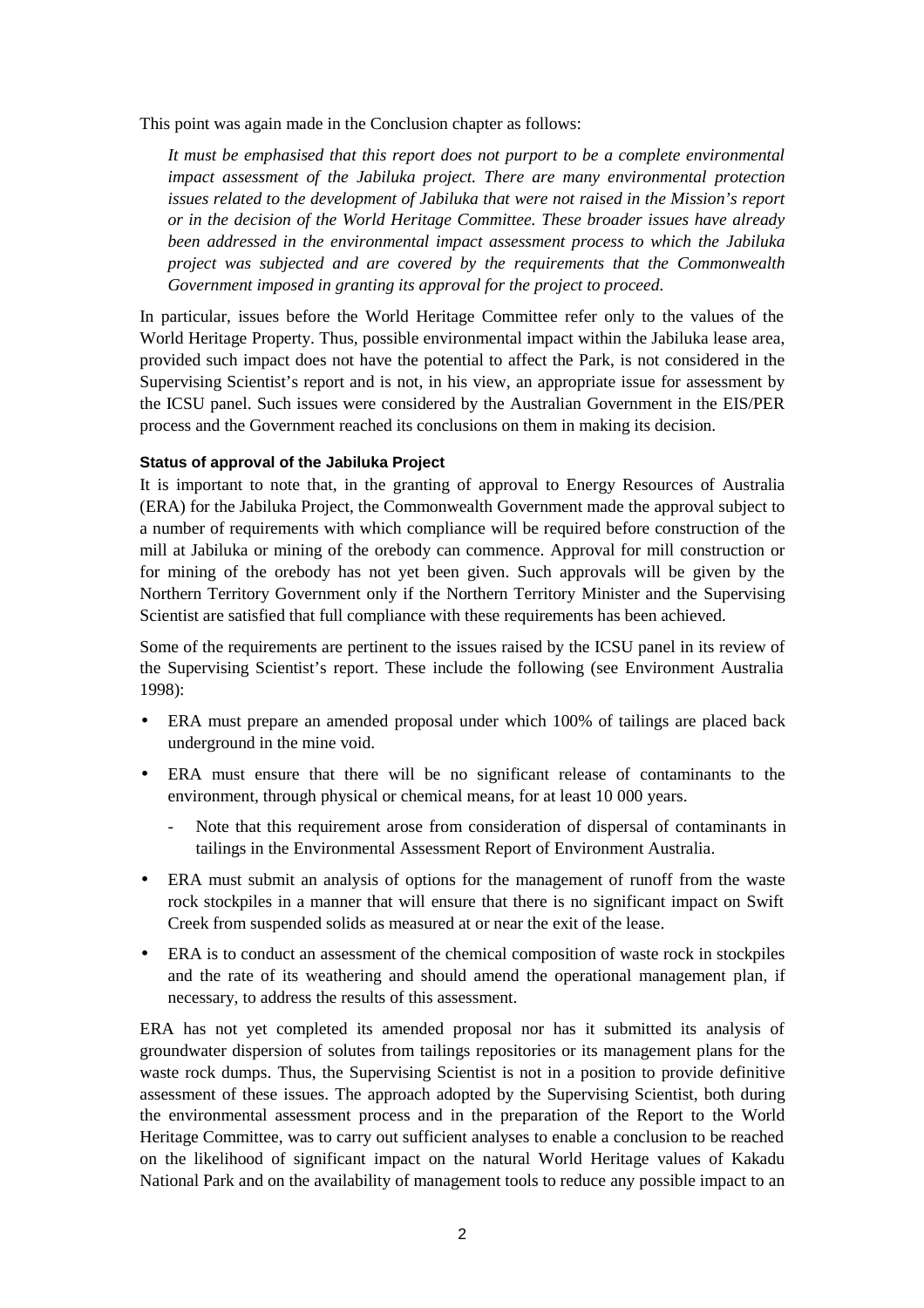This point was again made in the Conclusion chapter as follows:

> *It must be emphasised that this report does not purport to be a complete environmental impact assessment of the Jabiluka project. There are many environmental protection issues related to the development of Jabiluka that were not raised in the Mission's report or in the decision of the World Heritage Committee. These broader issues have already been addressed in the environmental impact assessment process to which the Jabiluka project was subjected and are covered by the requirements that the Commonwealth Government imposed in granting its approval for the project to proceed.*

In particular, issues before the World Heritage Committee refer only to the values of the World Heritage Property. Thus, possible environmental impact within the Jabiluka lease area, provided such impact does not have the potential to affect the Park, is not considered in the Supervising Scientist's report and is not, in his view, an appropriate issue for assessment by the ICSU panel. Such issues were considered by the Australian Government in the EIS/PER process and the Government reached its conclusions on them in making its decision.

#### Status of approval of the Jabiluka Project

It is important to note that, in the granting of approval to Energy Resources of Australia (ERA) for the Jabiluka Project, the Commonwealth Government made the approval subject to a number of requirements with which compliance will be required before construction of the mill at Jabiluka or mining of the orebody can commence. Approval for mill construction or for mining of the orebody has not yet been given. Such approvals will be given by the Northern Territory Government only if the Northern Territory Minister and the Supervising Scientist are satisfied that full compliance with these requirements has been achieved.

Some of the requirements are pertinent to the issues raised by the ICSU panel in its review of the Supervising Scientist's report. These include the following (see Environment Australia 1998):

- ERA must prepare an amended proposal under which 100% of tailings are placed back underground in the mine void.
- ERA must ensure that there will be no significant release of contaminants to the environment, through physical or chemical means, for at least 10 000 years.
  - Note that this requirement arose from consideration of dispersal of contaminants in tailings in the Environmental Assessment Report of Environment Australia.
- ERA must submit an analysis of options for the management of runoff from the waste rock stockpiles in a manner that will ensure that there is no significant impact on Swift Creek from suspended solids as measured at or near the exit of the lease.
- ERA is to conduct an assessment of the chemical composition of waste rock in stockpiles and the rate of its weathering and should amend the operational management plan, if necessary, to address the results of this assessment.

ERA has not yet completed its amended proposal nor has it submitted its analysis of groundwater dispersion of solutes from tailings repositories or its management plans for the waste rock dumps. Thus, the Supervising Scientist is not in a position to provide definitive assessment of these issues. The approach adopted by the Supervising Scientist, both during the environmental assessment process and in the preparation of the Report to the World Heritage Committee, was to carry out sufficient analyses to enable a conclusion to be reached on the likelihood of significant impact on the natural World Heritage values of Kakadu National Park and on the availability of management tools to reduce any possible impact to an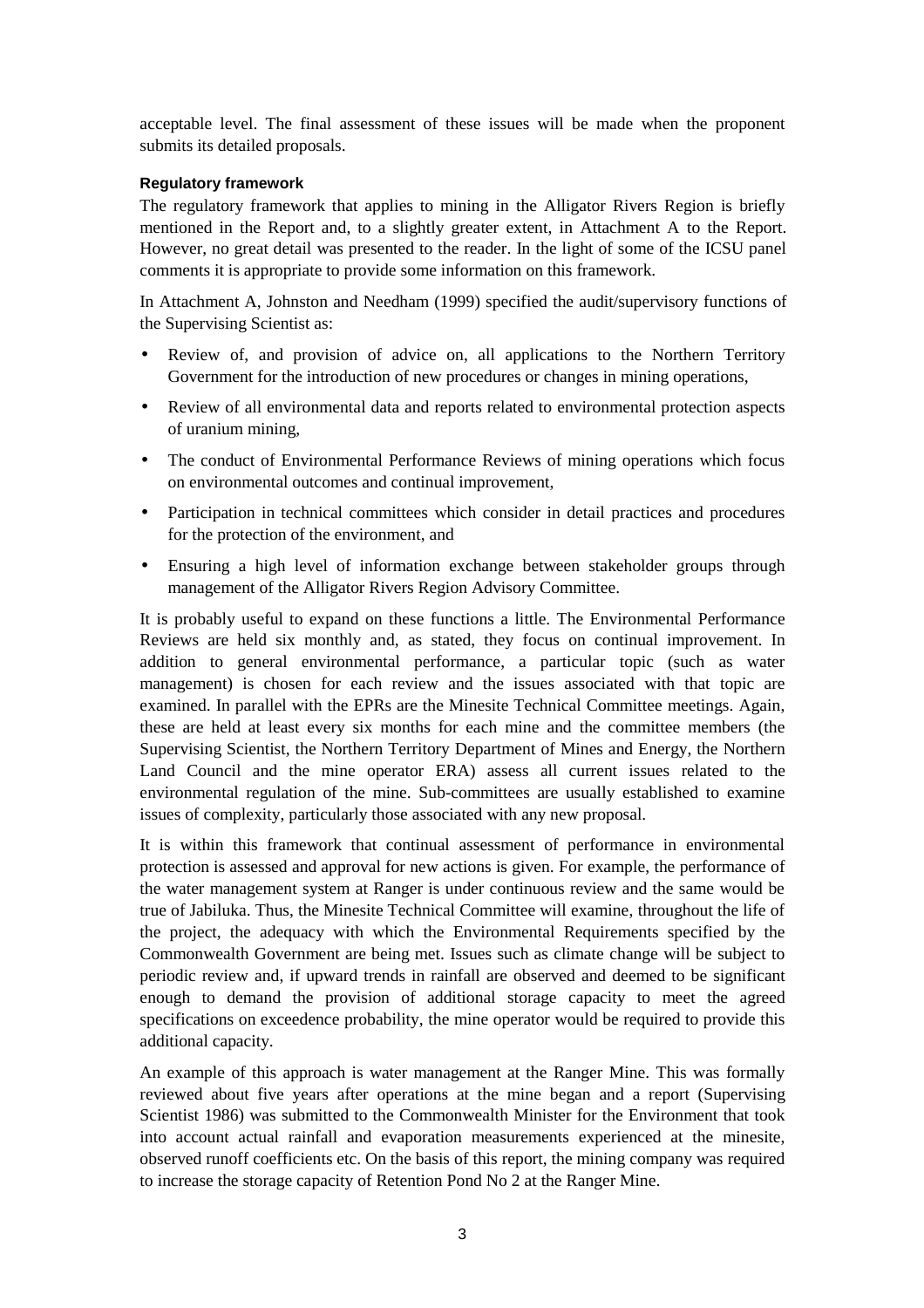acceptable level. The final assessment of these issues will be made when the proponent submits its detailed proposals.

**Regulatory framework**

The regulatory framework that applies to mining in the Alligator Rivers Region is briefly mentioned in the Report and, to a slightly greater extent, in Attachment A to the Report. However, no great detail was presented to the reader. In the light of some of the ICSU panel comments it is appropriate to provide some information on this framework.

In Attachment A, Johnston and Needham (1999) specified the audit/supervisory functions of the Supervising Scientist as:

- Review of, and provision of advice on, all applications to the Northern Territory Government for the introduction of new procedures or changes in mining operations,
- Review of all environmental data and reports related to environmental protection aspects of uranium mining,
- The conduct of Environmental Performance Reviews of mining operations which focus on environmental outcomes and continual improvement,
- Participation in technical committees which consider in detail practices and procedures for the protection of the environment, and
- Ensuring a high level of information exchange between stakeholder groups through management of the Alligator Rivers Region Advisory Committee.

It is probably useful to expand on these functions a little. The Environmental Performance Reviews are held six monthly and, as stated, they focus on continual improvement. In addition to general environmental performance, a particular topic (such as water management) is chosen for each review and the issues associated with that topic are examined. In parallel with the EPRs are the Minesite Technical Committee meetings. Again, these are held at least every six months for each mine and the committee members (the Supervising Scientist, the Northern Territory Department of Mines and Energy, the Northern Land Council and the mine operator ERA) assess all current issues related to the environmental regulation of the mine. Sub-committees are usually established to examine issues of complexity, particularly those associated with any new proposal.

It is within this framework that continual assessment of performance in environmental protection is assessed and approval for new actions is given. For example, the performance of the water management system at Ranger is under continuous review and the same would be true of Jabiluka. Thus, the Minesite Technical Committee will examine, throughout the life of the project, the adequacy with which the Environmental Requirements specified by the Commonwealth Government are being met. Issues such as climate change will be subject to periodic review and, if upward trends in rainfall are observed and deemed to be significant enough to demand the provision of additional storage capacity to meet the agreed specifications on exceedence probability, the mine operator would be required to provide this additional capacity.

An example of this approach is water management at the Ranger Mine. This was formally reviewed about five years after operations at the mine began and a report (Supervising Scientist 1986) was submitted to the Commonwealth Minister for the Environment that took into account actual rainfall and evaporation measurements experienced at the minesite, observed runoff coefficients etc. On the basis of this report, the mining company was required to increase the storage capacity of Retention Pond No 2 at the Ranger Mine.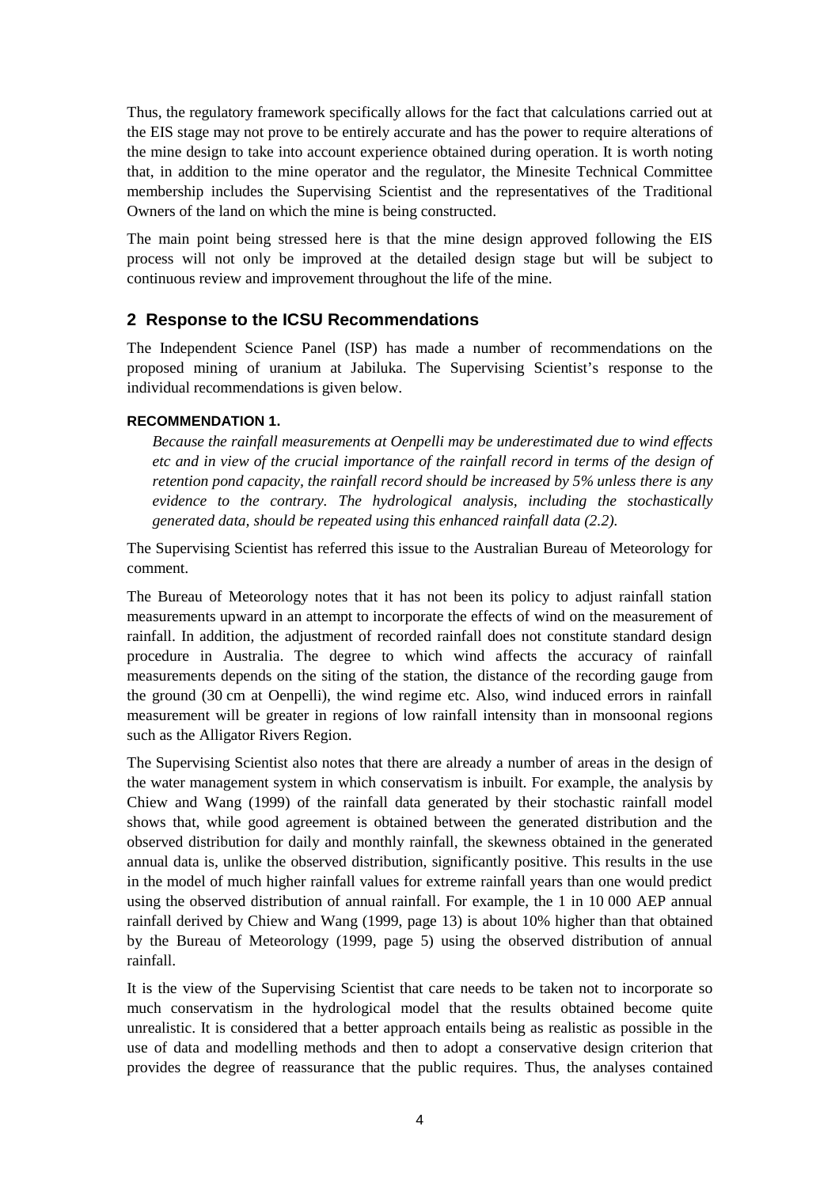Thus, the regulatory framework specifically allows for the fact that calculations carried out at the EIS stage may not prove to be entirely accurate and has the power to require alterations of the mine design to take into account experience obtained during operation. It is worth noting that, in addition to the mine operator and the regulator, the Minesite Technical Committee membership includes the Supervising Scientist and the representatives of the Traditional Owners of the land on which the mine is being constructed.

The main point being stressed here is that the mine design approved following the EIS process will not only be improved at the detailed design stage but will be subject to continuous review and improvement throughout the life of the mine.

## 2 Response to the ICSU Recommendations

The Independent Science Panel (ISP) has made a number of recommendations on the proposed mining of uranium at Jabiluka. The Supervising Scientist's response to the individual recommendations is given below.

#### RECOMMENDATION 1.

> *Because the rainfall measurements at Oenpelli may be underestimated due to wind effects etc and in view of the crucial importance of the rainfall record in terms of the design of retention pond capacity, the rainfall record should be increased by 5% unless there is any evidence to the contrary. The hydrological analysis, including the stochastically generated data, should be repeated using this enhanced rainfall data (2.2).*

The Supervising Scientist has referred this issue to the Australian Bureau of Meteorology for comment.

The Bureau of Meteorology notes that it has not been its policy to adjust rainfall station measurements upward in an attempt to incorporate the effects of wind on the measurement of rainfall. In addition, the adjustment of recorded rainfall does not constitute standard design procedure in Australia. The degree to which wind affects the accuracy of rainfall measurements depends on the siting of the station, the distance of the recording gauge from the ground (30 cm at Oenpelli), the wind regime etc. Also, wind induced errors in rainfall measurement will be greater in regions of low rainfall intensity than in monsoonal regions such as the Alligator Rivers Region.

The Supervising Scientist also notes that there are already a number of areas in the design of the water management system in which conservatism is inbuilt. For example, the analysis by Chiew and Wang (1999) of the rainfall data generated by their stochastic rainfall model shows that, while good agreement is obtained between the generated distribution and the observed distribution for daily and monthly rainfall, the skewness obtained in the generated annual data is, unlike the observed distribution, significantly positive. This results in the use in the model of much higher rainfall values for extreme rainfall years than one would predict using the observed distribution of annual rainfall. For example, the 1 in 10 000 AEP annual rainfall derived by Chiew and Wang (1999, page 13) is about 10% higher than that obtained by the Bureau of Meteorology (1999, page 5) using the observed distribution of annual rainfall.

It is the view of the Supervising Scientist that care needs to be taken not to incorporate so much conservatism in the hydrological model that the results obtained become quite unrealistic. It is considered that a better approach entails being as realistic as possible in the use of data and modelling methods and then to adopt a conservative design criterion that provides the degree of reassurance that the public requires. Thus, the analyses contained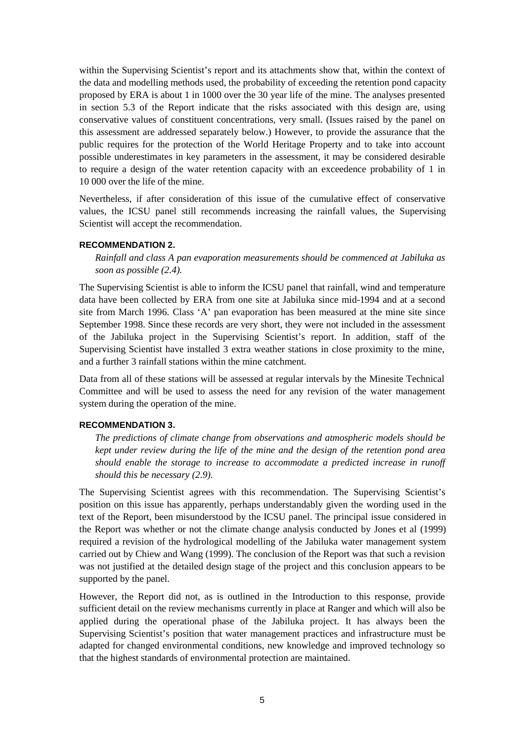within the Supervising Scientist's report and its attachments show that, within the context of the data and modelling methods used, the probability of exceeding the retention pond capacity proposed by ERA is about 1 in 1000 over the 30 year life of the mine. The analyses presented in section 5.3 of the Report indicate that the risks associated with this design are, using conservative values of constituent concentrations, very small. (Issues raised by the panel on this assessment are addressed separately below.) However, to provide the assurance that the public requires for the protection of the World Heritage Property and to take into account possible underestimates in key parameters in the assessment, it may be considered desirable to require a design of the water retention capacity with an exceedence probability of 1 in 10 000 over the life of the mine.

Nevertheless, if after consideration of this issue of the cumulative effect of conservative values, the ICSU panel still recommends increasing the rainfall values, the Supervising Scientist will accept the recommendation.

#### RECOMMENDATION 2.

*Rainfall and class A pan evaporation measurements should be commenced at Jabiluka as soon as possible (2.4).*

The Supervising Scientist is able to inform the ICSU panel that rainfall, wind and temperature data have been collected by ERA from one site at Jabiluka since mid-1994 and at a second site from March 1996. Class 'A' pan evaporation has been measured at the mine site since September 1998. Since these records are very short, they were not included in the assessment of the Jabiluka project in the Supervising Scientist's report. In addition, staff of the Supervising Scientist have installed 3 extra weather stations in close proximity to the mine, and a further 3 rainfall stations within the mine catchment.

Data from all of these stations will be assessed at regular intervals by the Minesite Technical Committee and will be used to assess the need for any revision of the water management system during the operation of the mine.

#### RECOMMENDATION 3.

*The predictions of climate change from observations and atmospheric models should be kept under review during the life of the mine and the design of the retention pond area should enable the storage to increase to accommodate a predicted increase in runoff should this be necessary (2.9).*

The Supervising Scientist agrees with this recommendation. The Supervising Scientist's position on this issue has apparently, perhaps understandably given the wording used in the text of the Report, been misunderstood by the ICSU panel. The principal issue considered in the Report was whether or not the climate change analysis conducted by Jones et al (1999) required a revision of the hydrological modelling of the Jabiluka water management system carried out by Chiew and Wang (1999). The conclusion of the Report was that such a revision was not justified at the detailed design stage of the project and this conclusion appears to be supported by the panel.

However, the Report did not, as is outlined in the Introduction to this response, provide sufficient detail on the review mechanisms currently in place at Ranger and which will also be applied during the operational phase of the Jabiluka project. It has always been the Supervising Scientist's position that water management practices and infrastructure must be adapted for changed environmental conditions, new knowledge and improved technology so that the highest standards of environmental protection are maintained.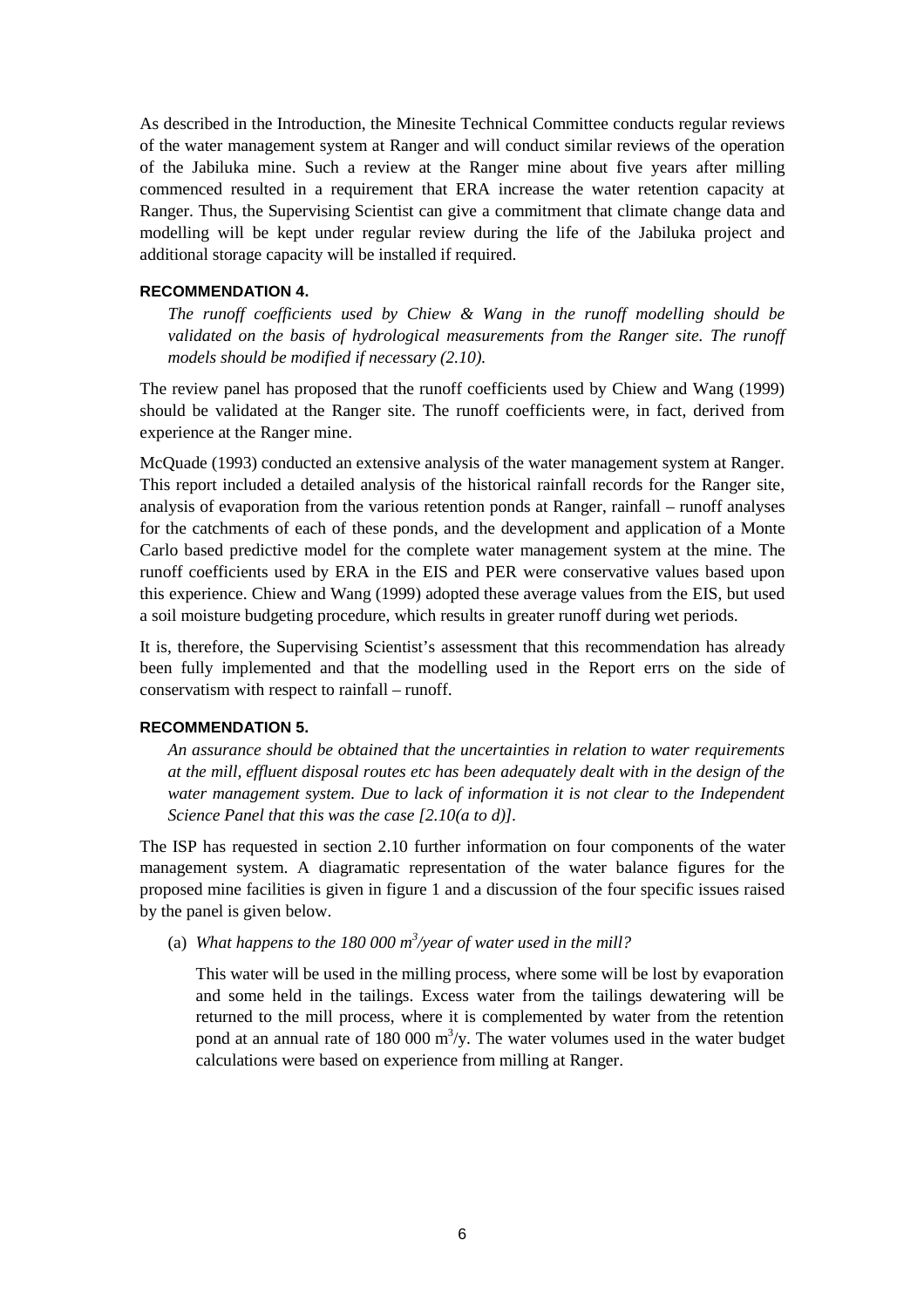As described in the Introduction, the Minesite Technical Committee conducts regular reviews of the water management system at Ranger and will conduct similar reviews of the operation of the Jabiluka mine. Such a review at the Ranger mine about five years after milling commenced resulted in a requirement that ERA increase the water retention capacity at Ranger. Thus, the Supervising Scientist can give a commitment that climate change data and modelling will be kept under regular review during the life of the Jabiluka project and additional storage capacity will be installed if required.

#### RECOMMENDATION 4.

*The runoff coefficients used by Chiew & Wang in the runoff modelling should be validated on the basis of hydrological measurements from the Ranger site. The runoff models should be modified if necessary (2.10).*

The review panel has proposed that the runoff coefficients used by Chiew and Wang (1999) should be validated at the Ranger site. The runoff coefficients were, in fact, derived from experience at the Ranger mine.

McQuade (1993) conducted an extensive analysis of the water management system at Ranger. This report included a detailed analysis of the historical rainfall records for the Ranger site, analysis of evaporation from the various retention ponds at Ranger, rainfall – runoff analyses for the catchments of each of these ponds, and the development and application of a Monte Carlo based predictive model for the complete water management system at the mine. The runoff coefficients used by ERA in the EIS and PER were conservative values based upon this experience. Chiew and Wang (1999) adopted these average values from the EIS, but used a soil moisture budgeting procedure, which results in greater runoff during wet periods.

It is, therefore, the Supervising Scientist's assessment that this recommendation has already been fully implemented and that the modelling used in the Report errs on the side of conservatism with respect to rainfall – runoff.

#### RECOMMENDATION 5.

*An assurance should be obtained that the uncertainties in relation to water requirements at the mill, effluent disposal routes etc has been adequately dealt with in the design of the water management system. Due to lack of information it is not clear to the Independent Science Panel that this was the case [2.10(a to d)].*

The ISP has requested in section 2.10 further information on four components of the water management system. A diagramatic representation of the water balance figures for the proposed mine facilities is given in figure 1 and a discussion of the four specific issues raised by the panel is given below.

(a) *What happens to the 180 000 $m^3$/year of water used in the mill?*

This water will be used in the milling process, where some will be lost by evaporation and some held in the tailings. Excess water from the tailings dewatering will be returned to the mill process, where it is complemented by water from the retention pond at an annual rate of 180 000 $m^3$/y. The water volumes used in the water budget calculations were based on experience from milling at Ranger.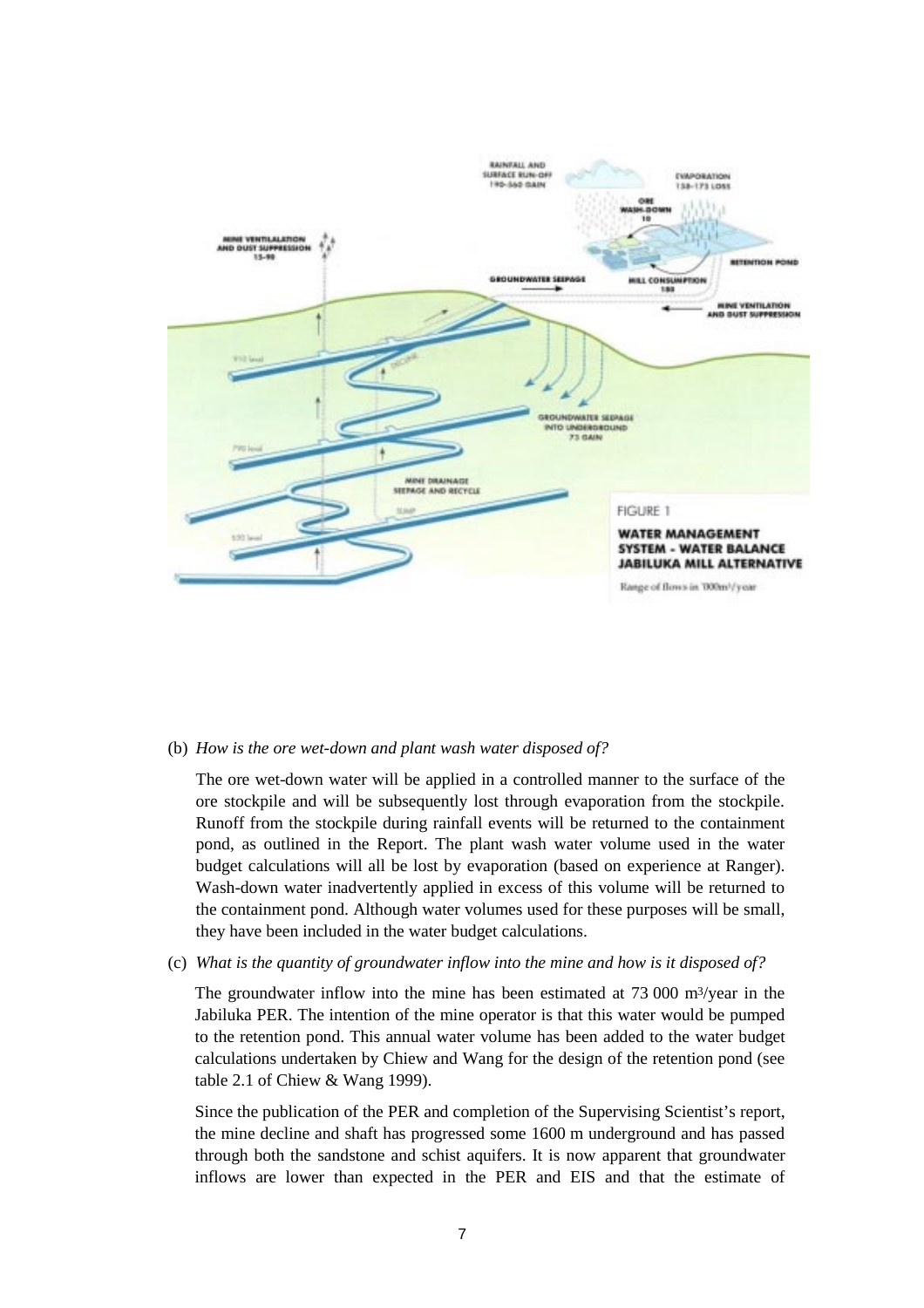FIGURE 1

**WATER MANAGEMENT SYSTEM - WATER BALANCE JABILUKA MILL ALTERNATIVE**

Range of flows in '000m³/year

(b) *How is the ore wet-down and plant wash water disposed of?*

The ore wet-down water will be applied in a controlled manner to the surface of the ore stockpile and will be subsequently lost through evaporation from the stockpile. Runoff from the stockpile during rainfall events will be returned to the containment pond, as outlined in the Report. The plant wash water volume used in the water budget calculations will all be lost by evaporation (based on experience at Ranger). Wash-down water inadvertently applied in excess of this volume will be returned to the containment pond. Although water volumes used for these purposes will be small, they have been included in the water budget calculations.

(c) *What is the quantity of groundwater inflow into the mine and how is it disposed of?*

The groundwater inflow into the mine has been estimated at 73 000 m³/year in the Jabiluka PER. The intention of the mine operator is that this water would be pumped to the retention pond. This annual water volume has been added to the water budget calculations undertaken by Chiew and Wang for the design of the retention pond (see table 2.1 of Chiew & Wang 1999).

Since the publication of the PER and completion of the Supervising Scientist's report, the mine decline and shaft has progressed some 1600 m underground and has passed through both the sandstone and schist aquifers. It is now apparent that groundwater inflows are lower than expected in the PER and EIS and that the estimate of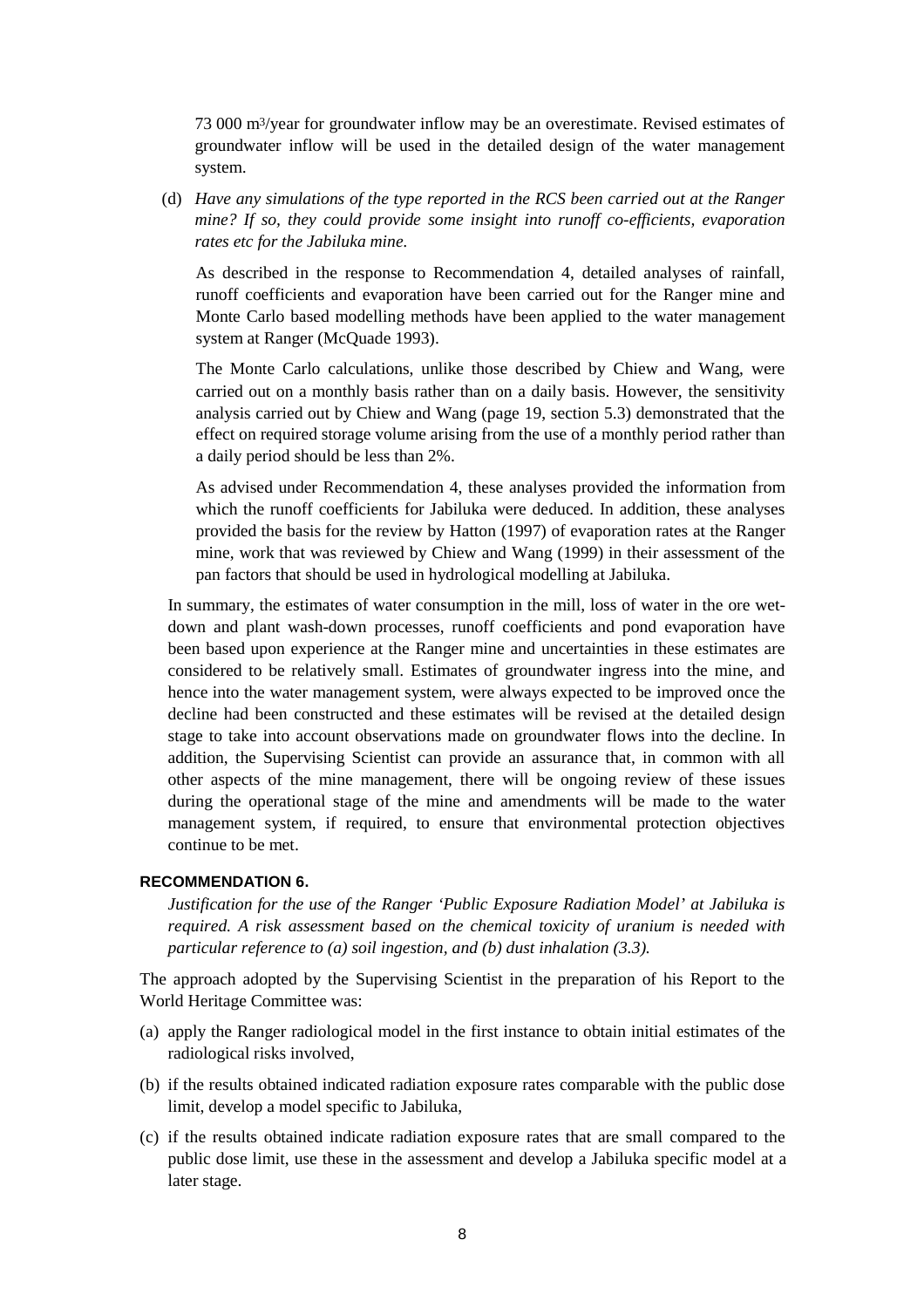73 000 m$^3$/year for groundwater inflow may be an overestimate. Revised estimates of groundwater inflow will be used in the detailed design of the water management system.

(d) *Have any simulations of the type reported in the RCS been carried out at the Ranger mine? If so, they could provide some insight into runoff co-efficients, evaporation rates etc for the Jabiluka mine.*

As described in the response to Recommendation 4, detailed analyses of rainfall, runoff coefficients and evaporation have been carried out for the Ranger mine and Monte Carlo based modelling methods have been applied to the water management system at Ranger (McQuade 1993).

The Monte Carlo calculations, unlike those described by Chiew and Wang, were carried out on a monthly basis rather than on a daily basis. However, the sensitivity analysis carried out by Chiew and Wang (page 19, section 5.3) demonstrated that the effect on required storage volume arising from the use of a monthly period rather than a daily period should be less than 2%.

As advised under Recommendation 4, these analyses provided the information from which the runoff coefficients for Jabiluka were deduced. In addition, these analyses provided the basis for the review by Hatton (1997) of evaporation rates at the Ranger mine, work that was reviewed by Chiew and Wang (1999) in their assessment of the pan factors that should be used in hydrological modelling at Jabiluka.

In summary, the estimates of water consumption in the mill, loss of water in the ore wet-down and plant wash-down processes, runoff coefficients and pond evaporation have been based upon experience at the Ranger mine and uncertainties in these estimates are considered to be relatively small. Estimates of groundwater ingress into the mine, and hence into the water management system, were always expected to be improved once the decline had been constructed and these estimates will be revised at the detailed design stage to take into account observations made on groundwater flows into the decline. In addition, the Supervising Scientist can provide an assurance that, in common with all other aspects of the mine management, there will be ongoing review of these issues during the operational stage of the mine and amendments will be made to the water management system, if required, to ensure that environmental protection objectives continue to be met.

#### RECOMMENDATION 6.

*Justification for the use of the Ranger 'Public Exposure Radiation Model' at Jabiluka is required. A risk assessment based on the chemical toxicity of uranium is needed with particular reference to (a) soil ingestion, and (b) dust inhalation (3.3).*

The approach adopted by the Supervising Scientist in the preparation of his Report to the World Heritage Committee was:

(a) apply the Ranger radiological model in the first instance to obtain initial estimates of the radiological risks involved,

(b) if the results obtained indicated radiation exposure rates comparable with the public dose limit, develop a model specific to Jabiluka,

(c) if the results obtained indicate radiation exposure rates that are small compared to the public dose limit, use these in the assessment and develop a Jabiluka specific model at a later stage.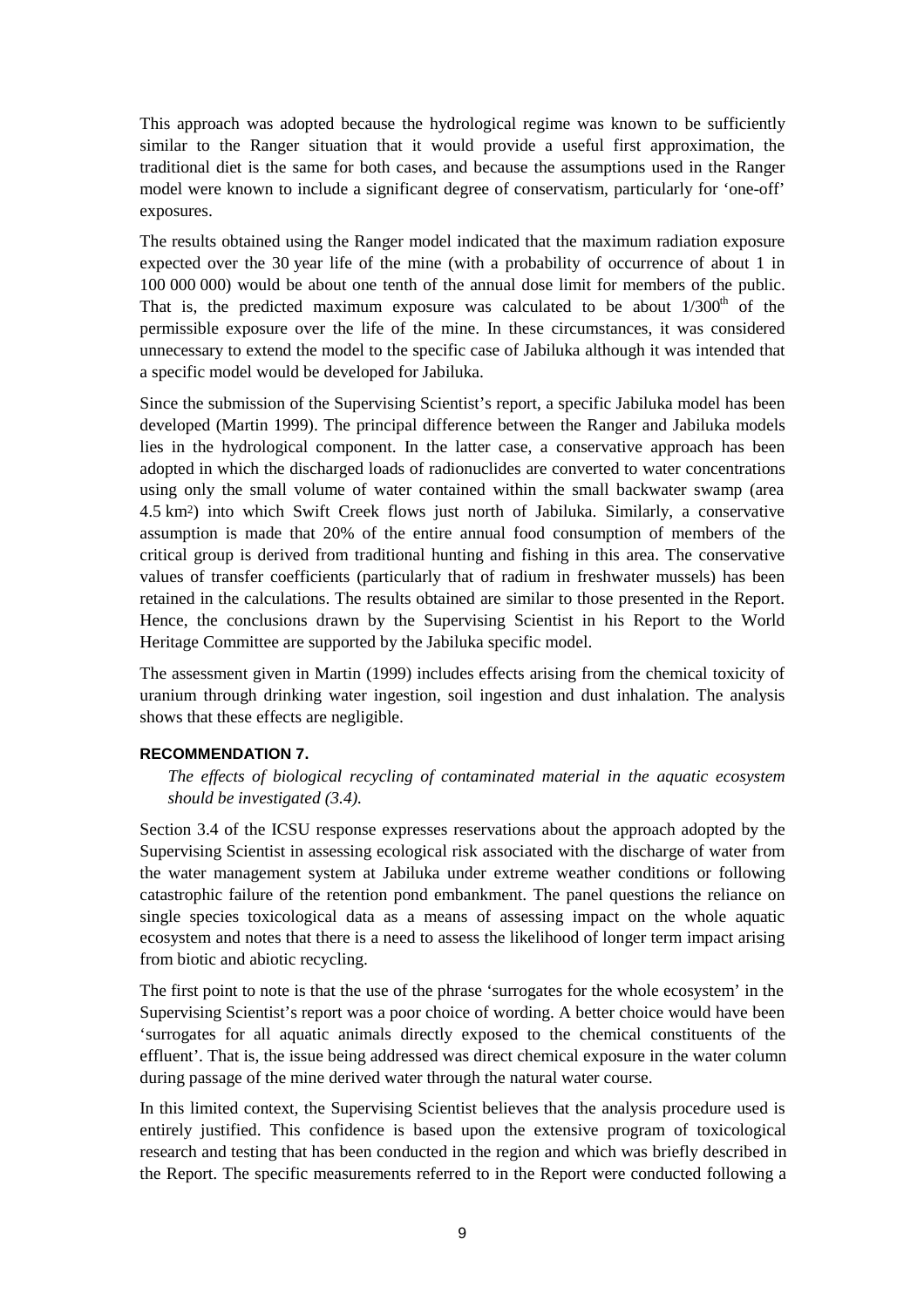This approach was adopted because the hydrological regime was known to be sufficiently similar to the Ranger situation that it would provide a useful first approximation, the traditional diet is the same for both cases, and because the assumptions used in the Ranger model were known to include a significant degree of conservatism, particularly for 'one-off' exposures.

The results obtained using the Ranger model indicated that the maximum radiation exposure expected over the 30 year life of the mine (with a probability of occurrence of about 1 in 100 000 000) would be about one tenth of the annual dose limit for members of the public. That is, the predicted maximum exposure was calculated to be about $1/300^{th}$ of the permissible exposure over the life of the mine. In these circumstances, it was considered unnecessary to extend the model to the specific case of Jabiluka although it was intended that a specific model would be developed for Jabiluka.

Since the submission of the Supervising Scientist's report, a specific Jabiluka model has been developed (Martin 1999). The principal difference between the Ranger and Jabiluka models lies in the hydrological component. In the latter case, a conservative approach has been adopted in which the discharged loads of radionuclides are converted to water concentrations using only the small volume of water contained within the small backwater swamp (area 4.5 $km^2$) into which Swift Creek flows just north of Jabiluka. Similarly, a conservative assumption is made that 20% of the entire annual food consumption of members of the critical group is derived from traditional hunting and fishing in this area. The conservative values of transfer coefficients (particularly that of radium in freshwater mussels) has been retained in the calculations. The results obtained are similar to those presented in the Report. Hence, the conclusions drawn by the Supervising Scientist in his Report to the World Heritage Committee are supported by the Jabiluka specific model.

The assessment given in Martin (1999) includes effects arising from the chemical toxicity of uranium through drinking water ingestion, soil ingestion and dust inhalation. The analysis shows that these effects are negligible.

#### RECOMMENDATION 7.

*The effects of biological recycling of contaminated material in the aquatic ecosystem should be investigated (3.4).*

Section 3.4 of the ICSU response expresses reservations about the approach adopted by the Supervising Scientist in assessing ecological risk associated with the discharge of water from the water management system at Jabiluka under extreme weather conditions or following catastrophic failure of the retention pond embankment. The panel questions the reliance on single species toxicological data as a means of assessing impact on the whole aquatic ecosystem and notes that there is a need to assess the likelihood of longer term impact arising from biotic and abiotic recycling.

The first point to note is that the use of the phrase 'surrogates for the whole ecosystem' in the Supervising Scientist's report was a poor choice of wording. A better choice would have been 'surrogates for all aquatic animals directly exposed to the chemical constituents of the effluent'. That is, the issue being addressed was direct chemical exposure in the water column during passage of the mine derived water through the natural water course.

In this limited context, the Supervising Scientist believes that the analysis procedure used is entirely justified. This confidence is based upon the extensive program of toxicological research and testing that has been conducted in the region and which was briefly described in the Report. The specific measurements referred to in the Report were conducted following a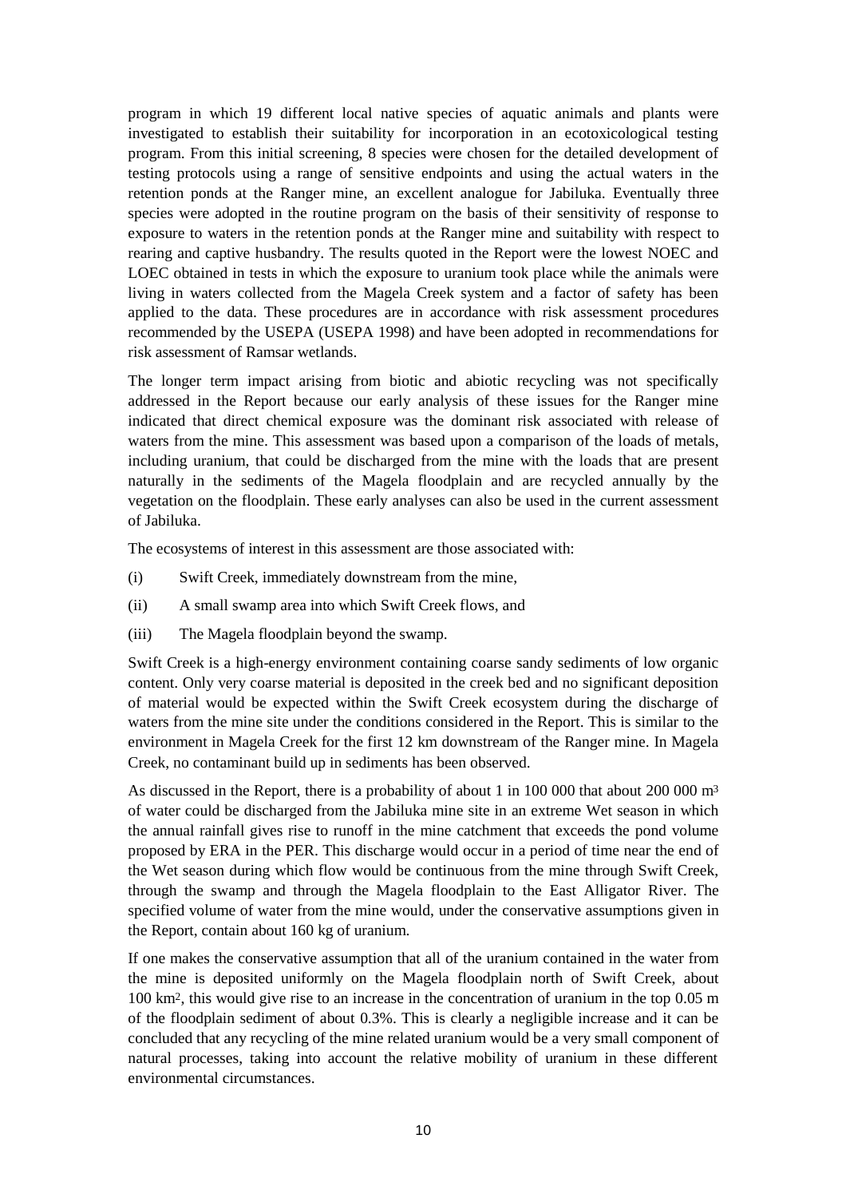program in which 19 different local native species of aquatic animals and plants were investigated to establish their suitability for incorporation in an ecotoxicological testing program. From this initial screening, 8 species were chosen for the detailed development of testing protocols using a range of sensitive endpoints and using the actual waters in the retention ponds at the Ranger mine, an excellent analogue for Jabiluka. Eventually three species were adopted in the routine program on the basis of their sensitivity of response to exposure to waters in the retention ponds at the Ranger mine and suitability with respect to rearing and captive husbandry. The results quoted in the Report were the lowest NOEC and LOEC obtained in tests in which the exposure to uranium took place while the animals were living in waters collected from the Magela Creek system and a factor of safety has been applied to the data. These procedures are in accordance with risk assessment procedures recommended by the USEPA (USEPA 1998) and have been adopted in recommendations for risk assessment of Ramsar wetlands.

The longer term impact arising from biotic and abiotic recycling was not specifically addressed in the Report because our early analysis of these issues for the Ranger mine indicated that direct chemical exposure was the dominant risk associated with release of waters from the mine. This assessment was based upon a comparison of the loads of metals, including uranium, that could be discharged from the mine with the loads that are present naturally in the sediments of the Magela floodplain and are recycled annually by the vegetation on the floodplain. These early analyses can also be used in the current assessment of Jabiluka.

The ecosystems of interest in this assessment are those associated with:

(i) Swift Creek, immediately downstream from the mine,

(ii) A small swamp area into which Swift Creek flows, and

(iii) The Magela floodplain beyond the swamp.

Swift Creek is a high-energy environment containing coarse sandy sediments of low organic content. Only very coarse material is deposited in the creek bed and no significant deposition of material would be expected within the Swift Creek ecosystem during the discharge of waters from the mine site under the conditions considered in the Report. This is similar to the environment in Magela Creek for the first 12 km downstream of the Ranger mine. In Magela Creek, no contaminant build up in sediments has been observed.

As discussed in the Report, there is a probability of about 1 in 100 000 that about 200 000 $m^3$ of water could be discharged from the Jabiluka mine site in an extreme Wet season in which the annual rainfall gives rise to runoff in the mine catchment that exceeds the pond volume proposed by ERA in the PER. This discharge would occur in a period of time near the end of the Wet season during which flow would be continuous from the mine through Swift Creek, through the swamp and through the Magela floodplain to the East Alligator River. The specified volume of water from the mine would, under the conservative assumptions given in the Report, contain about 160 kg of uranium.

If one makes the conservative assumption that all of the uranium contained in the water from the mine is deposited uniformly on the Magela floodplain north of Swift Creek, about 100 $km^2$, this would give rise to an increase in the concentration of uranium in the top 0.05 m of the floodplain sediment of about 0.3%. This is clearly a negligible increase and it can be concluded that any recycling of the mine related uranium would be a very small component of natural processes, taking into account the relative mobility of uranium in these different environmental circumstances.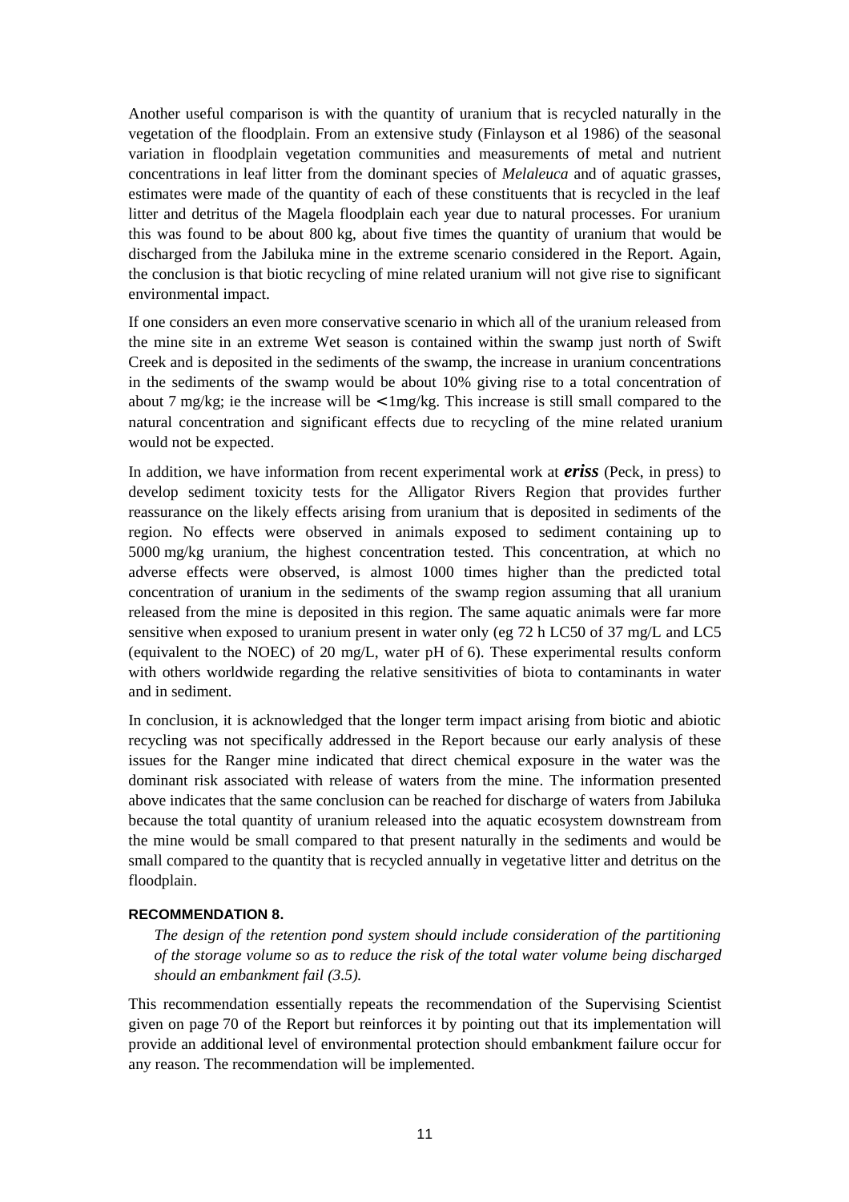Another useful comparison is with the quantity of uranium that is recycled naturally in the vegetation of the floodplain. From an extensive study (Finlayson et al 1986) of the seasonal variation in floodplain vegetation communities and measurements of metal and nutrient concentrations in leaf litter from the dominant species of *Melaleuca* and of aquatic grasses, estimates were made of the quantity of each of these constituents that is recycled in the leaf litter and detritus of the Magela floodplain each year due to natural processes. For uranium this was found to be about 800 kg, about five times the quantity of uranium that would be discharged from the Jabiluka mine in the extreme scenario considered in the Report. Again, the conclusion is that biotic recycling of mine related uranium will not give rise to significant environmental impact.

If one considers an even more conservative scenario in which all of the uranium released from the mine site in an extreme Wet season is contained within the swamp just north of Swift Creek and is deposited in the sediments of the swamp, the increase in uranium concentrations in the sediments of the swamp would be about 10% giving rise to a total concentration of about 7 mg/kg; ie the increase will be < 1mg/kg. This increase is still small compared to the natural concentration and significant effects due to recycling of the mine related uranium would not be expected.

In addition, we have information from recent experimental work at ***eriss*** (Peck, in press) to develop sediment toxicity tests for the Alligator Rivers Region that provides further reassurance on the likely effects arising from uranium that is deposited in sediments of the region. No effects were observed in animals exposed to sediment containing up to 5000 mg/kg uranium, the highest concentration tested. This concentration, at which no adverse effects were observed, is almost 1000 times higher than the predicted total concentration of uranium in the sediments of the swamp region assuming that all uranium released from the mine is deposited in this region. The same aquatic animals were far more sensitive when exposed to uranium present in water only (eg 72 h LC50 of 37 mg/L and LC5 (equivalent to the NOEC) of 20 mg/L, water pH of 6). These experimental results conform with others worldwide regarding the relative sensitivities of biota to contaminants in water and in sediment.

In conclusion, it is acknowledged that the longer term impact arising from biotic and abiotic recycling was not specifically addressed in the Report because our early analysis of these issues for the Ranger mine indicated that direct chemical exposure in the water was the dominant risk associated with release of waters from the mine. The information presented above indicates that the same conclusion can be reached for discharge of waters from Jabiluka because the total quantity of uranium released into the aquatic ecosystem downstream from the mine would be small compared to that present naturally in the sediments and would be small compared to the quantity that is recycled annually in vegetative litter and detritus on the floodplain.

#### RECOMMENDATION 8.

*The design of the retention pond system should include consideration of the partitioning of the storage volume so as to reduce the risk of the total water volume being discharged should an embankment fail (3.5).*

This recommendation essentially repeats the recommendation of the Supervising Scientist given on page 70 of the Report but reinforces it by pointing out that its implementation will provide an additional level of environmental protection should embankment failure occur for any reason. The recommendation will be implemented.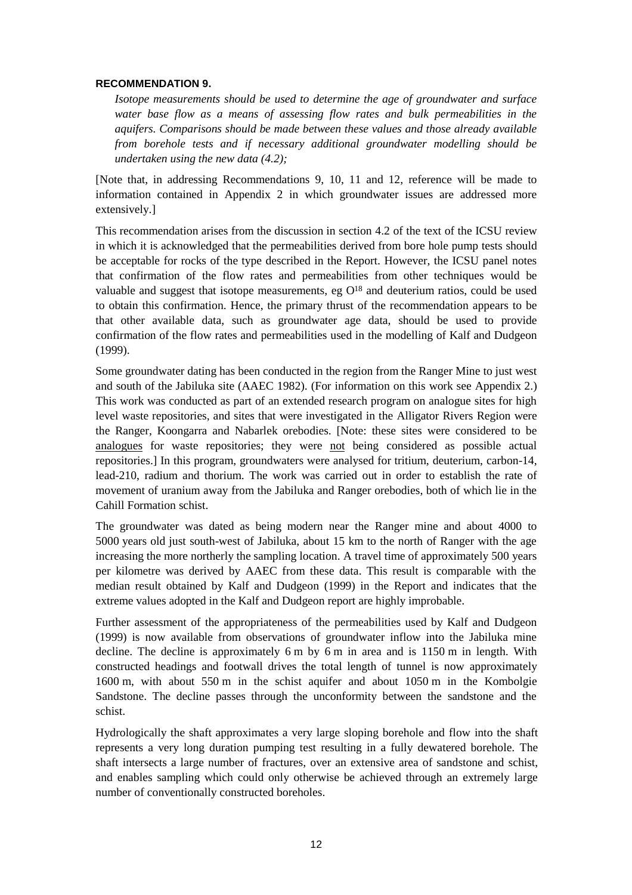**RECOMMENDATION 9.**

*Isotope measurements should be used to determine the age of groundwater and surface water base flow as a means of assessing flow rates and bulk permeabilities in the aquifers. Comparisons should be made between these values and those already available from borehole tests and if necessary additional groundwater modelling should be undertaken using the new data (4.2);*

[Note that, in addressing Recommendations 9, 10, 11 and 12, reference will be made to information contained in Appendix 2 in which groundwater issues are addressed more extensively.]

This recommendation arises from the discussion in section 4.2 of the text of the ICSU review in which it is acknowledged that the permeabilities derived from bore hole pump tests should be acceptable for rocks of the type described in the Report. However, the ICSU panel notes that confirmation of the flow rates and permeabilities from other techniques would be valuable and suggest that isotope measurements, eg $O^{18}$ and deuterium ratios, could be used to obtain this confirmation. Hence, the primary thrust of the recommendation appears to be that other available data, such as groundwater age data, should be used to provide confirmation of the flow rates and permeabilities used in the modelling of Kalf and Dudgeon (1999).

Some groundwater dating has been conducted in the region from the Ranger Mine to just west and south of the Jabiluka site (AAEC 1982). (For information on this work see Appendix 2.) This work was conducted as part of an extended research program on analogue sites for high level waste repositories, and sites that were investigated in the Alligator Rivers Region were the Ranger, Koongarra and Nabarlek orebodies. [Note: these sites were considered to be <u>analogues</u> for waste repositories; they were <u>not</u> being considered as possible actual repositories.] In this program, groundwaters were analysed for tritium, deuterium, carbon-14, lead-210, radium and thorium. The work was carried out in order to establish the rate of movement of uranium away from the Jabiluka and Ranger orebodies, both of which lie in the Cahill Formation schist.

The groundwater was dated as being modern near the Ranger mine and about 4000 to 5000 years old just south-west of Jabiluka, about 15 km to the north of Ranger with the age increasing the more northerly the sampling location. A travel time of approximately 500 years per kilometre was derived by AAEC from these data. This result is comparable with the median result obtained by Kalf and Dudgeon (1999) in the Report and indicates that the extreme values adopted in the Kalf and Dudgeon report are highly improbable.

Further assessment of the appropriateness of the permeabilities used by Kalf and Dudgeon (1999) is now available from observations of groundwater inflow into the Jabiluka mine decline. The decline is approximately 6 m by 6 m in area and is 1150 m in length. With constructed headings and footwall drives the total length of tunnel is now approximately 1600 m, with about 550 m in the schist aquifer and about 1050 m in the Kombolgie Sandstone. The decline passes through the unconformity between the sandstone and the schist.

Hydrologically the shaft approximates a very large sloping borehole and flow into the shaft represents a very long duration pumping test resulting in a fully dewatered borehole. The shaft intersects a large number of fractures, over an extensive area of sandstone and schist, and enables sampling which could only otherwise be achieved through an extremely large number of conventionally constructed boreholes.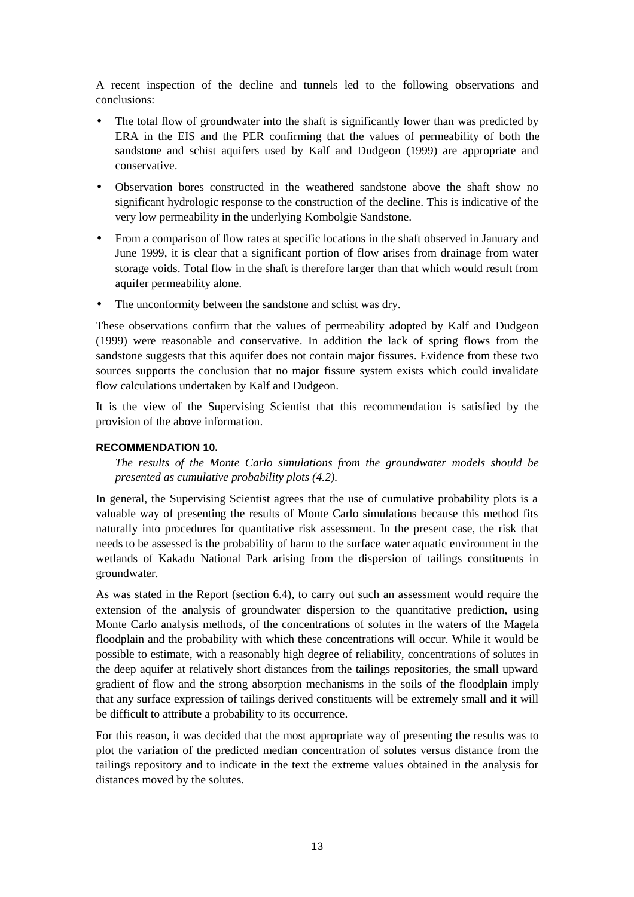A recent inspection of the decline and tunnels led to the following observations and conclusions:

- The total flow of groundwater into the shaft is significantly lower than was predicted by ERA in the EIS and the PER confirming that the values of permeability of both the sandstone and schist aquifers used by Kalf and Dudgeon (1999) are appropriate and conservative.
- Observation bores constructed in the weathered sandstone above the shaft show no significant hydrologic response to the construction of the decline. This is indicative of the very low permeability in the underlying Kombolgie Sandstone.
- From a comparison of flow rates at specific locations in the shaft observed in January and June 1999, it is clear that a significant portion of flow arises from drainage from water storage voids. Total flow in the shaft is therefore larger than that which would result from aquifer permeability alone.
- The unconformity between the sandstone and schist was dry.

These observations confirm that the values of permeability adopted by Kalf and Dudgeon (1999) were reasonable and conservative. In addition the lack of spring flows from the sandstone suggests that this aquifer does not contain major fissures. Evidence from these two sources supports the conclusion that no major fissure system exists which could invalidate flow calculations undertaken by Kalf and Dudgeon.

It is the view of the Supervising Scientist that this recommendation is satisfied by the provision of the above information.

#### RECOMMENDATION 10.

*The results of the Monte Carlo simulations from the groundwater models should be presented as cumulative probability plots (4.2).*

In general, the Supervising Scientist agrees that the use of cumulative probability plots is a valuable way of presenting the results of Monte Carlo simulations because this method fits naturally into procedures for quantitative risk assessment. In the present case, the risk that needs to be assessed is the probability of harm to the surface water aquatic environment in the wetlands of Kakadu National Park arising from the dispersion of tailings constituents in groundwater.

As was stated in the Report (section 6.4), to carry out such an assessment would require the extension of the analysis of groundwater dispersion to the quantitative prediction, using Monte Carlo analysis methods, of the concentrations of solutes in the waters of the Magela floodplain and the probability with which these concentrations will occur. While it would be possible to estimate, with a reasonably high degree of reliability, concentrations of solutes in the deep aquifer at relatively short distances from the tailings repositories, the small upward gradient of flow and the strong absorption mechanisms in the soils of the floodplain imply that any surface expression of tailings derived constituents will be extremely small and it will be difficult to attribute a probability to its occurrence.

For this reason, it was decided that the most appropriate way of presenting the results was to plot the variation of the predicted median concentration of solutes versus distance from the tailings repository and to indicate in the text the extreme values obtained in the analysis for distances moved by the solutes.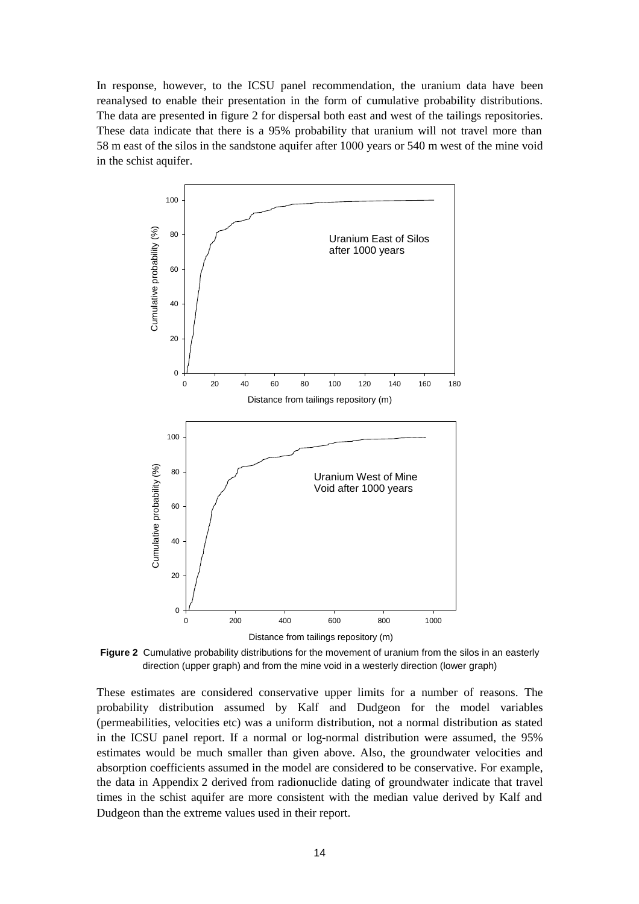In response, however, to the ICSU panel recommendation, the uranium data have been reanalysed to enable their presentation in the form of cumulative probability distributions. The data are presented in figure 2 for dispersal both east and west of the tailings repositories. These data indicate that there is a 95% probability that uranium will not travel more than 58 m east of the silos in the sandstone aquifer after 1000 years or 540 m west of the mine void in the schist aquifer.

**Figure 2** Cumulative probability distributions for the movement of uranium from the silos in an easterly direction (upper graph) and from the mine void in a westerly direction (lower graph)

These estimates are considered conservative upper limits for a number of reasons. The probability distribution assumed by Kalf and Dudgeon for the model variables (permeabilities, velocities etc) was a uniform distribution, not a normal distribution as stated in the ICSU panel report. If a normal or log-normal distribution were assumed, the 95% estimates would be much smaller than given above. Also, the groundwater velocities and absorption coefficients assumed in the model are considered to be conservative. For example, the data in Appendix 2 derived from radionuclide dating of groundwater indicate that travel times in the schist aquifer are more consistent with the median value derived by Kalf and Dudgeon than the extreme values used in their report.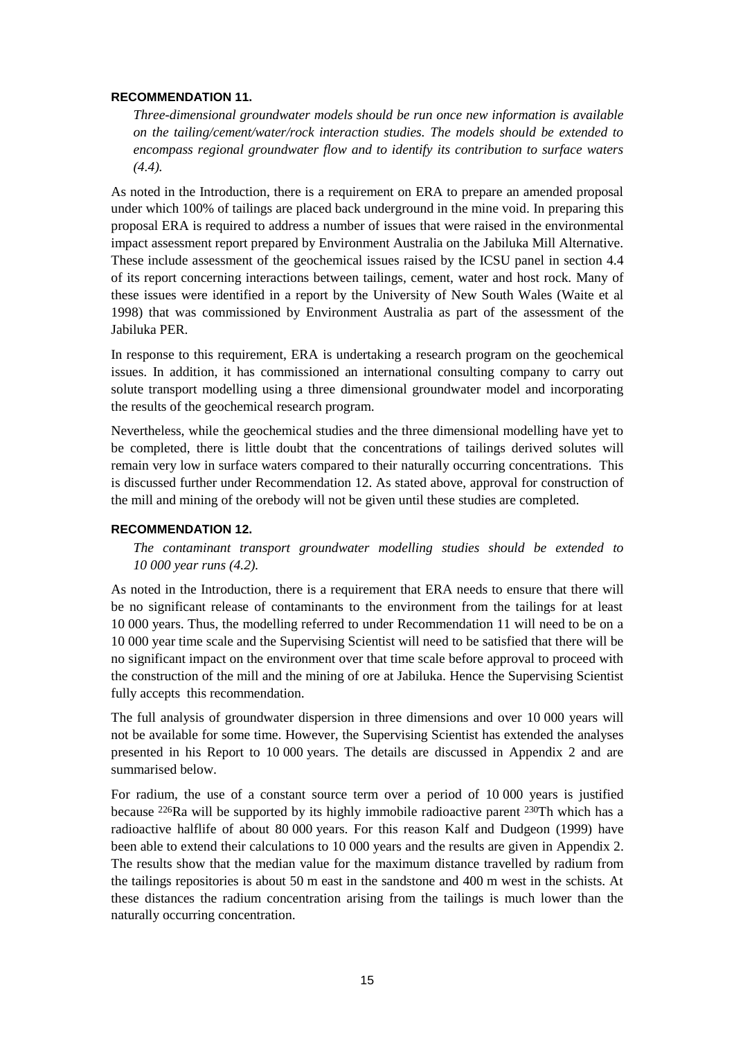#### RECOMMENDATION 11.

*Three-dimensional groundwater models should be run once new information is available on the tailing/cement/water/rock interaction studies. The models should be extended to encompass regional groundwater flow and to identify its contribution to surface waters (4.4).*

As noted in the Introduction, there is a requirement on ERA to prepare an amended proposal under which 100% of tailings are placed back underground in the mine void. In preparing this proposal ERA is required to address a number of issues that were raised in the environmental impact assessment report prepared by Environment Australia on the Jabiluka Mill Alternative. These include assessment of the geochemical issues raised by the ICSU panel in section 4.4 of its report concerning interactions between tailings, cement, water and host rock. Many of these issues were identified in a report by the University of New South Wales (Waite et al 1998) that was commissioned by Environment Australia as part of the assessment of the Jabiluka PER.

In response to this requirement, ERA is undertaking a research program on the geochemical issues. In addition, it has commissioned an international consulting company to carry out solute transport modelling using a three dimensional groundwater model and incorporating the results of the geochemical research program.

Nevertheless, while the geochemical studies and the three dimensional modelling have yet to be completed, there is little doubt that the concentrations of tailings derived solutes will remain very low in surface waters compared to their naturally occurring concentrations. This is discussed further under Recommendation 12. As stated above, approval for construction of the mill and mining of the orebody will not be given until these studies are completed.

#### RECOMMENDATION 12.

*The contaminant transport groundwater modelling studies should be extended to 10 000 year runs (4.2).*

As noted in the Introduction, there is a requirement that ERA needs to ensure that there will be no significant release of contaminants to the environment from the tailings for at least 10 000 years. Thus, the modelling referred to under Recommendation 11 will need to be on a 10 000 year time scale and the Supervising Scientist will need to be satisfied that there will be no significant impact on the environment over that time scale before approval to proceed with the construction of the mill and the mining of ore at Jabiluka. Hence the Supervising Scientist fully accepts this recommendation.

The full analysis of groundwater dispersion in three dimensions and over 10 000 years will not be available for some time. However, the Supervising Scientist has extended the analyses presented in his Report to 10 000 years. The details are discussed in Appendix 2 and are summarised below.

For radium, the use of a constant source term over a period of 10 000 years is justified because $^{226}$Ra will be supported by its highly immobile radioactive parent $^{230}$Th which has a radioactive halflife of about 80 000 years. For this reason Kalf and Dudgeon (1999) have been able to extend their calculations to 10 000 years and the results are given in Appendix 2. The results show that the median value for the maximum distance travelled by radium from the tailings repositories is about 50 m east in the sandstone and 400 m west in the schists. At these distances the radium concentration arising from the tailings is much lower than the naturally occurring concentration.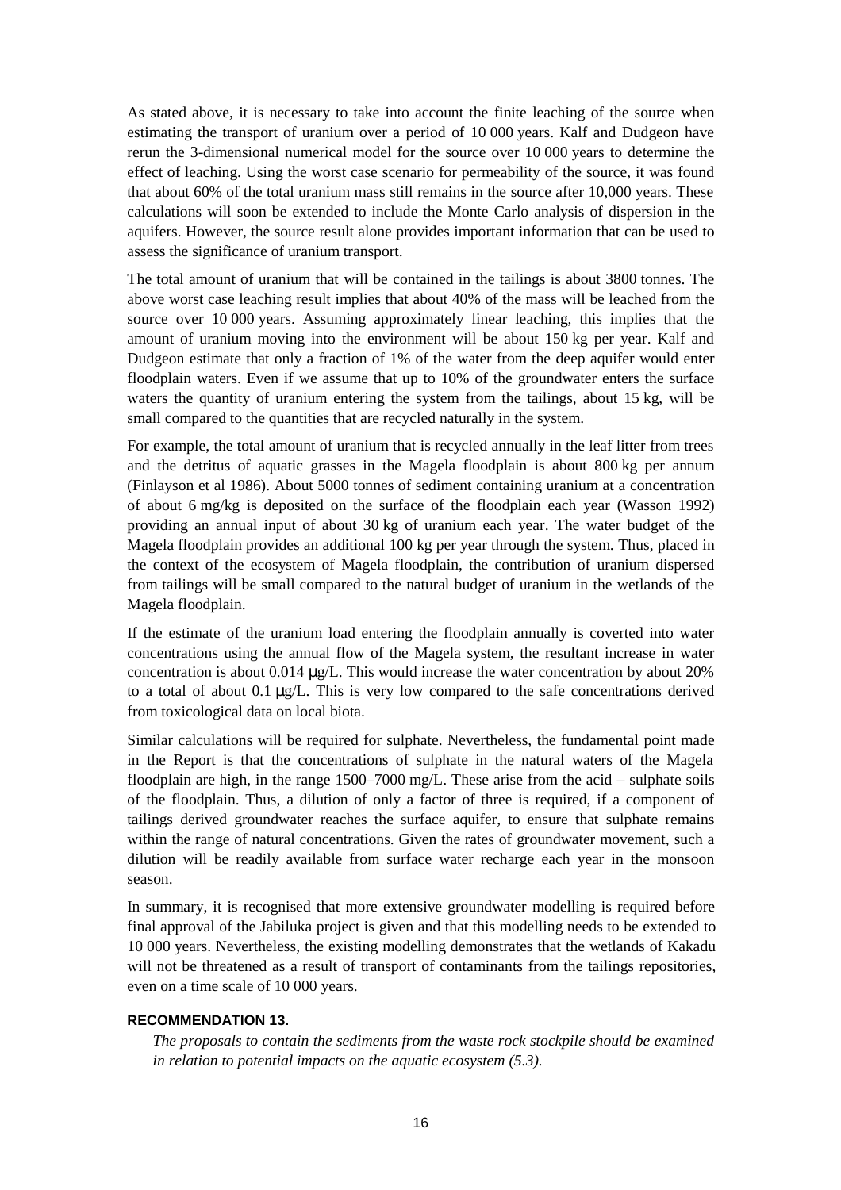As stated above, it is necessary to take into account the finite leaching of the source when estimating the transport of uranium over a period of 10 000 years. Kalf and Dudgeon have rerun the 3-dimensional numerical model for the source over 10 000 years to determine the effect of leaching. Using the worst case scenario for permeability of the source, it was found that about 60% of the total uranium mass still remains in the source after 10,000 years. These calculations will soon be extended to include the Monte Carlo analysis of dispersion in the aquifers. However, the source result alone provides important information that can be used to assess the significance of uranium transport.

The total amount of uranium that will be contained in the tailings is about 3800 tonnes. The above worst case leaching result implies that about 40% of the mass will be leached from the source over 10 000 years. Assuming approximately linear leaching, this implies that the amount of uranium moving into the environment will be about 150 kg per year. Kalf and Dudgeon estimate that only a fraction of 1% of the water from the deep aquifer would enter floodplain waters. Even if we assume that up to 10% of the groundwater enters the surface waters the quantity of uranium entering the system from the tailings, about 15 kg, will be small compared to the quantities that are recycled naturally in the system.

For example, the total amount of uranium that is recycled annually in the leaf litter from trees and the detritus of aquatic grasses in the Magela floodplain is about 800 kg per annum (Finlayson et al 1986). About 5000 tonnes of sediment containing uranium at a concentration of about 6 mg/kg is deposited on the surface of the floodplain each year (Wasson 1992) providing an annual input of about 30 kg of uranium each year. The water budget of the Magela floodplain provides an additional 100 kg per year through the system. Thus, placed in the context of the ecosystem of Magela floodplain, the contribution of uranium dispersed from tailings will be small compared to the natural budget of uranium in the wetlands of the Magela floodplain.

If the estimate of the uranium load entering the floodplain annually is coverted into water concentrations using the annual flow of the Magela system, the resultant increase in water concentration is about 0.014 μg/L. This would increase the water concentration by about 20% to a total of about 0.1 μg/L. This is very low compared to the safe concentrations derived from toxicological data on local biota.

Similar calculations will be required for sulphate. Nevertheless, the fundamental point made in the Report is that the concentrations of sulphate in the natural waters of the Magela floodplain are high, in the range 1500–7000 mg/L. These arise from the acid – sulphate soils of the floodplain. Thus, a dilution of only a factor of three is required, if a component of tailings derived groundwater reaches the surface aquifer, to ensure that sulphate remains within the range of natural concentrations. Given the rates of groundwater movement, such a dilution will be readily available from surface water recharge each year in the monsoon season.

In summary, it is recognised that more extensive groundwater modelling is required before final approval of the Jabiluka project is given and that this modelling needs to be extended to 10 000 years. Nevertheless, the existing modelling demonstrates that the wetlands of Kakadu will not be threatened as a result of transport of contaminants from the tailings repositories, even on a time scale of 10 000 years.

#### RECOMMENDATION 13.

*The proposals to contain the sediments from the waste rock stockpile should be examined in relation to potential impacts on the aquatic ecosystem (5.3).*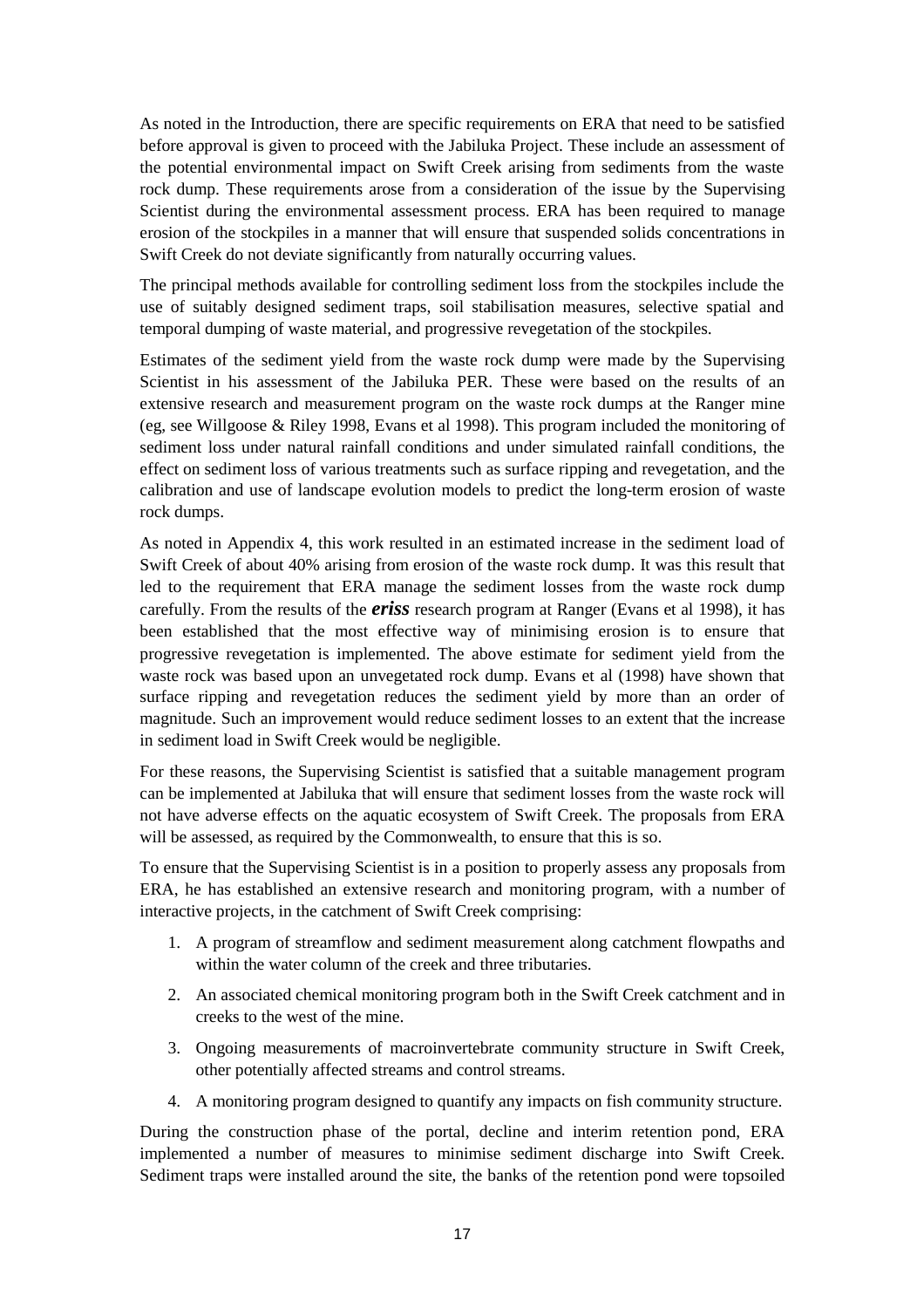As noted in the Introduction, there are specific requirements on ERA that need to be satisfied before approval is given to proceed with the Jabiluka Project. These include an assessment of the potential environmental impact on Swift Creek arising from sediments from the waste rock dump. These requirements arose from a consideration of the issue by the Supervising Scientist during the environmental assessment process. ERA has been required to manage erosion of the stockpiles in a manner that will ensure that suspended solids concentrations in Swift Creek do not deviate significantly from naturally occurring values.

The principal methods available for controlling sediment loss from the stockpiles include the use of suitably designed sediment traps, soil stabilisation measures, selective spatial and temporal dumping of waste material, and progressive revegetation of the stockpiles.

Estimates of the sediment yield from the waste rock dump were made by the Supervising Scientist in his assessment of the Jabiluka PER. These were based on the results of an extensive research and measurement program on the waste rock dumps at the Ranger mine (eg, see Willgoose & Riley 1998, Evans et al 1998). This program included the monitoring of sediment loss under natural rainfall conditions and under simulated rainfall conditions, the effect on sediment loss of various treatments such as surface ripping and revegetation, and the calibration and use of landscape evolution models to predict the long-term erosion of waste rock dumps.

As noted in Appendix 4, this work resulted in an estimated increase in the sediment load of Swift Creek of about 40% arising from erosion of the waste rock dump. It was this result that led to the requirement that ERA manage the sediment losses from the waste rock dump carefully. From the results of the ***eriss*** research program at Ranger (Evans et al 1998), it has been established that the most effective way of minimising erosion is to ensure that progressive revegetation is implemented. The above estimate for sediment yield from the waste rock was based upon an unvegetated rock dump. Evans et al (1998) have shown that surface ripping and revegetation reduces the sediment yield by more than an order of magnitude. Such an improvement would reduce sediment losses to an extent that the increase in sediment load in Swift Creek would be negligible.

For these reasons, the Supervising Scientist is satisfied that a suitable management program can be implemented at Jabiluka that will ensure that sediment losses from the waste rock will not have adverse effects on the aquatic ecosystem of Swift Creek. The proposals from ERA will be assessed, as required by the Commonwealth, to ensure that this is so.

To ensure that the Supervising Scientist is in a position to properly assess any proposals from ERA, he has established an extensive research and monitoring program, with a number of interactive projects, in the catchment of Swift Creek comprising:

1. A program of streamflow and sediment measurement along catchment flowpaths and within the water column of the creek and three tributaries.
2. An associated chemical monitoring program both in the Swift Creek catchment and in creeks to the west of the mine.
3. Ongoing measurements of macroinvertebrate community structure in Swift Creek, other potentially affected streams and control streams.
4. A monitoring program designed to quantify any impacts on fish community structure.

During the construction phase of the portal, decline and interim retention pond, ERA implemented a number of measures to minimise sediment discharge into Swift Creek. Sediment traps were installed around the site, the banks of the retention pond were topsoiled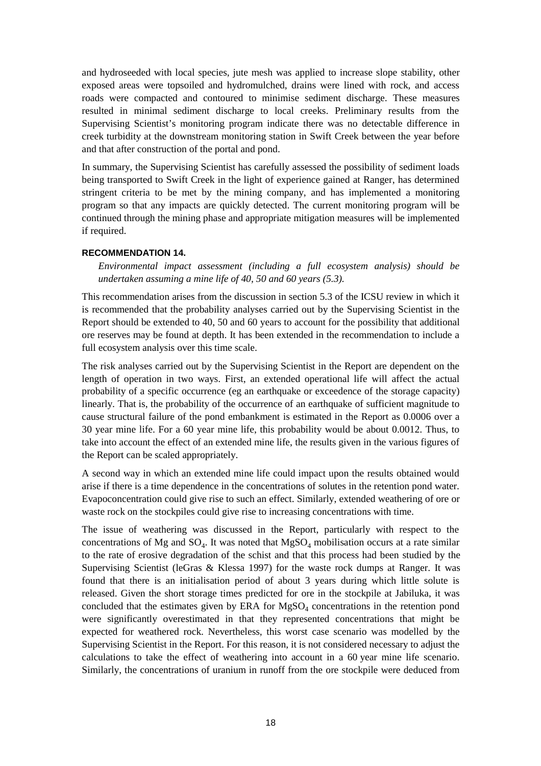and hydroseeded with local species, jute mesh was applied to increase slope stability, other exposed areas were topsoiled and hydromulched, drains were lined with rock, and access roads were compacted and contoured to minimise sediment discharge. These measures resulted in minimal sediment discharge to local creeks. Preliminary results from the Supervising Scientist's monitoring program indicate there was no detectable difference in creek turbidity at the downstream monitoring station in Swift Creek between the year before and that after construction of the portal and pond.

In summary, the Supervising Scientist has carefully assessed the possibility of sediment loads being transported to Swift Creek in the light of experience gained at Ranger, has determined stringent criteria to be met by the mining company, and has implemented a monitoring program so that any impacts are quickly detected. The current monitoring program will be continued through the mining phase and appropriate mitigation measures will be implemented if required.

#### RECOMMENDATION 14.

*Environmental impact assessment (including a full ecosystem analysis) should be undertaken assuming a mine life of 40, 50 and 60 years (5.3).*

This recommendation arises from the discussion in section 5.3 of the ICSU review in which it is recommended that the probability analyses carried out by the Supervising Scientist in the Report should be extended to 40, 50 and 60 years to account for the possibility that additional ore reserves may be found at depth. It has been extended in the recommendation to include a full ecosystem analysis over this time scale.

The risk analyses carried out by the Supervising Scientist in the Report are dependent on the length of operation in two ways. First, an extended operational life will affect the actual probability of a specific occurrence (eg an earthquake or exceedence of the storage capacity) linearly. That is, the probability of the occurrence of an earthquake of sufficient magnitude to cause structural failure of the pond embankment is estimated in the Report as 0.0006 over a 30 year mine life. For a 60 year mine life, this probability would be about 0.0012. Thus, to take into account the effect of an extended mine life, the results given in the various figures of the Report can be scaled appropriately.

A second way in which an extended mine life could impact upon the results obtained would arise if there is a time dependence in the concentrations of solutes in the retention pond water. Evapoconcentration could give rise to such an effect. Similarly, extended weathering of ore or waste rock on the stockpiles could give rise to increasing concentrations with time.

The issue of weathering was discussed in the Report, particularly with respect to the concentrations of Mg and $SO_4$. It was noted that $MgSO_4$ mobilisation occurs at a rate similar to the rate of erosive degradation of the schist and that this process had been studied by the Supervising Scientist (leGras & Klessa 1997) for the waste rock dumps at Ranger. It was found that there is an initialisation period of about 3 years during which little solute is released. Given the short storage times predicted for ore in the stockpile at Jabiluka, it was concluded that the estimates given by ERA for $MgSO_4$ concentrations in the retention pond were significantly overestimated in that they represented concentrations that might be expected for weathered rock. Nevertheless, this worst case scenario was modelled by the Supervising Scientist in the Report. For this reason, it is not considered necessary to adjust the calculations to take the effect of weathering into account in a 60 year mine life scenario. Similarly, the concentrations of uranium in runoff from the ore stockpile were deduced from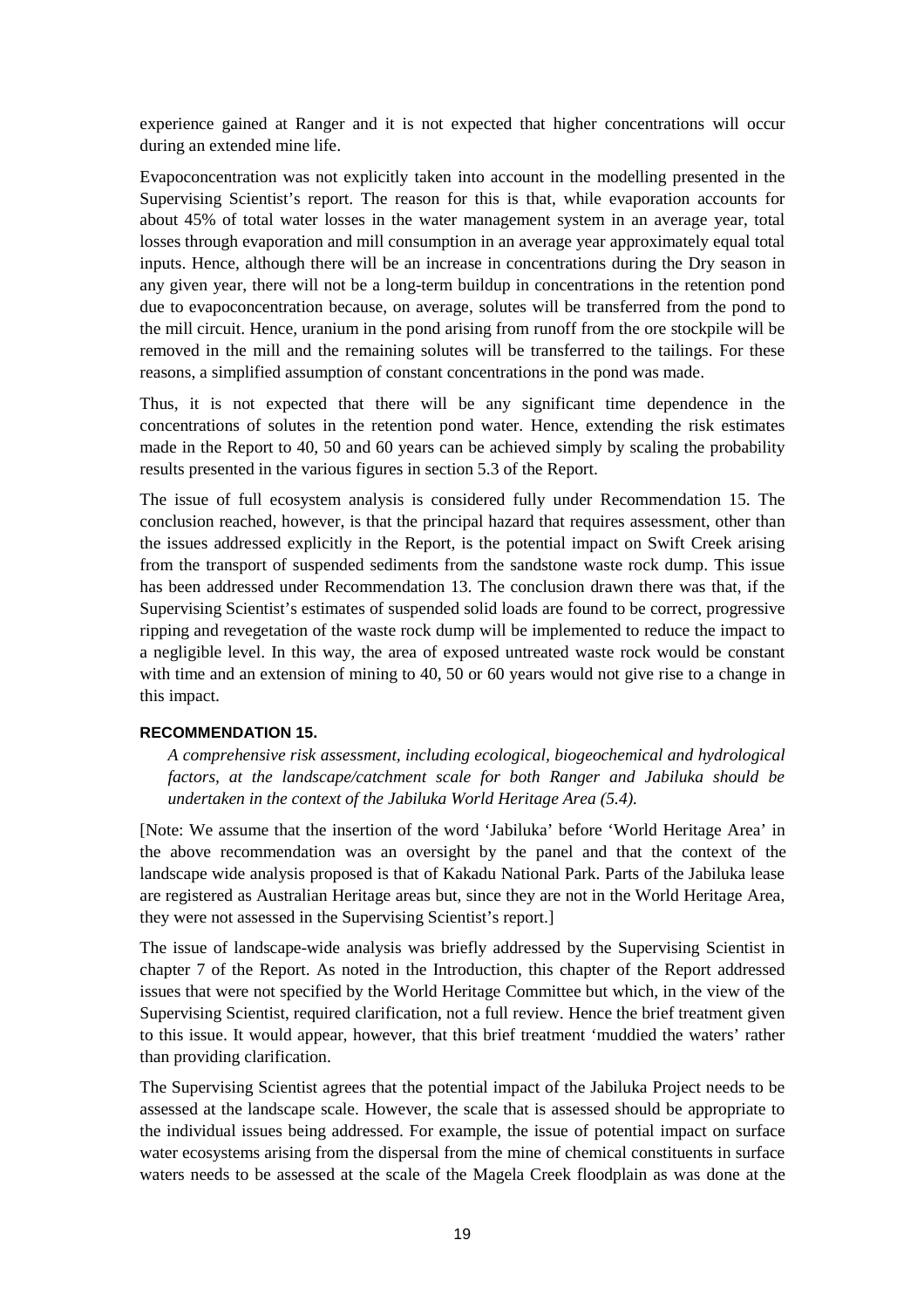experience gained at Ranger and it is not expected that higher concentrations will occur during an extended mine life.

Evapoconcentration was not explicitly taken into account in the modelling presented in the Supervising Scientist's report. The reason for this is that, while evaporation accounts for about 45% of total water losses in the water management system in an average year, total losses through evaporation and mill consumption in an average year approximately equal total inputs. Hence, although there will be an increase in concentrations during the Dry season in any given year, there will not be a long-term buildup in concentrations in the retention pond due to evapoconcentration because, on average, solutes will be transferred from the pond to the mill circuit. Hence, uranium in the pond arising from runoff from the ore stockpile will be removed in the mill and the remaining solutes will be transferred to the tailings. For these reasons, a simplified assumption of constant concentrations in the pond was made.

Thus, it is not expected that there will be any significant time dependence in the concentrations of solutes in the retention pond water. Hence, extending the risk estimates made in the Report to 40, 50 and 60 years can be achieved simply by scaling the probability results presented in the various figures in section 5.3 of the Report.

The issue of full ecosystem analysis is considered fully under Recommendation 15. The conclusion reached, however, is that the principal hazard that requires assessment, other than the issues addressed explicitly in the Report, is the potential impact on Swift Creek arising from the transport of suspended sediments from the sandstone waste rock dump. This issue has been addressed under Recommendation 13. The conclusion drawn there was that, if the Supervising Scientist's estimates of suspended solid loads are found to be correct, progressive ripping and revegetation of the waste rock dump will be implemented to reduce the impact to a negligible level. In this way, the area of exposed untreated waste rock would be constant with time and an extension of mining to 40, 50 or 60 years would not give rise to a change in this impact.

#### RECOMMENDATION 15.

*A comprehensive risk assessment, including ecological, biogeochemical and hydrological factors, at the landscape/catchment scale for both Ranger and Jabiluka should be undertaken in the context of the Jabiluka World Heritage Area (5.4).*

[Note: We assume that the insertion of the word 'Jabiluka' before 'World Heritage Area' in the above recommendation was an oversight by the panel and that the context of the landscape wide analysis proposed is that of Kakadu National Park. Parts of the Jabiluka lease are registered as Australian Heritage areas but, since they are not in the World Heritage Area, they were not assessed in the Supervising Scientist's report.]

The issue of landscape-wide analysis was briefly addressed by the Supervising Scientist in chapter 7 of the Report. As noted in the Introduction, this chapter of the Report addressed issues that were not specified by the World Heritage Committee but which, in the view of the Supervising Scientist, required clarification, not a full review. Hence the brief treatment given to this issue. It would appear, however, that this brief treatment 'muddied the waters' rather than providing clarification.

The Supervising Scientist agrees that the potential impact of the Jabiluka Project needs to be assessed at the landscape scale. However, the scale that is assessed should be appropriate to the individual issues being addressed. For example, the issue of potential impact on surface water ecosystems arising from the dispersal from the mine of chemical constituents in surface waters needs to be assessed at the scale of the Magela Creek floodplain as was done at the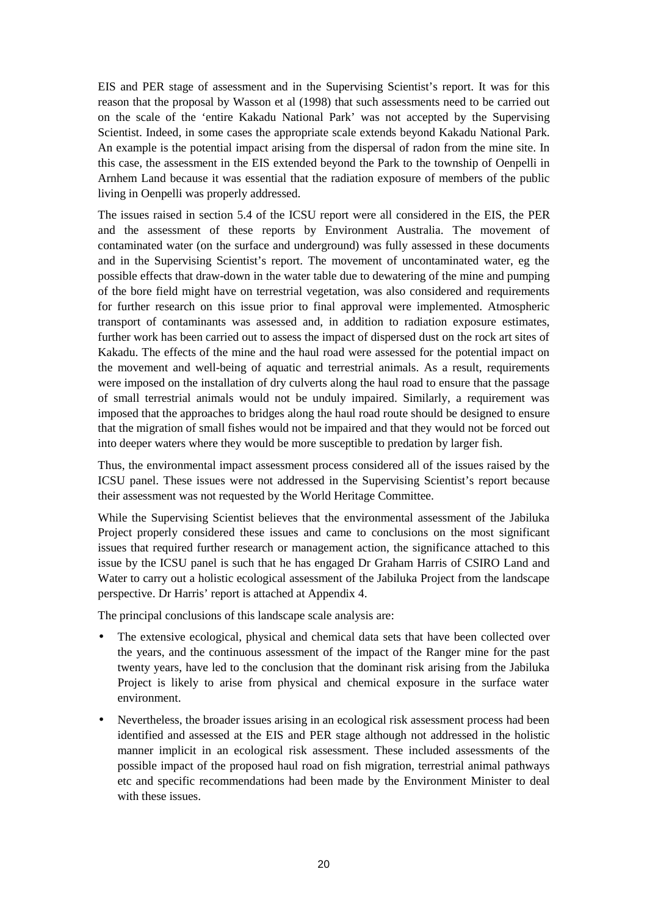EIS and PER stage of assessment and in the Supervising Scientist's report. It was for this reason that the proposal by Wasson et al (1998) that such assessments need to be carried out on the scale of the 'entire Kakadu National Park' was not accepted by the Supervising Scientist. Indeed, in some cases the appropriate scale extends beyond Kakadu National Park. An example is the potential impact arising from the dispersal of radon from the mine site. In this case, the assessment in the EIS extended beyond the Park to the township of Oenpelli in Arnhem Land because it was essential that the radiation exposure of members of the public living in Oenpelli was properly addressed.

The issues raised in section 5.4 of the ICSU report were all considered in the EIS, the PER and the assessment of these reports by Environment Australia. The movement of contaminated water (on the surface and underground) was fully assessed in these documents and in the Supervising Scientist's report. The movement of uncontaminated water, eg the possible effects that draw-down in the water table due to dewatering of the mine and pumping of the bore field might have on terrestrial vegetation, was also considered and requirements for further research on this issue prior to final approval were implemented. Atmospheric transport of contaminants was assessed and, in addition to radiation exposure estimates, further work has been carried out to assess the impact of dispersed dust on the rock art sites of Kakadu. The effects of the mine and the haul road were assessed for the potential impact on the movement and well-being of aquatic and terrestrial animals. As a result, requirements were imposed on the installation of dry culverts along the haul road to ensure that the passage of small terrestrial animals would not be unduly impaired. Similarly, a requirement was imposed that the approaches to bridges along the haul road route should be designed to ensure that the migration of small fishes would not be impaired and that they would not be forced out into deeper waters where they would be more susceptible to predation by larger fish.

Thus, the environmental impact assessment process considered all of the issues raised by the ICSU panel. These issues were not addressed in the Supervising Scientist's report because their assessment was not requested by the World Heritage Committee.

While the Supervising Scientist believes that the environmental assessment of the Jabiluka Project properly considered these issues and came to conclusions on the most significant issues that required further research or management action, the significance attached to this issue by the ICSU panel is such that he has engaged Dr Graham Harris of CSIRO Land and Water to carry out a holistic ecological assessment of the Jabiluka Project from the landscape perspective. Dr Harris' report is attached at Appendix 4.

The principal conclusions of this landscape scale analysis are:

- The extensive ecological, physical and chemical data sets that have been collected over the years, and the continuous assessment of the impact of the Ranger mine for the past twenty years, have led to the conclusion that the dominant risk arising from the Jabiluka Project is likely to arise from physical and chemical exposure in the surface water environment.
- Nevertheless, the broader issues arising in an ecological risk assessment process had been identified and assessed at the EIS and PER stage although not addressed in the holistic manner implicit in an ecological risk assessment. These included assessments of the possible impact of the proposed haul road on fish migration, terrestrial animal pathways etc and specific recommendations had been made by the Environment Minister to deal with these issues.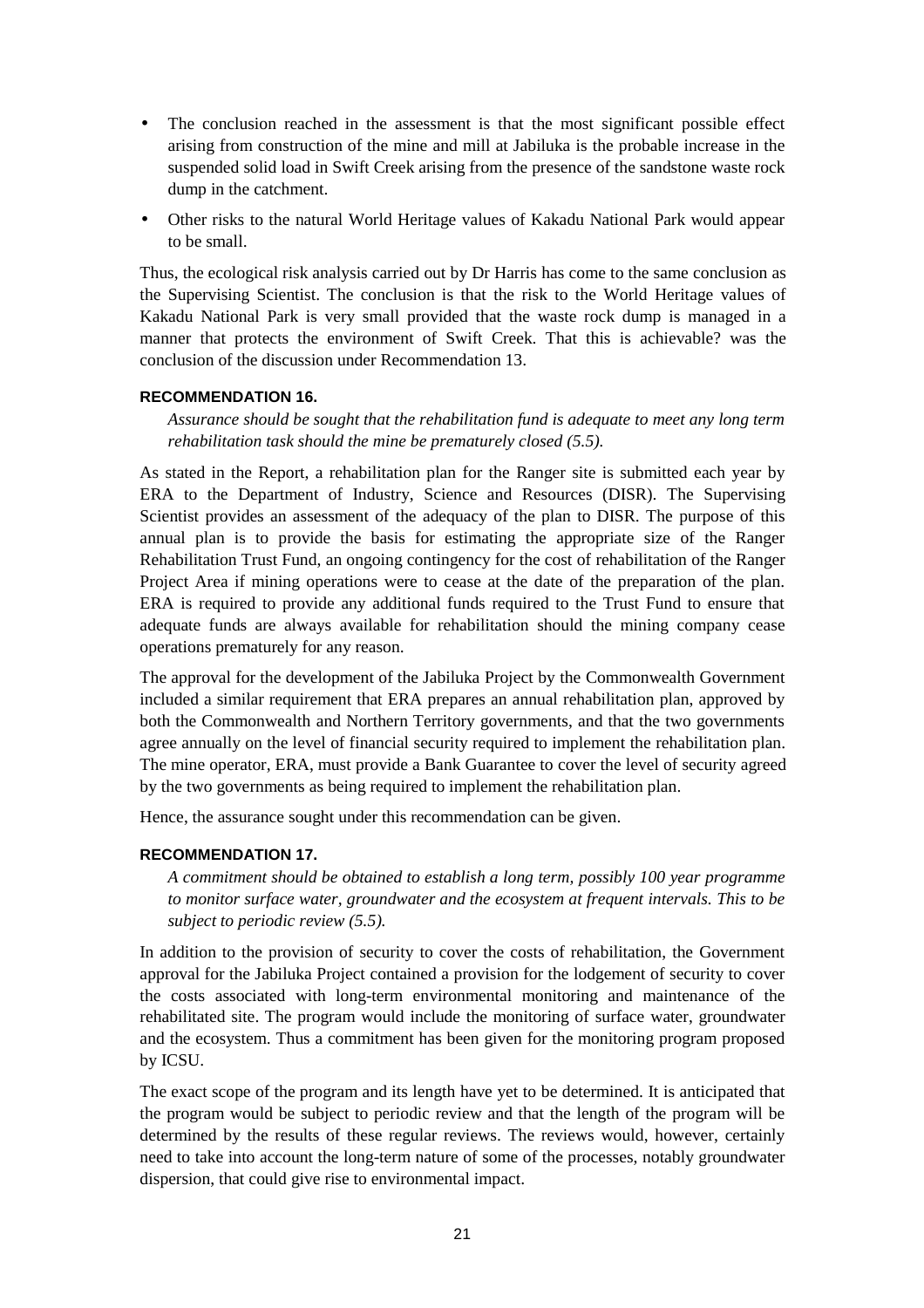- The conclusion reached in the assessment is that the most significant possible effect arising from construction of the mine and mill at Jabiluka is the probable increase in the suspended solid load in Swift Creek arising from the presence of the sandstone waste rock dump in the catchment.
- Other risks to the natural World Heritage values of Kakadu National Park would appear to be small.

Thus, the ecological risk analysis carried out by Dr Harris has come to the same conclusion as the Supervising Scientist. The conclusion is that the risk to the World Heritage values of Kakadu National Park is very small provided that the waste rock dump is managed in a manner that protects the environment of Swift Creek. That this is achievable? was the conclusion of the discussion under Recommendation 13.

#### RECOMMENDATION 16.

*Assurance should be sought that the rehabilitation fund is adequate to meet any long term rehabilitation task should the mine be prematurely closed (5.5).*

As stated in the Report, a rehabilitation plan for the Ranger site is submitted each year by ERA to the Department of Industry, Science and Resources (DISR). The Supervising Scientist provides an assessment of the adequacy of the plan to DISR. The purpose of this annual plan is to provide the basis for estimating the appropriate size of the Ranger Rehabilitation Trust Fund, an ongoing contingency for the cost of rehabilitation of the Ranger Project Area if mining operations were to cease at the date of the preparation of the plan. ERA is required to provide any additional funds required to the Trust Fund to ensure that adequate funds are always available for rehabilitation should the mining company cease operations prematurely for any reason.

The approval for the development of the Jabiluka Project by the Commonwealth Government included a similar requirement that ERA prepares an annual rehabilitation plan, approved by both the Commonwealth and Northern Territory governments, and that the two governments agree annually on the level of financial security required to implement the rehabilitation plan. The mine operator, ERA, must provide a Bank Guarantee to cover the level of security agreed by the two governments as being required to implement the rehabilitation plan.

Hence, the assurance sought under this recommendation can be given.

#### RECOMMENDATION 17.

*A commitment should be obtained to establish a long term, possibly 100 year programme to monitor surface water, groundwater and the ecosystem at frequent intervals. This to be subject to periodic review (5.5).*

In addition to the provision of security to cover the costs of rehabilitation, the Government approval for the Jabiluka Project contained a provision for the lodgement of security to cover the costs associated with long-term environmental monitoring and maintenance of the rehabilitated site. The program would include the monitoring of surface water, groundwater and the ecosystem. Thus a commitment has been given for the monitoring program proposed by ICSU.

The exact scope of the program and its length have yet to be determined. It is anticipated that the program would be subject to periodic review and that the length of the program will be determined by the results of these regular reviews. The reviews would, however, certainly need to take into account the long-term nature of some of the processes, notably groundwater dispersion, that could give rise to environmental impact.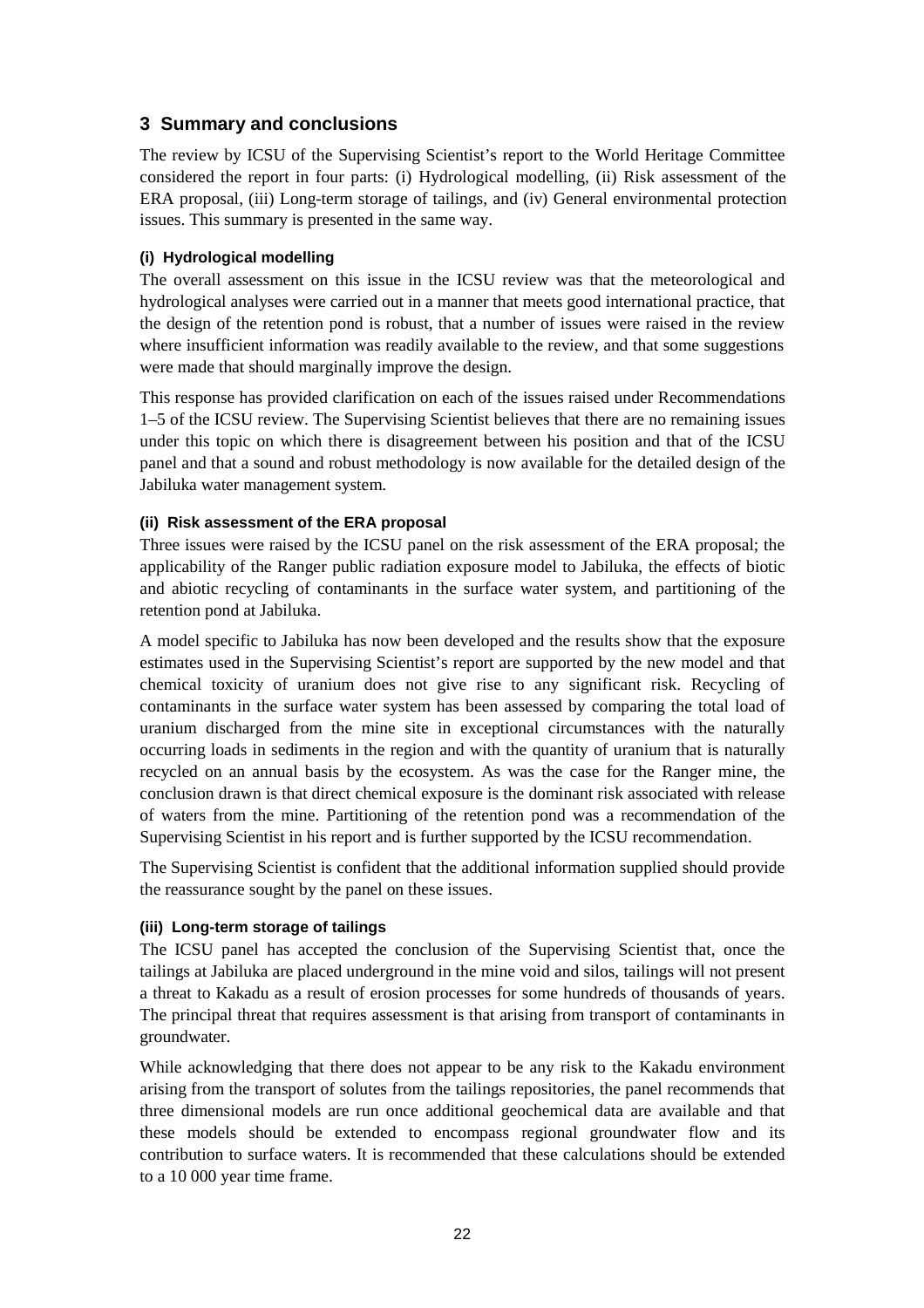## 3 Summary and conclusions

The review by ICSU of the Supervising Scientist's report to the World Heritage Committee considered the report in four parts: (i) Hydrological modelling, (ii) Risk assessment of the ERA proposal, (iii) Long-term storage of tailings, and (iv) General environmental protection issues. This summary is presented in the same way.

#### (i) Hydrological modelling

The overall assessment on this issue in the ICSU review was that the meteorological and hydrological analyses were carried out in a manner that meets good international practice, that the design of the retention pond is robust, that a number of issues were raised in the review where insufficient information was readily available to the review, and that some suggestions were made that should marginally improve the design.

This response has provided clarification on each of the issues raised under Recommendations 1–5 of the ICSU review. The Supervising Scientist believes that there are no remaining issues under this topic on which there is disagreement between his position and that of the ICSU panel and that a sound and robust methodology is now available for the detailed design of the Jabiluka water management system.

#### (ii) Risk assessment of the ERA proposal

Three issues were raised by the ICSU panel on the risk assessment of the ERA proposal; the applicability of the Ranger public radiation exposure model to Jabiluka, the effects of biotic and abiotic recycling of contaminants in the surface water system, and partitioning of the retention pond at Jabiluka.

A model specific to Jabiluka has now been developed and the results show that the exposure estimates used in the Supervising Scientist's report are supported by the new model and that chemical toxicity of uranium does not give rise to any significant risk. Recycling of contaminants in the surface water system has been assessed by comparing the total load of uranium discharged from the mine site in exceptional circumstances with the naturally occurring loads in sediments in the region and with the quantity of uranium that is naturally recycled on an annual basis by the ecosystem. As was the case for the Ranger mine, the conclusion drawn is that direct chemical exposure is the dominant risk associated with release of waters from the mine. Partitioning of the retention pond was a recommendation of the Supervising Scientist in his report and is further supported by the ICSU recommendation.

The Supervising Scientist is confident that the additional information supplied should provide the reassurance sought by the panel on these issues.

#### (iii) Long-term storage of tailings

The ICSU panel has accepted the conclusion of the Supervising Scientist that, once the tailings at Jabiluka are placed underground in the mine void and silos, tailings will not present a threat to Kakadu as a result of erosion processes for some hundreds of thousands of years. The principal threat that requires assessment is that arising from transport of contaminants in groundwater.

While acknowledging that there does not appear to be any risk to the Kakadu environment arising from the transport of solutes from the tailings repositories, the panel recommends that three dimensional models are run once additional geochemical data are available and that these models should be extended to encompass regional groundwater flow and its contribution to surface waters. It is recommended that these calculations should be extended to a 10 000 year time frame.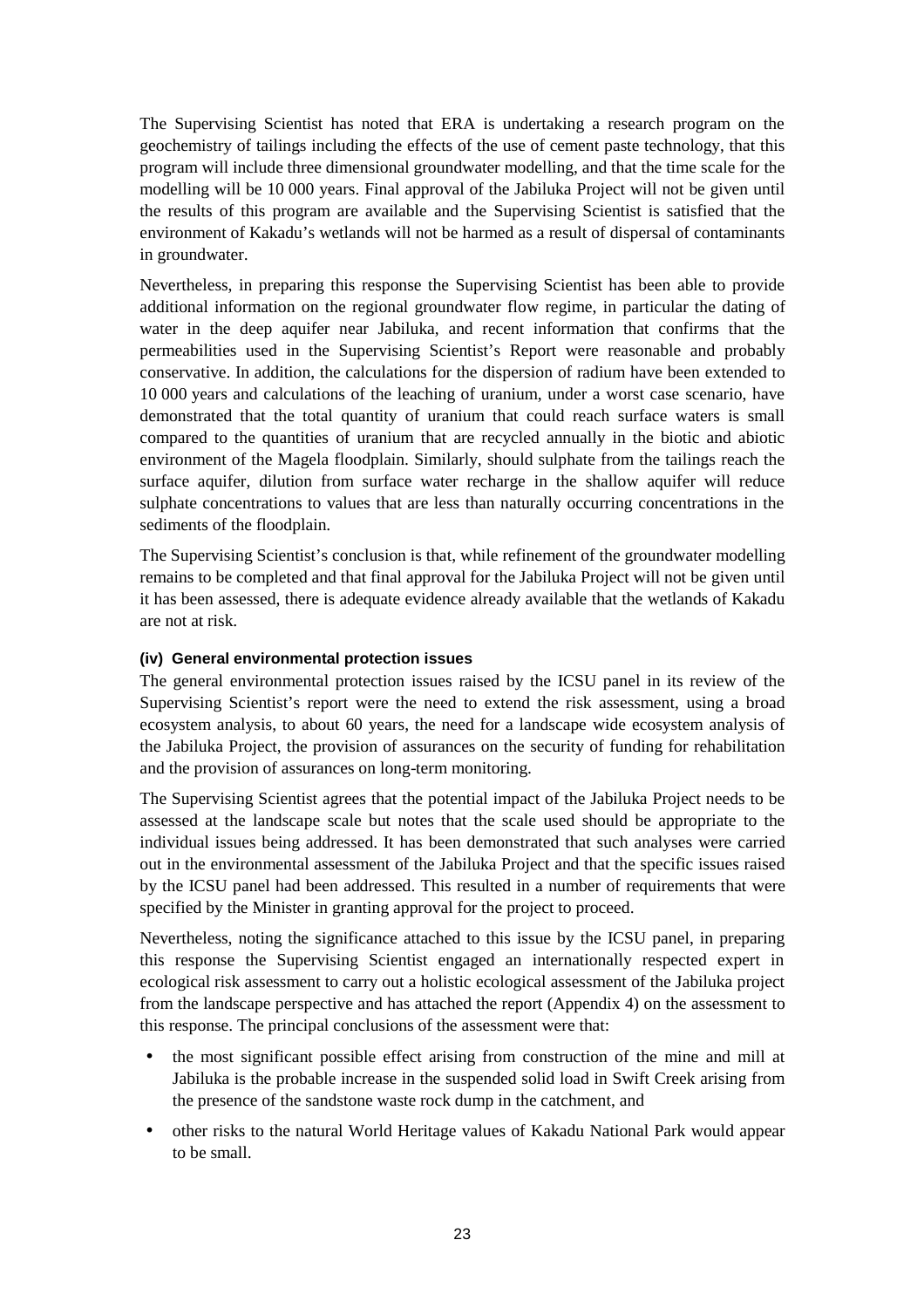The Supervising Scientist has noted that ERA is undertaking a research program on the geochemistry of tailings including the effects of the use of cement paste technology, that this program will include three dimensional groundwater modelling, and that the time scale for the modelling will be 10 000 years. Final approval of the Jabiluka Project will not be given until the results of this program are available and the Supervising Scientist is satisfied that the environment of Kakadu's wetlands will not be harmed as a result of dispersal of contaminants in groundwater.

Nevertheless, in preparing this response the Supervising Scientist has been able to provide additional information on the regional groundwater flow regime, in particular the dating of water in the deep aquifer near Jabiluka, and recent information that confirms that the permeabilities used in the Supervising Scientist's Report were reasonable and probably conservative. In addition, the calculations for the dispersion of radium have been extended to 10 000 years and calculations of the leaching of uranium, under a worst case scenario, have demonstrated that the total quantity of uranium that could reach surface waters is small compared to the quantities of uranium that are recycled annually in the biotic and abiotic environment of the Magela floodplain. Similarly, should sulphate from the tailings reach the surface aquifer, dilution from surface water recharge in the shallow aquifer will reduce sulphate concentrations to values that are less than naturally occurring concentrations in the sediments of the floodplain.

The Supervising Scientist's conclusion is that, while refinement of the groundwater modelling remains to be completed and that final approval for the Jabiluka Project will not be given until it has been assessed, there is adequate evidence already available that the wetlands of Kakadu are not at risk.

#### (iv) General environmental protection issues

The general environmental protection issues raised by the ICSU panel in its review of the Supervising Scientist's report were the need to extend the risk assessment, using a broad ecosystem analysis, to about 60 years, the need for a landscape wide ecosystem analysis of the Jabiluka Project, the provision of assurances on the security of funding for rehabilitation and the provision of assurances on long-term monitoring.

The Supervising Scientist agrees that the potential impact of the Jabiluka Project needs to be assessed at the landscape scale but notes that the scale used should be appropriate to the individual issues being addressed. It has been demonstrated that such analyses were carried out in the environmental assessment of the Jabiluka Project and that the specific issues raised by the ICSU panel had been addressed. This resulted in a number of requirements that were specified by the Minister in granting approval for the project to proceed.

Nevertheless, noting the significance attached to this issue by the ICSU panel, in preparing this response the Supervising Scientist engaged an internationally respected expert in ecological risk assessment to carry out a holistic ecological assessment of the Jabiluka project from the landscape perspective and has attached the report (Appendix 4) on the assessment to this response. The principal conclusions of the assessment were that:

- the most significant possible effect arising from construction of the mine and mill at Jabiluka is the probable increase in the suspended solid load in Swift Creek arising from the presence of the sandstone waste rock dump in the catchment, and
- other risks to the natural World Heritage values of Kakadu National Park would appear to be small.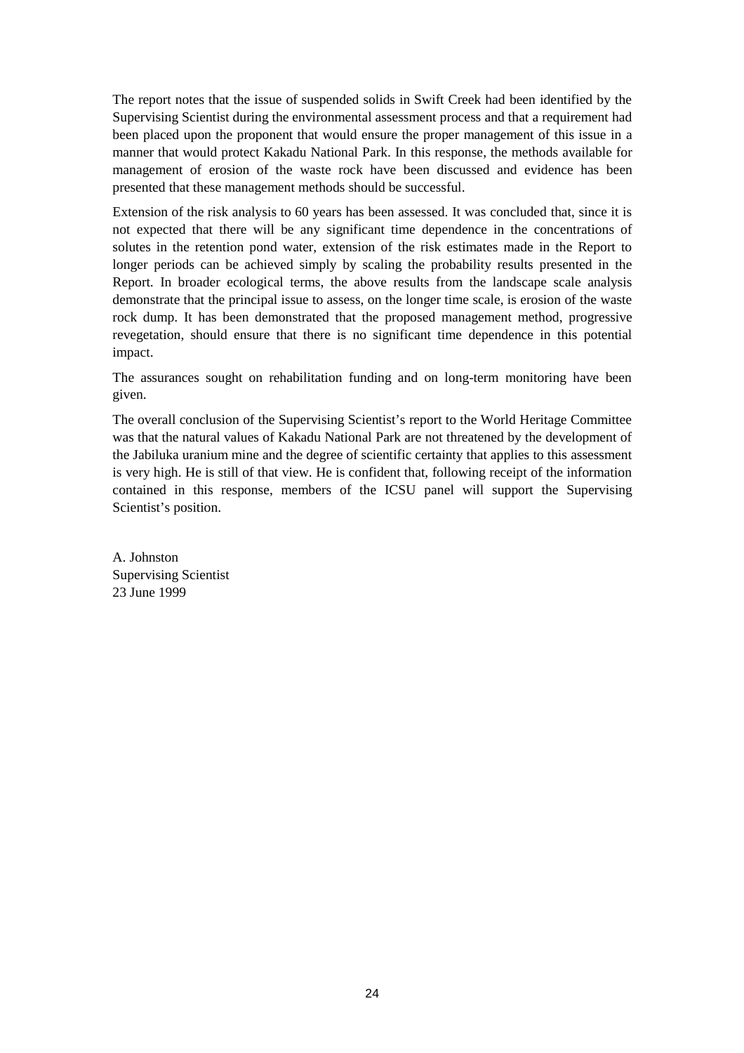The report notes that the issue of suspended solids in Swift Creek had been identified by the Supervising Scientist during the environmental assessment process and that a requirement had been placed upon the proponent that would ensure the proper management of this issue in a manner that would protect Kakadu National Park. In this response, the methods available for management of erosion of the waste rock have been discussed and evidence has been presented that these management methods should be successful.

Extension of the risk analysis to 60 years has been assessed. It was concluded that, since it is not expected that there will be any significant time dependence in the concentrations of solutes in the retention pond water, extension of the risk estimates made in the Report to longer periods can be achieved simply by scaling the probability results presented in the Report. In broader ecological terms, the above results from the landscape scale analysis demonstrate that the principal issue to assess, on the longer time scale, is erosion of the waste rock dump. It has been demonstrated that the proposed management method, progressive revegetation, should ensure that there is no significant time dependence in this potential impact.

The assurances sought on rehabilitation funding and on long-term monitoring have been given.

The overall conclusion of the Supervising Scientist's report to the World Heritage Committee was that the natural values of Kakadu National Park are not threatened by the development of the Jabiluka uranium mine and the degree of scientific certainty that applies to this assessment is very high. He is still of that view. He is confident that, following receipt of the information contained in this response, members of the ICSU panel will support the Supervising Scientist's position.

A. Johnston
Supervising Scientist
23 June 1999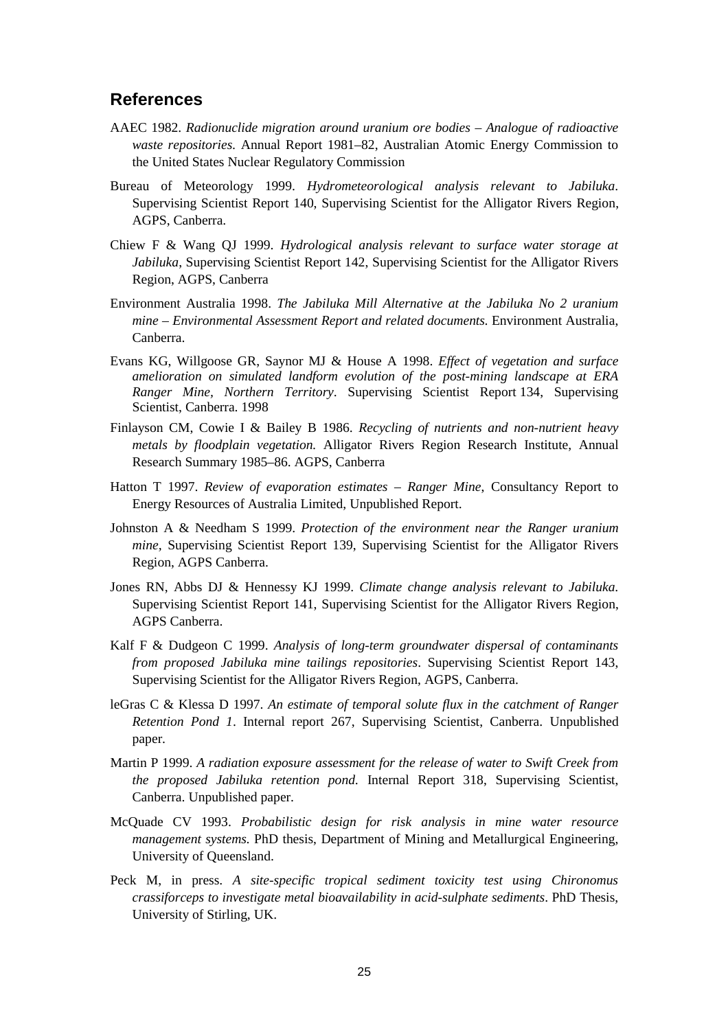## References

AAEC 1982. *Radionuclide migration around uranium ore bodies – Analogue of radioactive waste repositories.* Annual Report 1981–82, Australian Atomic Energy Commission to the United States Nuclear Regulatory Commission

Bureau of Meteorology 1999. *Hydrometeorological analysis relevant to Jabiluka*. Supervising Scientist Report 140, Supervising Scientist for the Alligator Rivers Region, AGPS, Canberra.

Chiew F & Wang QJ 1999. *Hydrological analysis relevant to surface water storage at Jabiluka*, Supervising Scientist Report 142, Supervising Scientist for the Alligator Rivers Region, AGPS, Canberra

Environment Australia 1998. *The Jabiluka Mill Alternative at the Jabiluka No 2 uranium mine – Environmental Assessment Report and related documents.* Environment Australia, Canberra.

Evans KG, Willgoose GR, Saynor MJ & House A 1998. *Effect of vegetation and surface amelioration on simulated landform evolution of the post-mining landscape at ERA Ranger Mine, Northern Territory*. Supervising Scientist Report 134, Supervising Scientist, Canberra. 1998

Finlayson CM, Cowie I & Bailey B 1986. *Recycling of nutrients and non-nutrient heavy metals by floodplain vegetation.* Alligator Rivers Region Research Institute, Annual Research Summary 1985–86. AGPS, Canberra

Hatton T 1997. *Review of evaporation estimates – Ranger Mine*, Consultancy Report to Energy Resources of Australia Limited, Unpublished Report.

Johnston A & Needham S 1999. *Protection of the environment near the Ranger uranium mine,* Supervising Scientist Report 139, Supervising Scientist for the Alligator Rivers Region, AGPS Canberra.

Jones RN, Abbs DJ & Hennessy KJ 1999. *Climate change analysis relevant to Jabiluka.* Supervising Scientist Report 141, Supervising Scientist for the Alligator Rivers Region, AGPS Canberra.

Kalf F & Dudgeon C 1999. *Analysis of long-term groundwater dispersal of contaminants from proposed Jabiluka mine tailings repositories*. Supervising Scientist Report 143, Supervising Scientist for the Alligator Rivers Region, AGPS, Canberra.

leGras C & Klessa D 1997. *An estimate of temporal solute flux in the catchment of Ranger Retention Pond 1*. Internal report 267, Supervising Scientist, Canberra. Unpublished paper.

Martin P 1999. *A radiation exposure assessment for the release of water to Swift Creek from the proposed Jabiluka retention pond.* Internal Report 318, Supervising Scientist, Canberra. Unpublished paper.

McQuade CV 1993. *Probabilistic design for risk analysis in mine water resource management systems.* PhD thesis, Department of Mining and Metallurgical Engineering, University of Queensland.

Peck M, in press. *A site-specific tropical sediment toxicity test using Chironomus crassiforceps to investigate metal bioavailability in acid-sulphate sediments*. PhD Thesis, University of Stirling, UK.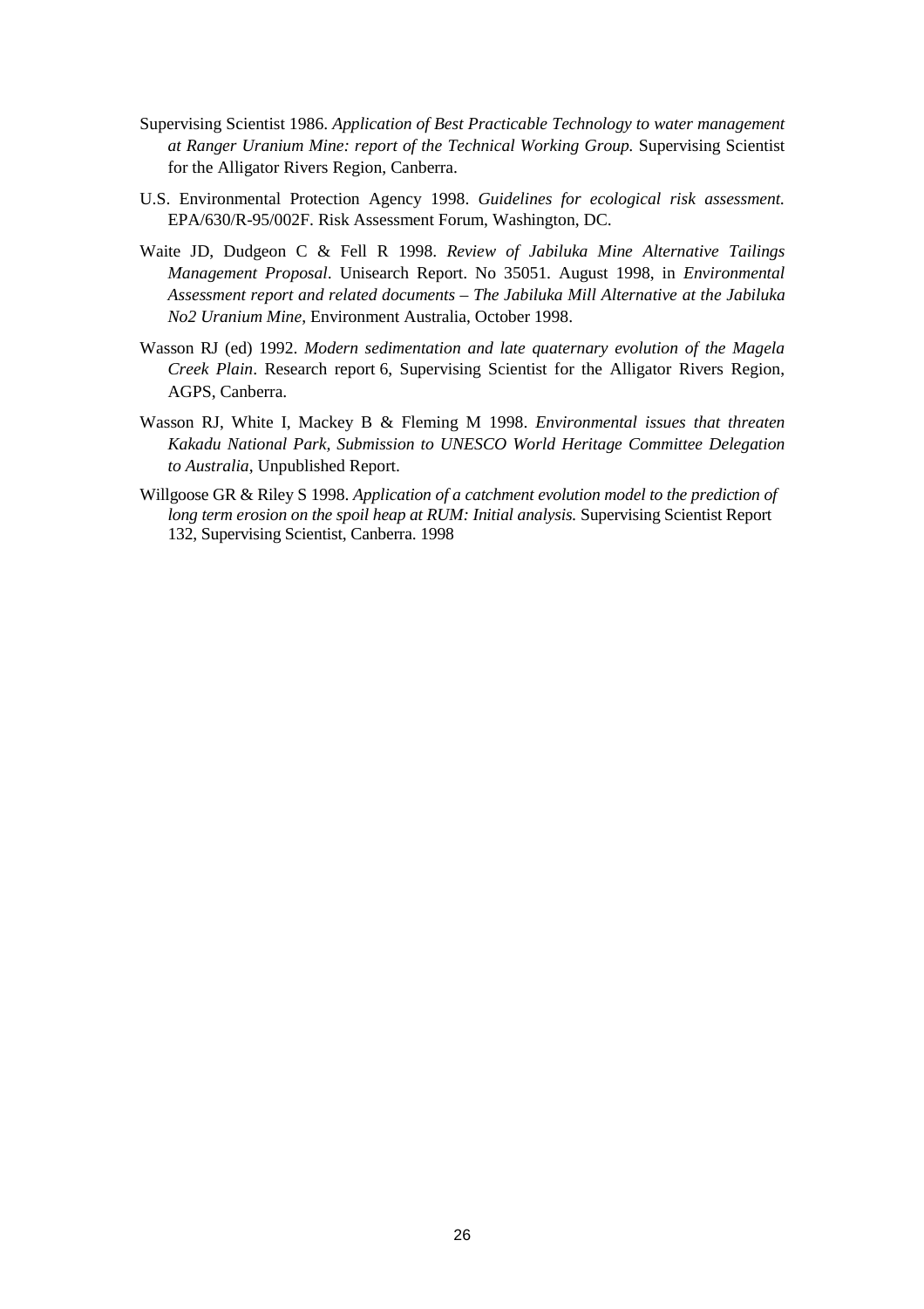Supervising Scientist 1986. *Application of Best Practicable Technology to water management at Ranger Uranium Mine: report of the Technical Working Group.* Supervising Scientist for the Alligator Rivers Region, Canberra.

U.S. Environmental Protection Agency 1998. *Guidelines for ecological risk assessment.* EPA/630/R-95/002F. Risk Assessment Forum, Washington, DC.

Waite JD, Dudgeon C & Fell R 1998. *Review of Jabiluka Mine Alternative Tailings Management Proposal*. Unisearch Report. No 35051. August 1998, in *Environmental Assessment report and related documents – The Jabiluka Mill Alternative at the Jabiluka No2 Uranium Mine*, Environment Australia, October 1998.

Wasson RJ (ed) 1992. *Modern sedimentation and late quaternary evolution of the Magela Creek Plain*. Research report 6, Supervising Scientist for the Alligator Rivers Region, AGPS, Canberra.

Wasson RJ, White I, Mackey B & Fleming M 1998. *Environmental issues that threaten Kakadu National Park, Submission to UNESCO World Heritage Committee Delegation to Australia*, Unpublished Report.

Willgoose GR & Riley S 1998. *Application of a catchment evolution model to the prediction of long term erosion on the spoil heap at RUM: Initial analysis.* Supervising Scientist Report 132, Supervising Scientist, Canberra. 1998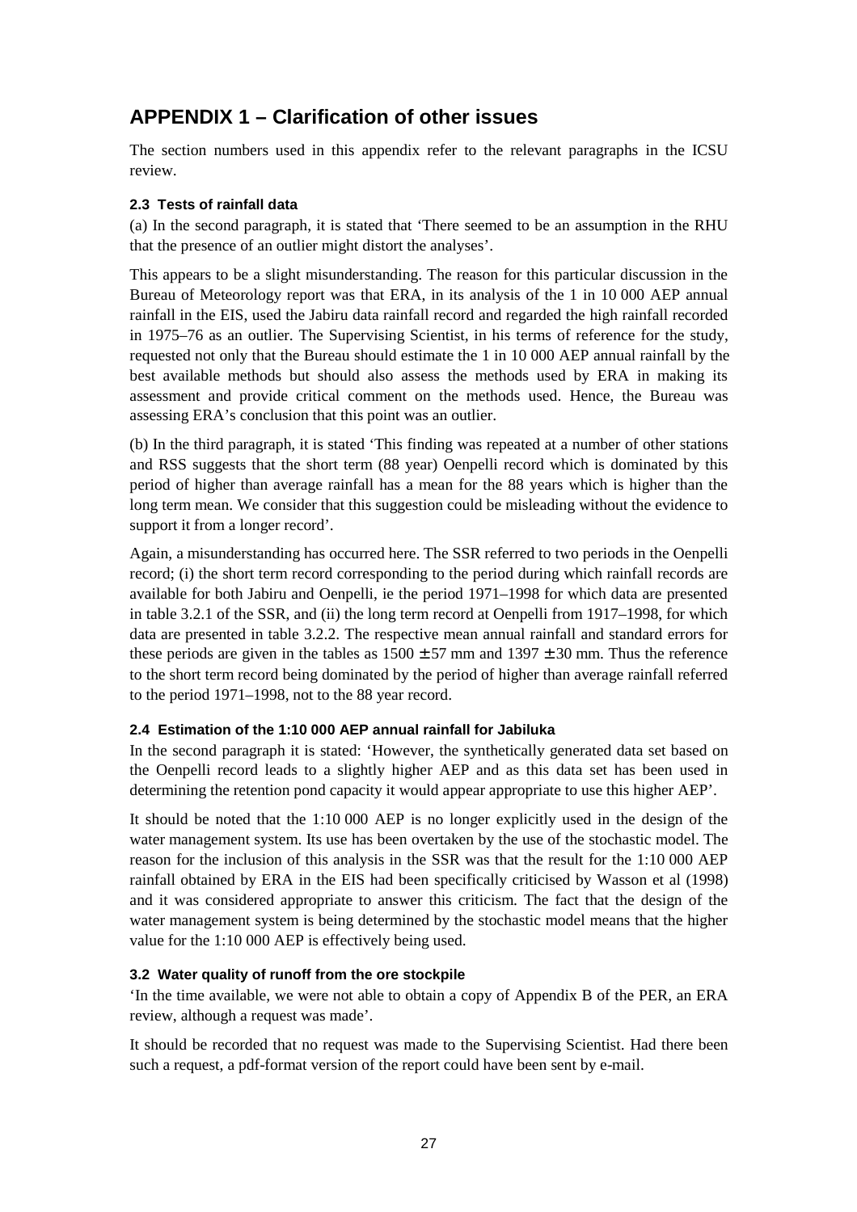# APPENDIX 1 – Clarification of other issues

The section numbers used in this appendix refer to the relevant paragraphs in the ICSU review.

### 2.3 Tests of rainfall data

(a) In the second paragraph, it is stated that 'There seemed to be an assumption in the RHU that the presence of an outlier might distort the analyses'.

This appears to be a slight misunderstanding. The reason for this particular discussion in the Bureau of Meteorology report was that ERA, in its analysis of the 1 in 10 000 AEP annual rainfall in the EIS, used the Jabiru data rainfall record and regarded the high rainfall recorded in 1975–76 as an outlier. The Supervising Scientist, in his terms of reference for the study, requested not only that the Bureau should estimate the 1 in 10 000 AEP annual rainfall by the best available methods but should also assess the methods used by ERA in making its assessment and provide critical comment on the methods used. Hence, the Bureau was assessing ERA's conclusion that this point was an outlier.

(b) In the third paragraph, it is stated 'This finding was repeated at a number of other stations and RSS suggests that the short term (88 year) Oenpelli record which is dominated by this period of higher than average rainfall has a mean for the 88 years which is higher than the long term mean. We consider that this suggestion could be misleading without the evidence to support it from a longer record'.

Again, a misunderstanding has occurred here. The SSR referred to two periods in the Oenpelli record; (i) the short term record corresponding to the period during which rainfall records are available for both Jabiru and Oenpelli, ie the period 1971–1998 for which data are presented in table 3.2.1 of the SSR, and (ii) the long term record at Oenpelli from 1917–1998, for which data are presented in table 3.2.2. The respective mean annual rainfall and standard errors for these periods are given in the tables as $1500 \pm 57$ mm and $1397 \pm 30$ mm. Thus the reference to the short term record being dominated by the period of higher than average rainfall referred to the period 1971–1998, not to the 88 year record.

### 2.4 Estimation of the 1:10 000 AEP annual rainfall for Jabiluka

In the second paragraph it is stated: 'However, the synthetically generated data set based on the Oenpelli record leads to a slightly higher AEP and as this data set has been used in determining the retention pond capacity it would appear appropriate to use this higher AEP'.

It should be noted that the 1:10 000 AEP is no longer explicitly used in the design of the water management system. Its use has been overtaken by the use of the stochastic model. The reason for the inclusion of this analysis in the SSR was that the result for the 1:10 000 AEP rainfall obtained by ERA in the EIS had been specifically criticised by Wasson et al (1998) and it was considered appropriate to answer this criticism. The fact that the design of the water management system is being determined by the stochastic model means that the higher value for the 1:10 000 AEP is effectively being used.

### 3.2 Water quality of runoff from the ore stockpile

'In the time available, we were not able to obtain a copy of Appendix B of the PER, an ERA review, although a request was made'.

It should be recorded that no request was made to the Supervising Scientist. Had there been such a request, a pdf-format version of the report could have been sent by e-mail.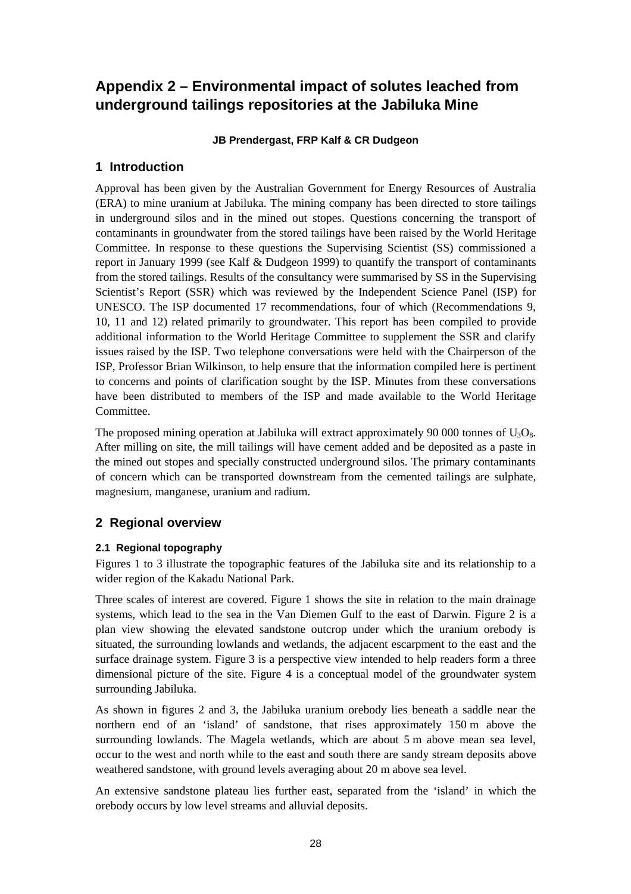# Appendix 2 – Environmental impact of solutes leached from underground tailings repositories at the Jabiluka Mine

**JB Prendergast, FRP Kalf & CR Dudgeon**

## 1 Introduction

Approval has been given by the Australian Government for Energy Resources of Australia (ERA) to mine uranium at Jabiluka. The mining company has been directed to store tailings in underground silos and in the mined out stopes. Questions concerning the transport of contaminants in groundwater from the stored tailings have been raised by the World Heritage Committee. In response to these questions the Supervising Scientist (SS) commissioned a report in January 1999 (see Kalf & Dudgeon 1999) to quantify the transport of contaminants from the stored tailings. Results of the consultancy were summarised by SS in the Supervising Scientist's Report (SSR) which was reviewed by the Independent Science Panel (ISP) for UNESCO. The ISP documented 17 recommendations, four of which (Recommendations 9, 10, 11 and 12) related primarily to groundwater. This report has been compiled to provide additional information to the World Heritage Committee to supplement the SSR and clarify issues raised by the ISP. Two telephone conversations were held with the Chairperson of the ISP, Professor Brian Wilkinson, to help ensure that the information compiled here is pertinent to concerns and points of clarification sought by the ISP. Minutes from these conversations have been distributed to members of the ISP and made available to the World Heritage Committee.

The proposed mining operation at Jabiluka will extract approximately 90 000 tonnes of $U_3O_8$. After milling on site, the mill tailings will have cement added and be deposited as a paste in the mined out stopes and specially constructed underground silos. The primary contaminants of concern which can be transported downstream from the cemented tailings are sulphate, magnesium, manganese, uranium and radium.

## 2 Regional overview

### 2.1 Regional topography

Figures 1 to 3 illustrate the topographic features of the Jabiluka site and its relationship to a wider region of the Kakadu National Park.

Three scales of interest are covered. Figure 1 shows the site in relation to the main drainage systems, which lead to the sea in the Van Diemen Gulf to the east of Darwin. Figure 2 is a plan view showing the elevated sandstone outcrop under which the uranium orebody is situated, the surrounding lowlands and wetlands, the adjacent escarpment to the east and the surface drainage system. Figure 3 is a perspective view intended to help readers form a three dimensional picture of the site. Figure 4 is a conceptual model of the groundwater system surrounding Jabiluka.

As shown in figures 2 and 3, the Jabiluka uranium orebody lies beneath a saddle near the northern end of an 'island' of sandstone, that rises approximately 150 m above the surrounding lowlands. The Magela wetlands, which are about 5 m above mean sea level, occur to the west and north while to the east and south there are sandy stream deposits above weathered sandstone, with ground levels averaging about 20 m above sea level.

An extensive sandstone plateau lies further east, separated from the 'island' in which the orebody occurs by low level streams and alluvial deposits.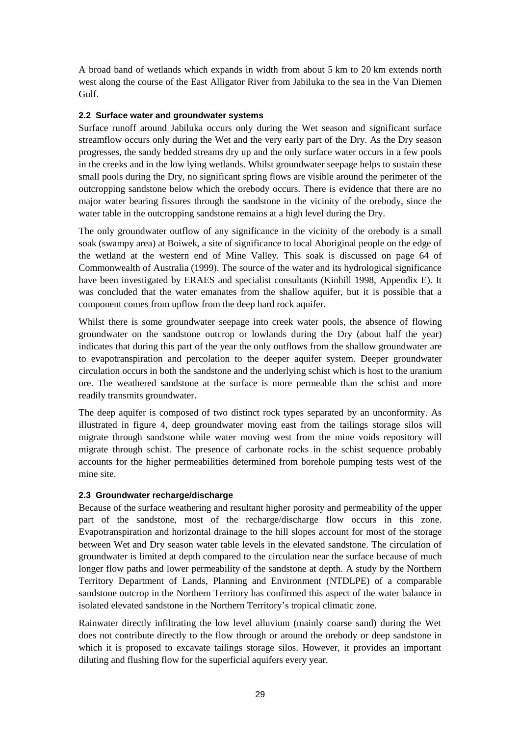A broad band of wetlands which expands in width from about 5 km to 20 km extends north west along the course of the East Alligator River from Jabiluka to the sea in the Van Diemen Gulf.

### 2.2 Surface water and groundwater systems

Surface runoff around Jabiluka occurs only during the Wet season and significant surface streamflow occurs only during the Wet and the very early part of the Dry. As the Dry season progresses, the sandy bedded streams dry up and the only surface water occurs in a few pools in the creeks and in the low lying wetlands. Whilst groundwater seepage helps to sustain these small pools during the Dry, no significant spring flows are visible around the perimeter of the outcropping sandstone below which the orebody occurs. There is evidence that there are no major water bearing fissures through the sandstone in the vicinity of the orebody, since the water table in the outcropping sandstone remains at a high level during the Dry.

The only groundwater outflow of any significance in the vicinity of the orebody is a small soak (swampy area) at Boiwek, a site of significance to local Aboriginal people on the edge of the wetland at the western end of Mine Valley. This soak is discussed on page 64 of Commonwealth of Australia (1999). The source of the water and its hydrological significance have been investigated by ERAES and specialist consultants (Kinhill 1998, Appendix E). It was concluded that the water emanates from the shallow aquifer, but it is possible that a component comes from upflow from the deep hard rock aquifer.

Whilst there is some groundwater seepage into creek water pools, the absence of flowing groundwater on the sandstone outcrop or lowlands during the Dry (about half the year) indicates that during this part of the year the only outflows from the shallow groundwater are to evapotranspiration and percolation to the deeper aquifer system. Deeper groundwater circulation occurs in both the sandstone and the underlying schist which is host to the uranium ore. The weathered sandstone at the surface is more permeable than the schist and more readily transmits groundwater.

The deep aquifer is composed of two distinct rock types separated by an unconformity. As illustrated in figure 4, deep groundwater moving east from the tailings storage silos will migrate through sandstone while water moving west from the mine voids repository will migrate through schist. The presence of carbonate rocks in the schist sequence probably accounts for the higher permeabilities determined from borehole pumping tests west of the mine site.

### 2.3 Groundwater recharge/discharge

Because of the surface weathering and resultant higher porosity and permeability of the upper part of the sandstone, most of the recharge/discharge flow occurs in this zone. Evapotranspiration and horizontal drainage to the hill slopes account for most of the storage between Wet and Dry season water table levels in the elevated sandstone. The circulation of groundwater is limited at depth compared to the circulation near the surface because of much longer flow paths and lower permeability of the sandstone at depth. A study by the Northern Territory Department of Lands, Planning and Environment (NTDLPE) of a comparable sandstone outcrop in the Northern Territory has confirmed this aspect of the water balance in isolated elevated sandstone in the Northern Territory's tropical climatic zone.

Rainwater directly infiltrating the low level alluvium (mainly coarse sand) during the Wet does not contribute directly to the flow through or around the orebody or deep sandstone in which it is proposed to excavate tailings storage silos. However, it provides an important diluting and flushing flow for the superficial aquifers every year.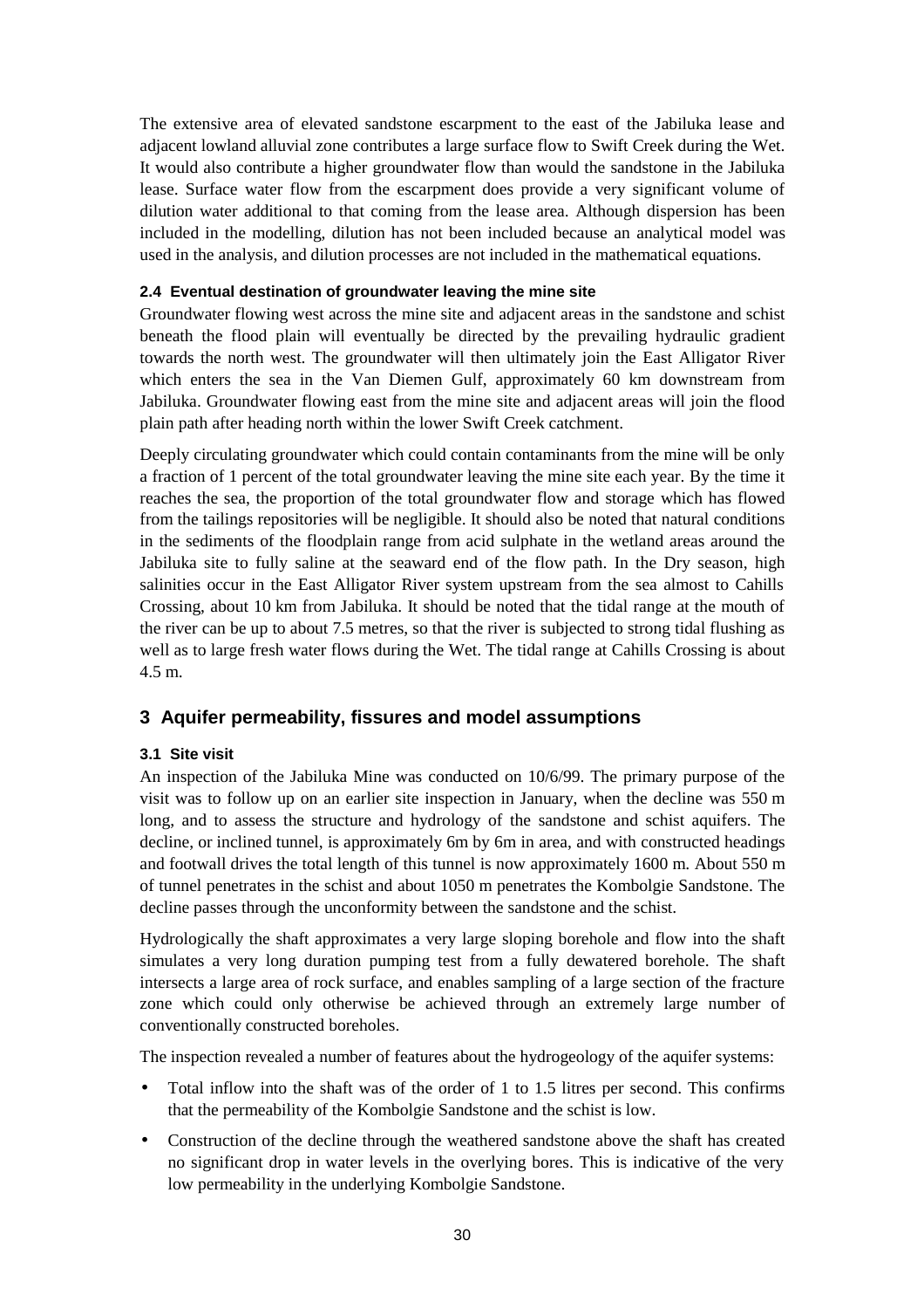The extensive area of elevated sandstone escarpment to the east of the Jabiluka lease and adjacent lowland alluvial zone contributes a large surface flow to Swift Creek during the Wet. It would also contribute a higher groundwater flow than would the sandstone in the Jabiluka lease. Surface water flow from the escarpment does provide a very significant volume of dilution water additional to that coming from the lease area. Although dispersion has been included in the modelling, dilution has not been included because an analytical model was used in the analysis, and dilution processes are not included in the mathematical equations.

### 2.4 Eventual destination of groundwater leaving the mine site

Groundwater flowing west across the mine site and adjacent areas in the sandstone and schist beneath the flood plain will eventually be directed by the prevailing hydraulic gradient towards the north west. The groundwater will then ultimately join the East Alligator River which enters the sea in the Van Diemen Gulf, approximately 60 km downstream from Jabiluka. Groundwater flowing east from the mine site and adjacent areas will join the flood plain path after heading north within the lower Swift Creek catchment.

Deeply circulating groundwater which could contain contaminants from the mine will be only a fraction of 1 percent of the total groundwater leaving the mine site each year. By the time it reaches the sea, the proportion of the total groundwater flow and storage which has flowed from the tailings repositories will be negligible. It should also be noted that natural conditions in the sediments of the floodplain range from acid sulphate in the wetland areas around the Jabiluka site to fully saline at the seaward end of the flow path. In the Dry season, high salinities occur in the East Alligator River system upstream from the sea almost to Cahills Crossing, about 10 km from Jabiluka. It should be noted that the tidal range at the mouth of the river can be up to about 7.5 metres, so that the river is subjected to strong tidal flushing as well as to large fresh water flows during the Wet. The tidal range at Cahills Crossing is about 4.5 m.

## 3 Aquifer permeability, fissures and model assumptions

### 3.1 Site visit

An inspection of the Jabiluka Mine was conducted on 10/6/99. The primary purpose of the visit was to follow up on an earlier site inspection in January, when the decline was 550 m long, and to assess the structure and hydrology of the sandstone and schist aquifers. The decline, or inclined tunnel, is approximately 6m by 6m in area, and with constructed headings and footwall drives the total length of this tunnel is now approximately 1600 m. About 550 m of tunnel penetrates in the schist and about 1050 m penetrates the Kombolgie Sandstone. The decline passes through the unconformity between the sandstone and the schist.

Hydrologically the shaft approximates a very large sloping borehole and flow into the shaft simulates a very long duration pumping test from a fully dewatered borehole. The shaft intersects a large area of rock surface, and enables sampling of a large section of the fracture zone which could only otherwise be achieved through an extremely large number of conventionally constructed boreholes.

The inspection revealed a number of features about the hydrogeology of the aquifer systems:

- Total inflow into the shaft was of the order of 1 to 1.5 litres per second. This confirms that the permeability of the Kombolgie Sandstone and the schist is low.
- Construction of the decline through the weathered sandstone above the shaft has created no significant drop in water levels in the overlying bores. This is indicative of the very low permeability in the underlying Kombolgie Sandstone.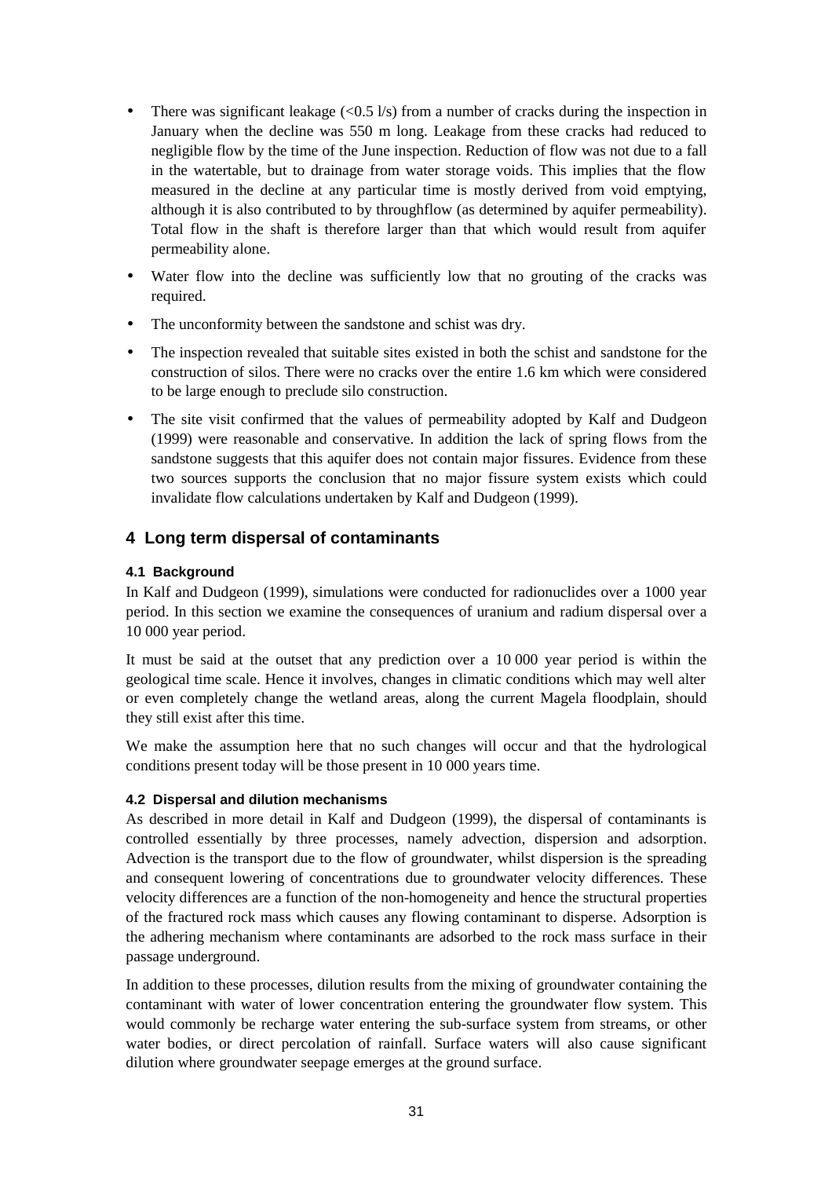- There was significant leakage (<0.5 l/s) from a number of cracks during the inspection in January when the decline was 550 m long. Leakage from these cracks had reduced to negligible flow by the time of the June inspection. Reduction of flow was not due to a fall in the watertable, but to drainage from water storage voids. This implies that the flow measured in the decline at any particular time is mostly derived from void emptying, although it is also contributed to by throughflow (as determined by aquifer permeability). Total flow in the shaft is therefore larger than that which would result from aquifer permeability alone.
- Water flow into the decline was sufficiently low that no grouting of the cracks was required.
- The unconformity between the sandstone and schist was dry.
- The inspection revealed that suitable sites existed in both the schist and sandstone for the construction of silos. There were no cracks over the entire 1.6 km which were considered to be large enough to preclude silo construction.
- The site visit confirmed that the values of permeability adopted by Kalf and Dudgeon (1999) were reasonable and conservative. In addition the lack of spring flows from the sandstone suggests that this aquifer does not contain major fissures. Evidence from these two sources supports the conclusion that no major fissure system exists which could invalidate flow calculations undertaken by Kalf and Dudgeon (1999).

## 4 Long term dispersal of contaminants

### 4.1 Background

In Kalf and Dudgeon (1999), simulations were conducted for radionuclides over a 1000 year period. In this section we examine the consequences of uranium and radium dispersal over a 10 000 year period.

It must be said at the outset that any prediction over a 10 000 year period is within the geological time scale. Hence it involves, changes in climatic conditions which may well alter or even completely change the wetland areas, along the current Magela floodplain, should they still exist after this time.

We make the assumption here that no such changes will occur and that the hydrological conditions present today will be those present in 10 000 years time.

### 4.2 Dispersal and dilution mechanisms

As described in more detail in Kalf and Dudgeon (1999), the dispersal of contaminants is controlled essentially by three processes, namely advection, dispersion and adsorption. Advection is the transport due to the flow of groundwater, whilst dispersion is the spreading and consequent lowering of concentrations due to groundwater velocity differences. These velocity differences are a function of the non-homogeneity and hence the structural properties of the fractured rock mass which causes any flowing contaminant to disperse. Adsorption is the adhering mechanism where contaminants are adsorbed to the rock mass surface in their passage underground.

In addition to these processes, dilution results from the mixing of groundwater containing the contaminant with water of lower concentration entering the groundwater flow system. This would commonly be recharge water entering the sub-surface system from streams, or other water bodies, or direct percolation of rainfall. Surface waters will also cause significant dilution where groundwater seepage emerges at the ground surface.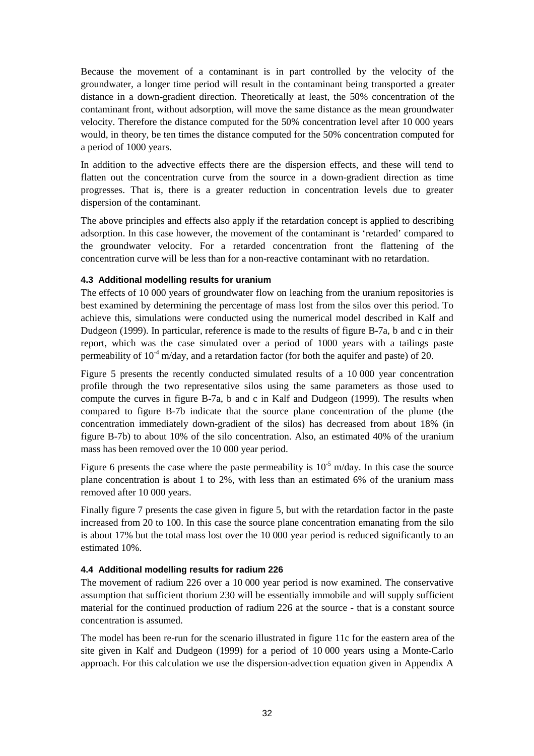Because the movement of a contaminant is in part controlled by the velocity of the groundwater, a longer time period will result in the contaminant being transported a greater distance in a down-gradient direction. Theoretically at least, the 50% concentration of the contaminant front, without adsorption, will move the same distance as the mean groundwater velocity. Therefore the distance computed for the 50% concentration level after 10 000 years would, in theory, be ten times the distance computed for the 50% concentration computed for a period of 1000 years.

In addition to the advective effects there are the dispersion effects, and these will tend to flatten out the concentration curve from the source in a down-gradient direction as time progresses. That is, there is a greater reduction in concentration levels due to greater dispersion of the contaminant.

The above principles and effects also apply if the retardation concept is applied to describing adsorption. In this case however, the movement of the contaminant is 'retarded' compared to the groundwater velocity. For a retarded concentration front the flattening of the concentration curve will be less than for a non-reactive contaminant with no retardation.

#### 4.3 Additional modelling results for uranium

The effects of 10 000 years of groundwater flow on leaching from the uranium repositories is best examined by determining the percentage of mass lost from the silos over this period. To achieve this, simulations were conducted using the numerical model described in Kalf and Dudgeon (1999). In particular, reference is made to the results of figure B-7a, b and c in their report, which was the case simulated over a period of 1000 years with a tailings paste permeability of $10^{-4}$ m/day, and a retardation factor (for both the aquifer and paste) of 20.

Figure 5 presents the recently conducted simulated results of a 10 000 year concentration profile through the two representative silos using the same parameters as those used to compute the curves in figure B-7a, b and c in Kalf and Dudgeon (1999). The results when compared to figure B-7b indicate that the source plane concentration of the plume (the concentration immediately down-gradient of the silos) has decreased from about 18% (in figure B-7b) to about 10% of the silo concentration. Also, an estimated 40% of the uranium mass has been removed over the 10 000 year period.

Figure 6 presents the case where the paste permeability is $10^{-5}$ m/day. In this case the source plane concentration is about 1 to 2%, with less than an estimated 6% of the uranium mass removed after 10 000 years.

Finally figure 7 presents the case given in figure 5, but with the retardation factor in the paste increased from 20 to 100. In this case the source plane concentration emanating from the silo is about 17% but the total mass lost over the 10 000 year period is reduced significantly to an estimated 10%.

#### 4.4 Additional modelling results for radium 226

The movement of radium 226 over a 10 000 year period is now examined. The conservative assumption that sufficient thorium 230 will be essentially immobile and will supply sufficient material for the continued production of radium 226 at the source - that is a constant source concentration is assumed.

The model has been re-run for the scenario illustrated in figure 11c for the eastern area of the site given in Kalf and Dudgeon (1999) for a period of 10 000 years using a Monte-Carlo approach. For this calculation we use the dispersion-advection equation given in Appendix A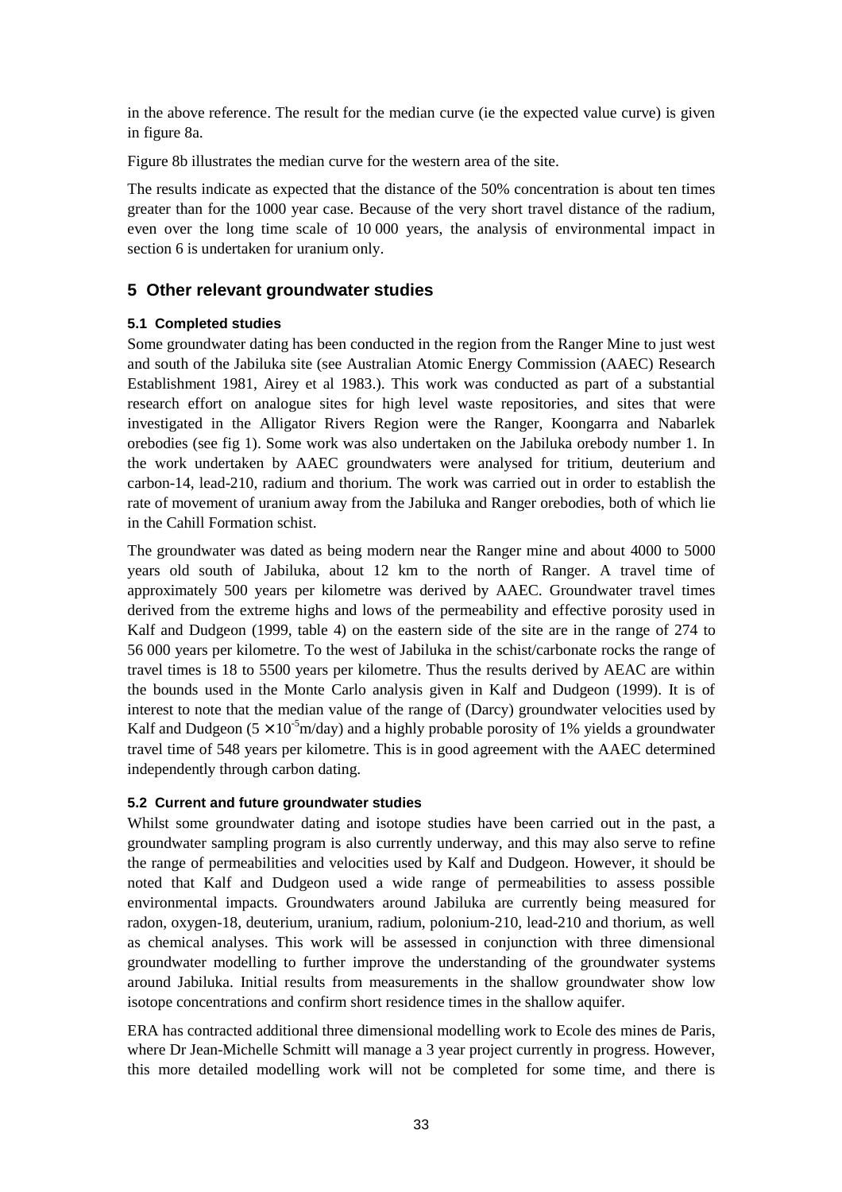in the above reference. The result for the median curve (ie the expected value curve) is given in figure 8a.

Figure 8b illustrates the median curve for the western area of the site.

The results indicate as expected that the distance of the 50% concentration is about ten times greater than for the 1000 year case. Because of the very short travel distance of the radium, even over the long time scale of 10 000 years, the analysis of environmental impact in section 6 is undertaken for uranium only.

## 5 Other relevant groundwater studies

### 5.1 Completed studies

Some groundwater dating has been conducted in the region from the Ranger Mine to just west and south of the Jabiluka site (see Australian Atomic Energy Commission (AAEC) Research Establishment 1981, Airey et al 1983.). This work was conducted as part of a substantial research effort on analogue sites for high level waste repositories, and sites that were investigated in the Alligator Rivers Region were the Ranger, Koongarra and Nabarlek orebodies (see fig 1). Some work was also undertaken on the Jabiluka orebody number 1. In the work undertaken by AAEC groundwaters were analysed for tritium, deuterium and carbon-14, lead-210, radium and thorium. The work was carried out in order to establish the rate of movement of uranium away from the Jabiluka and Ranger orebodies, both of which lie in the Cahill Formation schist.

The groundwater was dated as being modern near the Ranger mine and about 4000 to 5000 years old south of Jabiluka, about 12 km to the north of Ranger. A travel time of approximately 500 years per kilometre was derived by AAEC. Groundwater travel times derived from the extreme highs and lows of the permeability and effective porosity used in Kalf and Dudgeon (1999, table 4) on the eastern side of the site are in the range of 274 to 56 000 years per kilometre. To the west of Jabiluka in the schist/carbonate rocks the range of travel times is 18 to 5500 years per kilometre. Thus the results derived by AEAC are within the bounds used in the Monte Carlo analysis given in Kalf and Dudgeon (1999). It is of interest to note that the median value of the range of (Darcy) groundwater velocities used by Kalf and Dudgeon ($5 \times 10^{-5}$m/day) and a highly probable porosity of 1% yields a groundwater travel time of 548 years per kilometre. This is in good agreement with the AAEC determined independently through carbon dating.

### 5.2 Current and future groundwater studies

Whilst some groundwater dating and isotope studies have been carried out in the past, a groundwater sampling program is also currently underway, and this may also serve to refine the range of permeabilities and velocities used by Kalf and Dudgeon. However, it should be noted that Kalf and Dudgeon used a wide range of permeabilities to assess possible environmental impacts. Groundwaters around Jabiluka are currently being measured for radon, oxygen-18, deuterium, uranium, radium, polonium-210, lead-210 and thorium, as well as chemical analyses. This work will be assessed in conjunction with three dimensional groundwater modelling to further improve the understanding of the groundwater systems around Jabiluka. Initial results from measurements in the shallow groundwater show low isotope concentrations and confirm short residence times in the shallow aquifer.

ERA has contracted additional three dimensional modelling work to Ecole des mines de Paris, where Dr Jean-Michelle Schmitt will manage a 3 year project currently in progress. However, this more detailed modelling work will not be completed for some time, and there is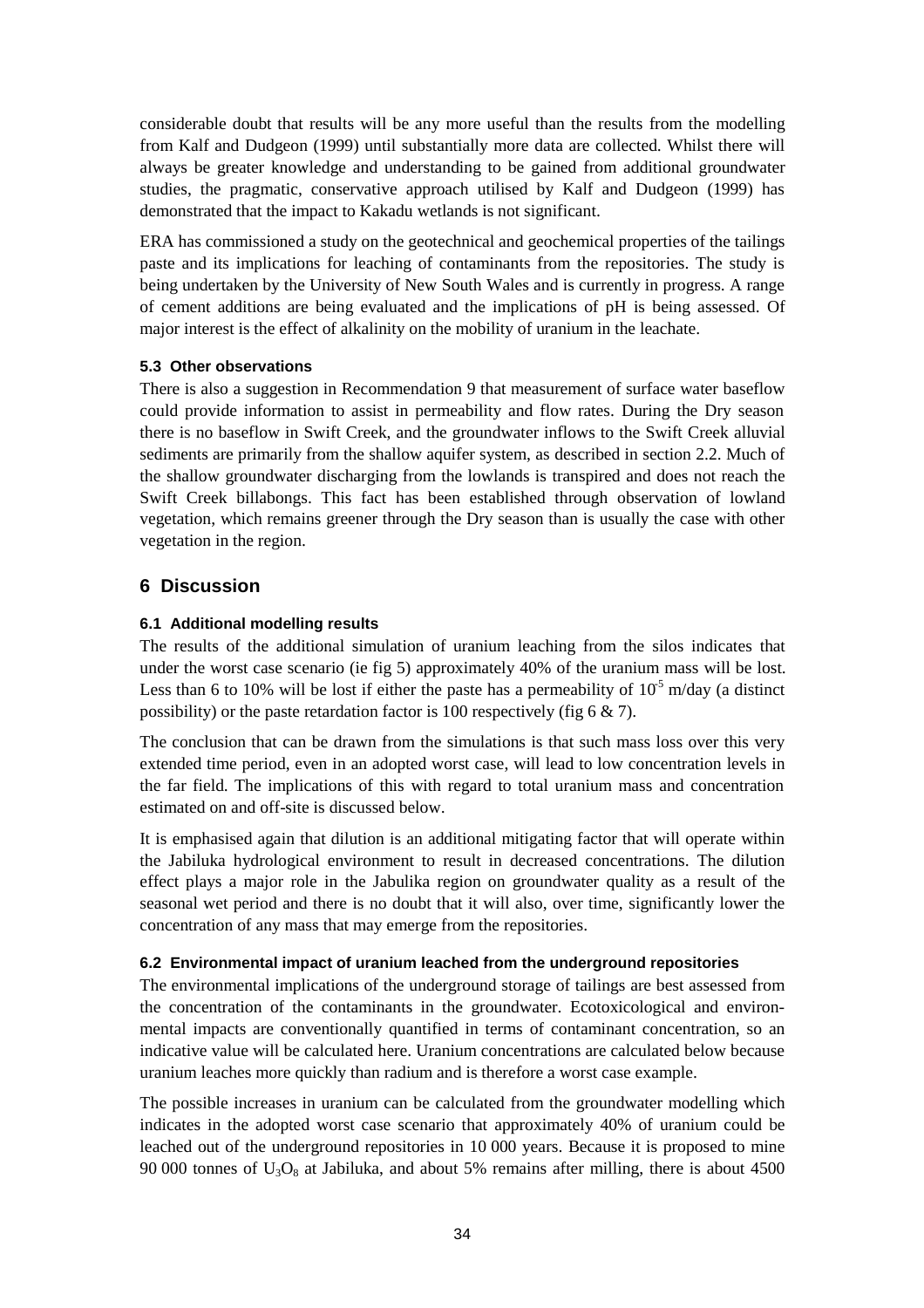considerable doubt that results will be any more useful than the results from the modelling from Kalf and Dudgeon (1999) until substantially more data are collected. Whilst there will always be greater knowledge and understanding to be gained from additional groundwater studies, the pragmatic, conservative approach utilised by Kalf and Dudgeon (1999) has demonstrated that the impact to Kakadu wetlands is not significant.

ERA has commissioned a study on the geotechnical and geochemical properties of the tailings paste and its implications for leaching of contaminants from the repositories. The study is being undertaken by the University of New South Wales and is currently in progress. A range of cement additions are being evaluated and the implications of pH is being assessed. Of major interest is the effect of alkalinity on the mobility of uranium in the leachate.

### 5.3 Other observations

There is also a suggestion in Recommendation 9 that measurement of surface water baseflow could provide information to assist in permeability and flow rates. During the Dry season there is no baseflow in Swift Creek, and the groundwater inflows to the Swift Creek alluvial sediments are primarily from the shallow aquifer system, as described in section 2.2. Much of the shallow groundwater discharging from the lowlands is transpired and does not reach the Swift Creek billabongs. This fact has been established through observation of lowland vegetation, which remains greener through the Dry season than is usually the case with other vegetation in the region.

## 6 Discussion

### 6.1 Additional modelling results

The results of the additional simulation of uranium leaching from the silos indicates that under the worst case scenario (ie fig 5) approximately 40% of the uranium mass will be lost. Less than 6 to 10% will be lost if either the paste has a permeability of $10^{-5}$ m/day (a distinct possibility) or the paste retardation factor is 100 respectively (fig 6 & 7).

The conclusion that can be drawn from the simulations is that such mass loss over this very extended time period, even in an adopted worst case, will lead to low concentration levels in the far field. The implications of this with regard to total uranium mass and concentration estimated on and off-site is discussed below.

It is emphasised again that dilution is an additional mitigating factor that will operate within the Jabiluka hydrological environment to result in decreased concentrations. The dilution effect plays a major role in the Jabulika region on groundwater quality as a result of the seasonal wet period and there is no doubt that it will also, over time, significantly lower the concentration of any mass that may emerge from the repositories.

### 6.2 Environmental impact of uranium leached from the underground repositories

The environmental implications of the underground storage of tailings are best assessed from the concentration of the contaminants in the groundwater. Ecotoxicological and environmental impacts are conventionally quantified in terms of contaminant concentration, so an indicative value will be calculated here. Uranium concentrations are calculated below because uranium leaches more quickly than radium and is therefore a worst case example.

The possible increases in uranium can be calculated from the groundwater modelling which indicates in the adopted worst case scenario that approximately 40% of uranium could be leached out of the underground repositories in 10 000 years. Because it is proposed to mine 90 000 tonnes of $U_3O_8$ at Jabiluka, and about 5% remains after milling, there is about 4500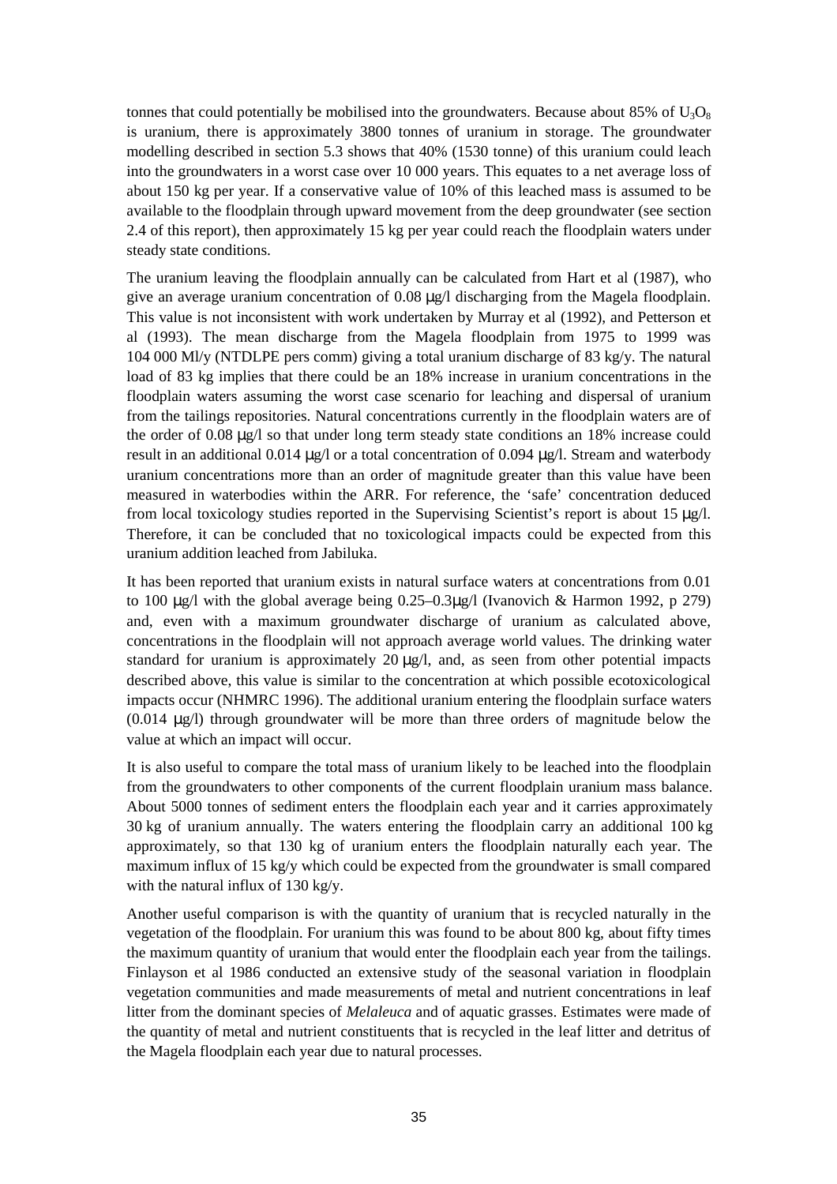tonnes that could potentially be mobilised into the groundwaters. Because about 85% of $U_3O_8$ is uranium, there is approximately 3800 tonnes of uranium in storage. The groundwater modelling described in section 5.3 shows that 40% (1530 tonne) of this uranium could leach into the groundwaters in a worst case over 10 000 years. This equates to a net average loss of about 150 kg per year. If a conservative value of 10% of this leached mass is assumed to be available to the floodplain through upward movement from the deep groundwater (see section 2.4 of this report), then approximately 15 kg per year could reach the floodplain waters under steady state conditions.

The uranium leaving the floodplain annually can be calculated from Hart et al (1987), who give an average uranium concentration of 0.08 µg/l discharging from the Magela floodplain. This value is not inconsistent with work undertaken by Murray et al (1992), and Petterson et al (1993). The mean discharge from the Magela floodplain from 1975 to 1999 was 104 000 Ml/y (NTDLPE pers comm) giving a total uranium discharge of 83 kg/y. The natural load of 83 kg implies that there could be an 18% increase in uranium concentrations in the floodplain waters assuming the worst case scenario for leaching and dispersal of uranium from the tailings repositories. Natural concentrations currently in the floodplain waters are of the order of 0.08 µg/l so that under long term steady state conditions an 18% increase could result in an additional 0.014 µg/l or a total concentration of 0.094 µg/l. Stream and waterbody uranium concentrations more than an order of magnitude greater than this value have been measured in waterbodies within the ARR. For reference, the 'safe' concentration deduced from local toxicology studies reported in the Supervising Scientist's report is about 15 µg/l. Therefore, it can be concluded that no toxicological impacts could be expected from this uranium addition leached from Jabiluka.

It has been reported that uranium exists in natural surface waters at concentrations from 0.01 to 100 µg/l with the global average being 0.25–0.3µg/l (Ivanovich & Harmon 1992, p 279) and, even with a maximum groundwater discharge of uranium as calculated above, concentrations in the floodplain will not approach average world values. The drinking water standard for uranium is approximately 20 µg/l, and, as seen from other potential impacts described above, this value is similar to the concentration at which possible ecotoxicological impacts occur (NHMRC 1996). The additional uranium entering the floodplain surface waters (0.014 µg/l) through groundwater will be more than three orders of magnitude below the value at which an impact will occur.

It is also useful to compare the total mass of uranium likely to be leached into the floodplain from the groundwaters to other components of the current floodplain uranium mass balance. About 5000 tonnes of sediment enters the floodplain each year and it carries approximately 30 kg of uranium annually. The waters entering the floodplain carry an additional 100 kg approximately, so that 130 kg of uranium enters the floodplain naturally each year. The maximum influx of 15 kg/y which could be expected from the groundwater is small compared with the natural influx of 130 kg/y.

Another useful comparison is with the quantity of uranium that is recycled naturally in the vegetation of the floodplain. For uranium this was found to be about 800 kg, about fifty times the maximum quantity of uranium that would enter the floodplain each year from the tailings. Finlayson et al 1986 conducted an extensive study of the seasonal variation in floodplain vegetation communities and made measurements of metal and nutrient concentrations in leaf litter from the dominant species of *Melaleuca* and of aquatic grasses. Estimates were made of the quantity of metal and nutrient constituents that is recycled in the leaf litter and detritus of the Magela floodplain each year due to natural processes.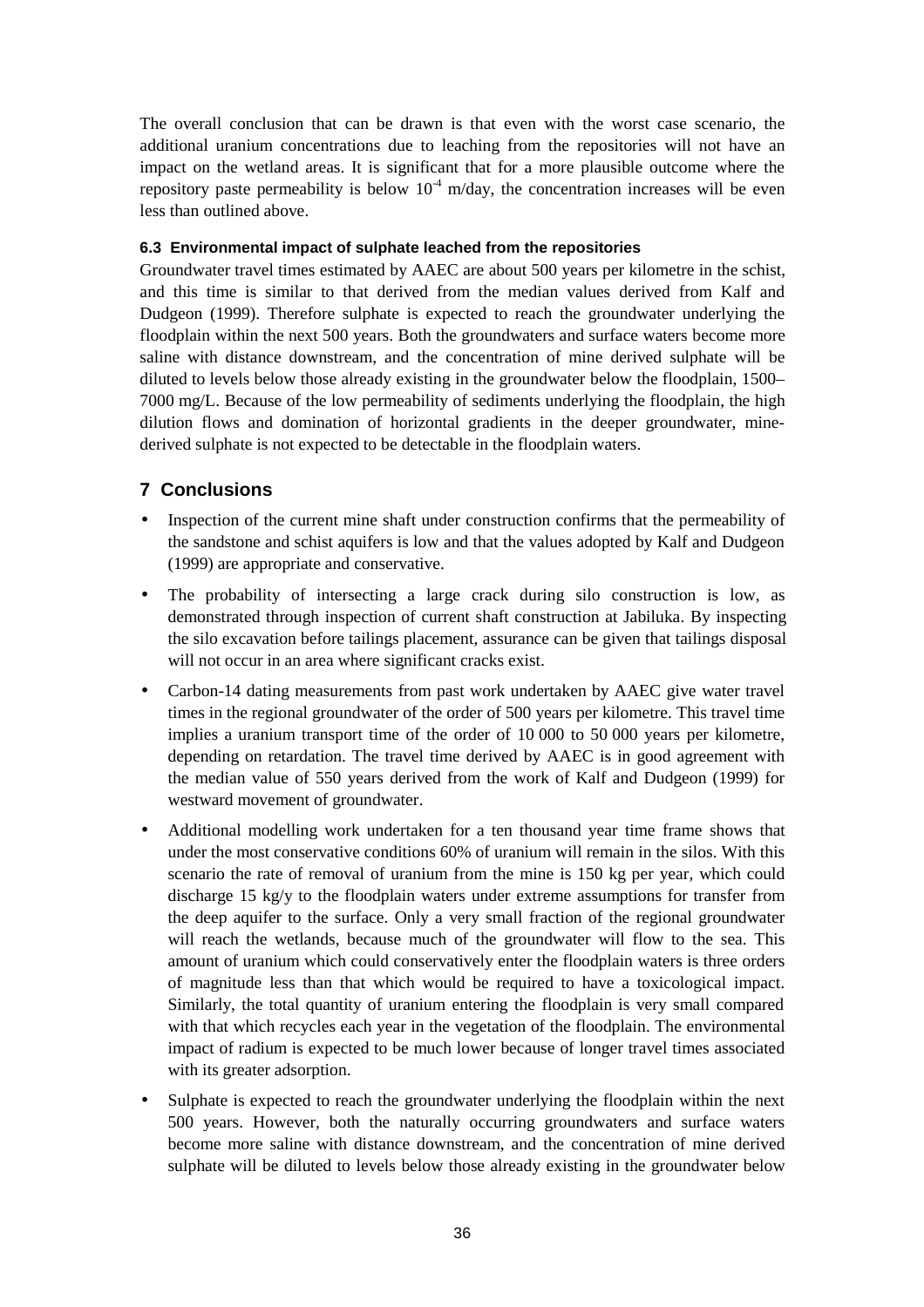The overall conclusion that can be drawn is that even with the worst case scenario, the additional uranium concentrations due to leaching from the repositories will not have an impact on the wetland areas. It is significant that for a more plausible outcome where the repository paste permeability is below $10^{-4}$ m/day, the concentration increases will be even less than outlined above.

### 6.3 Environmental impact of sulphate leached from the repositories

Groundwater travel times estimated by AAEC are about 500 years per kilometre in the schist, and this time is similar to that derived from the median values derived from Kalf and Dudgeon (1999). Therefore sulphate is expected to reach the groundwater underlying the floodplain within the next 500 years. Both the groundwaters and surface waters become more saline with distance downstream, and the concentration of mine derived sulphate will be diluted to levels below those already existing in the groundwater below the floodplain, 1500–7000 mg/L. Because of the low permeability of sediments underlying the floodplain, the high dilution flows and domination of horizontal gradients in the deeper groundwater, mine-derived sulphate is not expected to be detectable in the floodplain waters.

## 7 Conclusions

- Inspection of the current mine shaft under construction confirms that the permeability of the sandstone and schist aquifers is low and that the values adopted by Kalf and Dudgeon (1999) are appropriate and conservative.
- The probability of intersecting a large crack during silo construction is low, as demonstrated through inspection of current shaft construction at Jabiluka. By inspecting the silo excavation before tailings placement, assurance can be given that tailings disposal will not occur in an area where significant cracks exist.
- Carbon-14 dating measurements from past work undertaken by AAEC give water travel times in the regional groundwater of the order of 500 years per kilometre. This travel time implies a uranium transport time of the order of 10 000 to 50 000 years per kilometre, depending on retardation. The travel time derived by AAEC is in good agreement with the median value of 550 years derived from the work of Kalf and Dudgeon (1999) for westward movement of groundwater.
- Additional modelling work undertaken for a ten thousand year time frame shows that under the most conservative conditions 60% of uranium will remain in the silos. With this scenario the rate of removal of uranium from the mine is 150 kg per year, which could discharge 15 kg/y to the floodplain waters under extreme assumptions for transfer from the deep aquifer to the surface. Only a very small fraction of the regional groundwater will reach the wetlands, because much of the groundwater will flow to the sea. This amount of uranium which could conservatively enter the floodplain waters is three orders of magnitude less than that which would be required to have a toxicological impact. Similarly, the total quantity of uranium entering the floodplain is very small compared with that which recycles each year in the vegetation of the floodplain. The environmental impact of radium is expected to be much lower because of longer travel times associated with its greater adsorption.
- Sulphate is expected to reach the groundwater underlying the floodplain within the next 500 years. However, both the naturally occurring groundwaters and surface waters become more saline with distance downstream, and the concentration of mine derived sulphate will be diluted to levels below those already existing in the groundwater below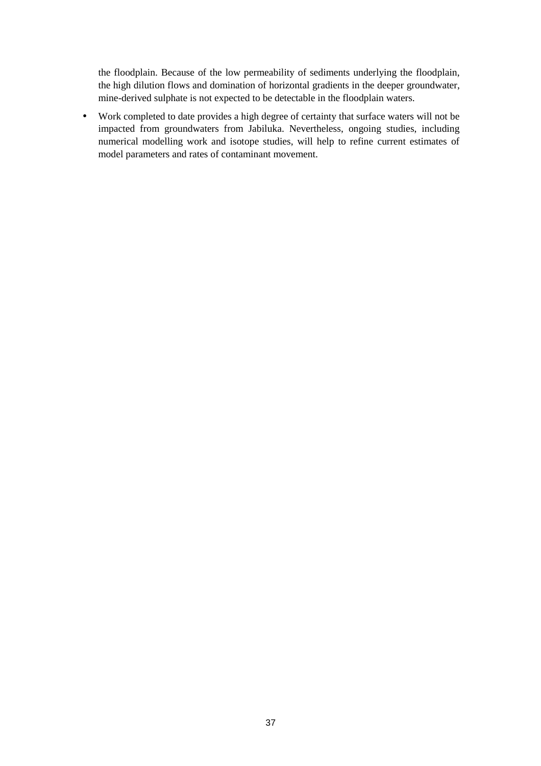the floodplain. Because of the low permeability of sediments underlying the floodplain, the high dilution flows and domination of horizontal gradients in the deeper groundwater, mine-derived sulphate is not expected to be detectable in the floodplain waters.

- Work completed to date provides a high degree of certainty that surface waters will not be impacted from groundwaters from Jabiluka. Nevertheless, ongoing studies, including numerical modelling work and isotope studies, will help to refine current estimates of model parameters and rates of contaminant movement.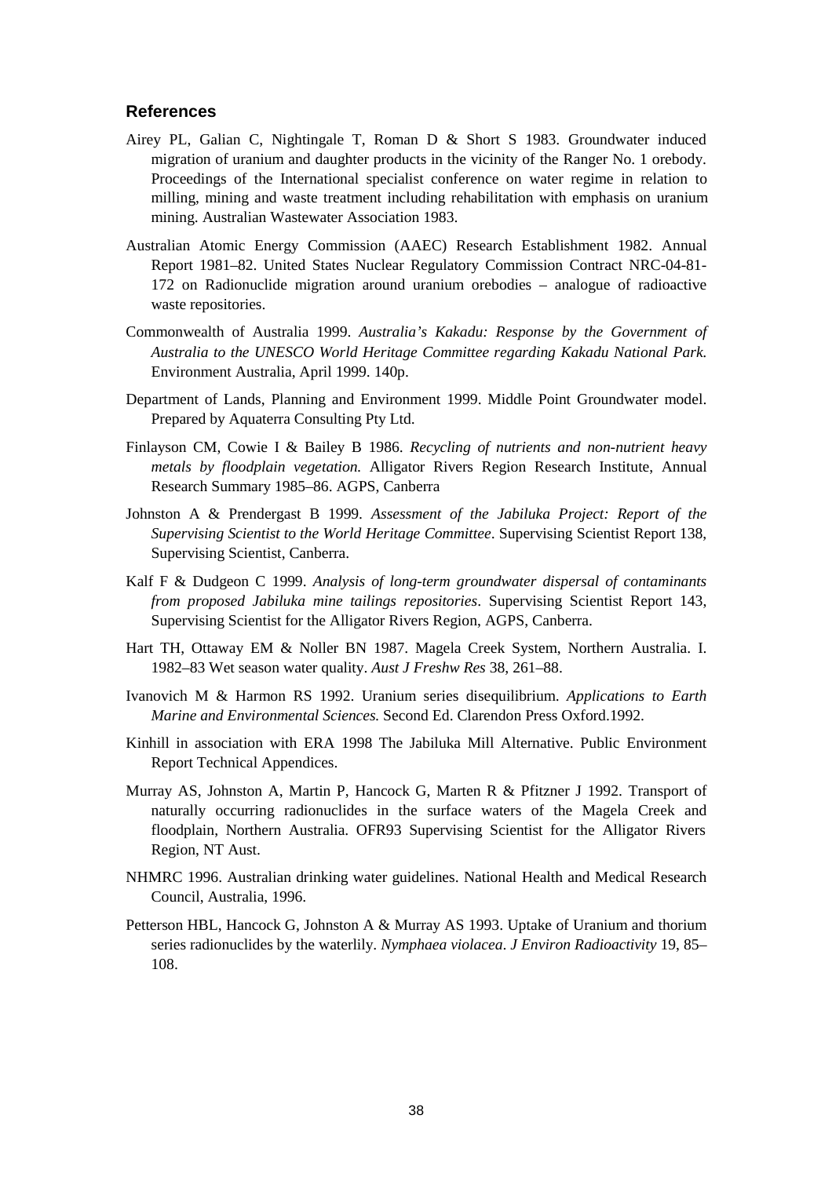## References

Airey PL, Galian C, Nightingale T, Roman D & Short S 1983. Groundwater induced migration of uranium and daughter products in the vicinity of the Ranger No. 1 orebody. Proceedings of the International specialist conference on water regime in relation to milling, mining and waste treatment including rehabilitation with emphasis on uranium mining. Australian Wastewater Association 1983.

Australian Atomic Energy Commission (AAEC) Research Establishment 1982. Annual Report 1981–82. United States Nuclear Regulatory Commission Contract NRC-04-81-172 on Radionuclide migration around uranium orebodies – analogue of radioactive waste repositories.

Commonwealth of Australia 1999. *Australia's Kakadu: Response by the Government of Australia to the UNESCO World Heritage Committee regarding Kakadu National Park.* Environment Australia, April 1999. 140p.

Department of Lands, Planning and Environment 1999. Middle Point Groundwater model. Prepared by Aquaterra Consulting Pty Ltd.

Finlayson CM, Cowie I & Bailey B 1986. *Recycling of nutrients and non-nutrient heavy metals by floodplain vegetation.* Alligator Rivers Region Research Institute, Annual Research Summary 1985–86. AGPS, Canberra

Johnston A & Prendergast B 1999. *Assessment of the Jabiluka Project: Report of the Supervising Scientist to the World Heritage Committee*. Supervising Scientist Report 138, Supervising Scientist, Canberra.

Kalf F & Dudgeon C 1999. *Analysis of long-term groundwater dispersal of contaminants from proposed Jabiluka mine tailings repositories*. Supervising Scientist Report 143, Supervising Scientist for the Alligator Rivers Region, AGPS, Canberra.

Hart TH, Ottaway EM & Noller BN 1987. Magela Creek System, Northern Australia. I. 1982–83 Wet season water quality. *Aust J Freshw Res* 38, 261–88.

Ivanovich M & Harmon RS 1992. Uranium series disequilibrium. *Applications to Earth Marine and Environmental Sciences.* Second Ed. Clarendon Press Oxford.1992.

Kinhill in association with ERA 1998 The Jabiluka Mill Alternative. Public Environment Report Technical Appendices.

Murray AS, Johnston A, Martin P, Hancock G, Marten R & Pfitzner J 1992. Transport of naturally occurring radionuclides in the surface waters of the Magela Creek and floodplain, Northern Australia. OFR93 Supervising Scientist for the Alligator Rivers Region, NT Aust.

NHMRC 1996. Australian drinking water guidelines. National Health and Medical Research Council, Australia, 1996.

Petterson HBL, Hancock G, Johnston A & Murray AS 1993. Uptake of Uranium and thorium series radionuclides by the waterlily. *Nymphaea violacea*. *J Environ Radioactivity* 19, 85–108.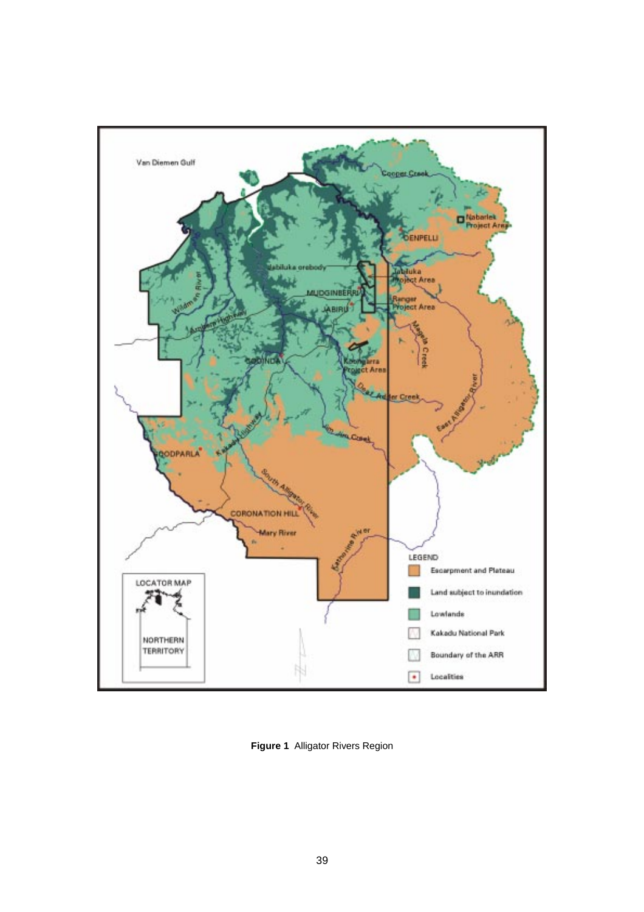**Figure 1** Alligator Rivers Region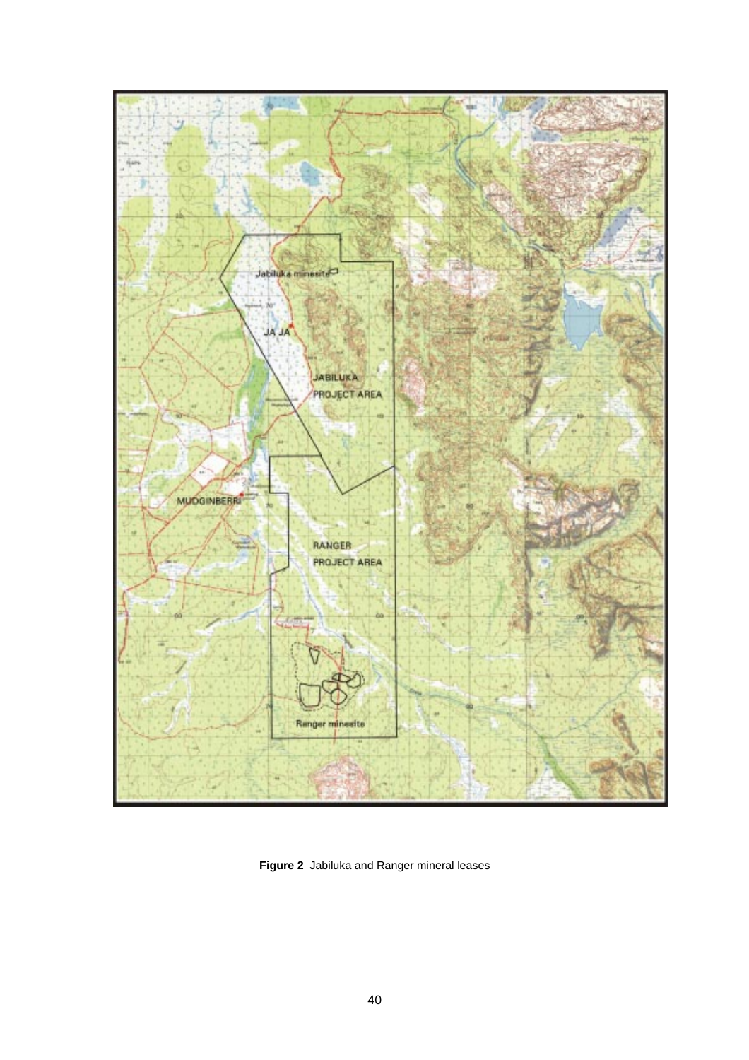**Figure 2** Jabiluka and Ranger mineral leases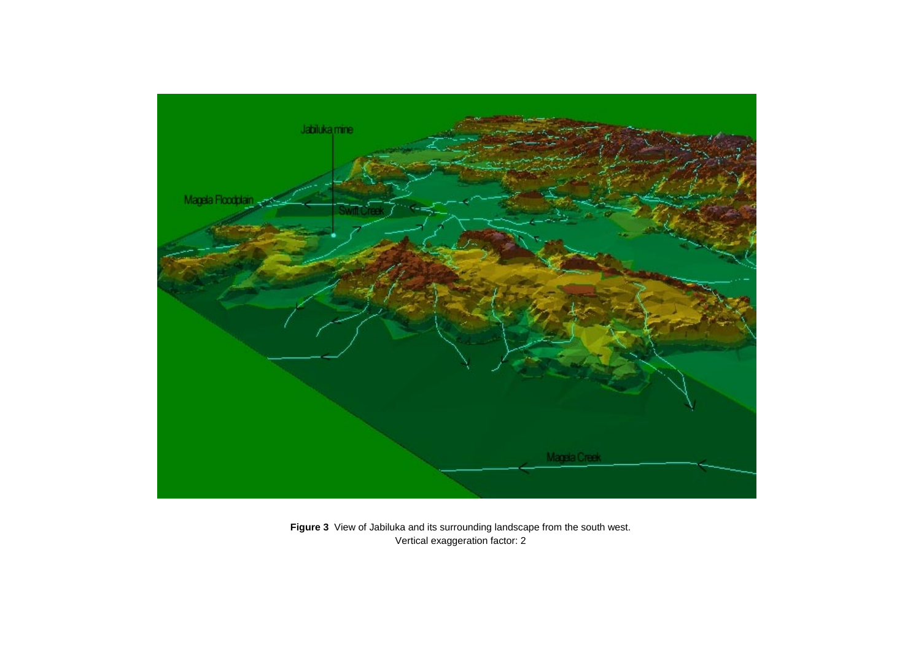**Figure 3** View of Jabiluka and its surrounding landscape from the south west.
Vertical exaggeration factor: 2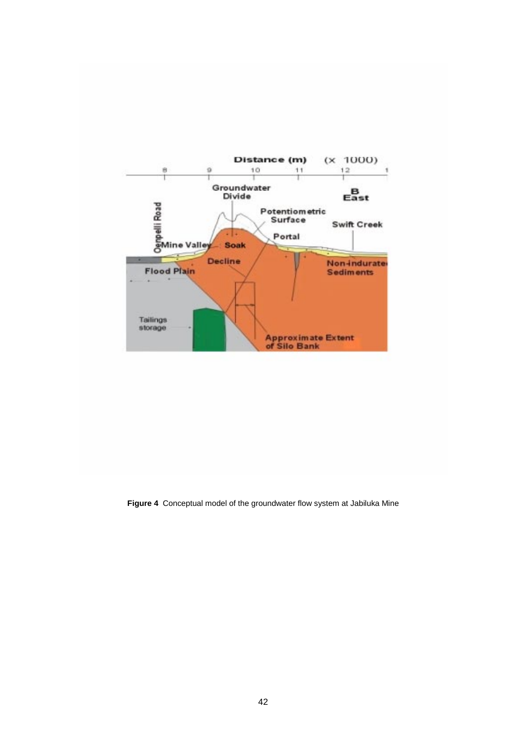**Figure 4** Conceptual model of the groundwater flow system at Jabiluka Mine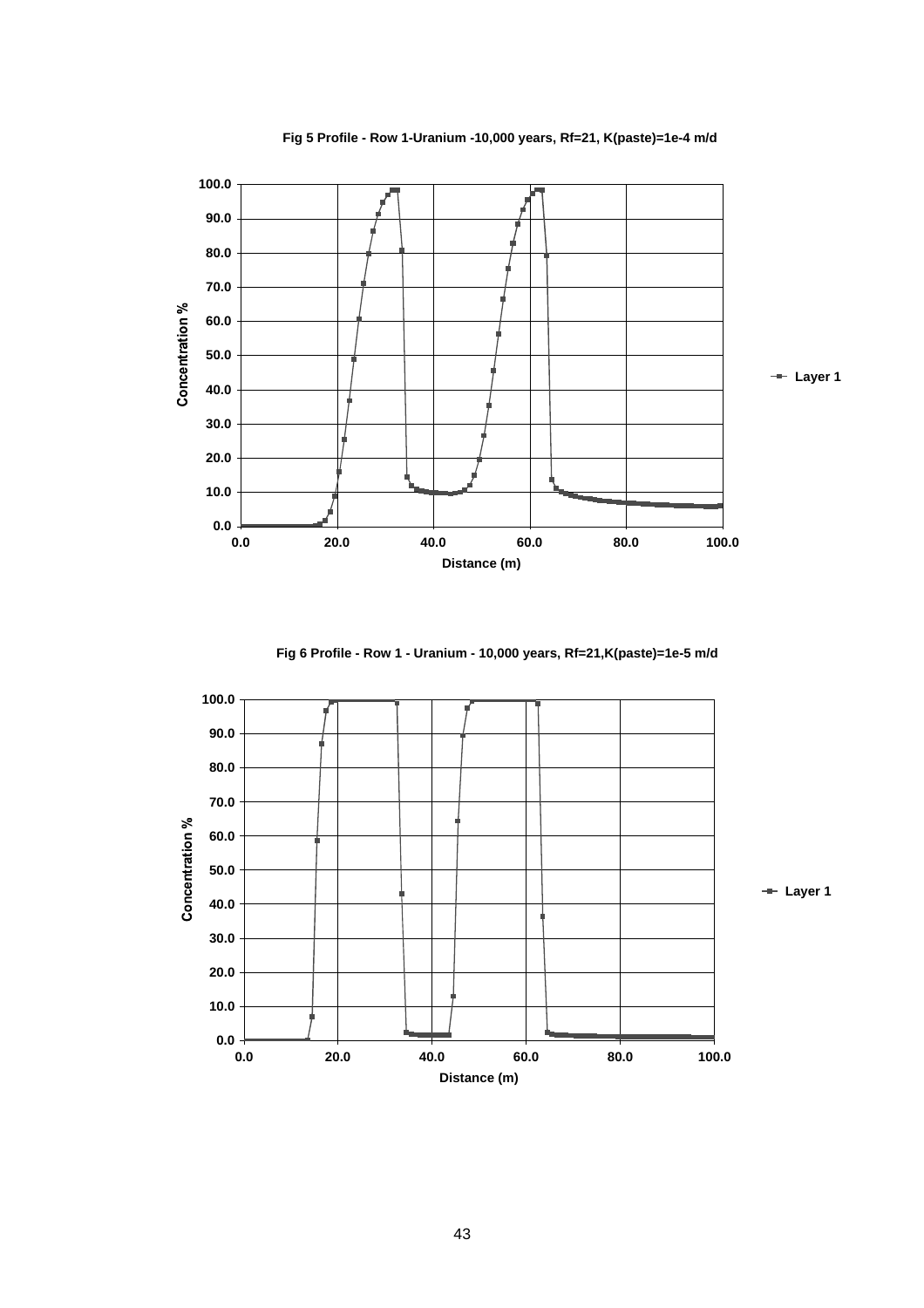**Fig 5 Profile - Row 1-Uranium -10,000 years, Rf=21, K(paste)=1e-4 m/d**

**Fig 6 Profile - Row 1 - Uranium - 10,000 years, Rf=21,K(paste)=1e-5 m/d**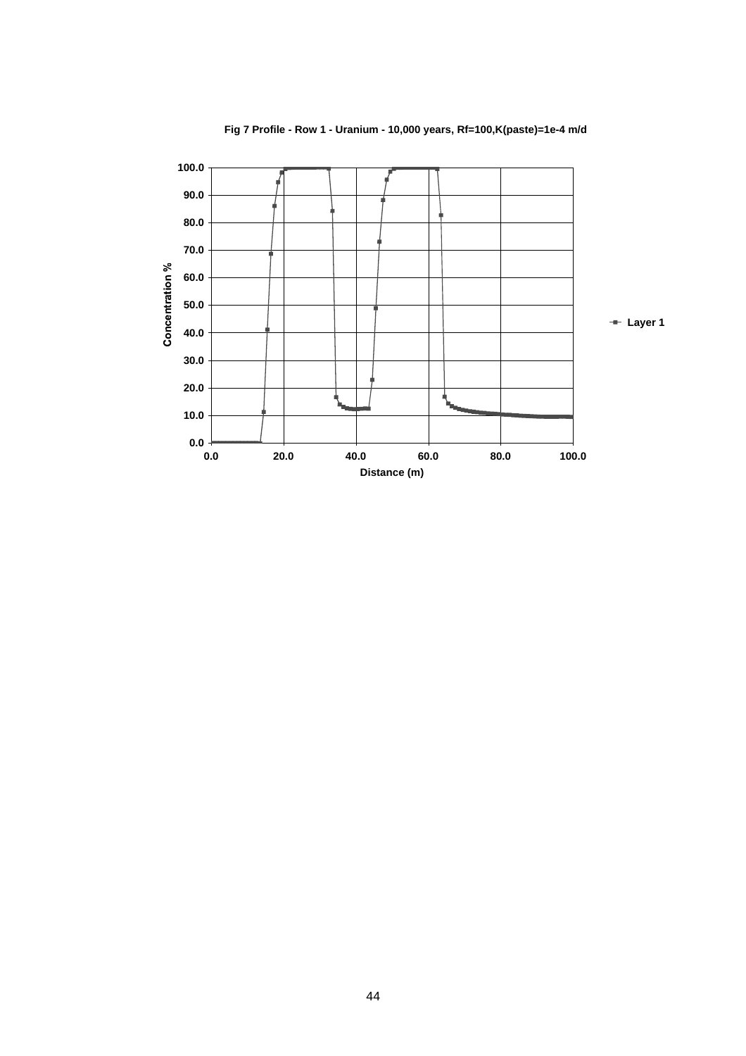**Fig 7 Profile - Row 1 - Uranium - 10,000 years, Rf=100,K(paste)=1e-4 m/d**

Concentration %

Distance (m)

Layer 1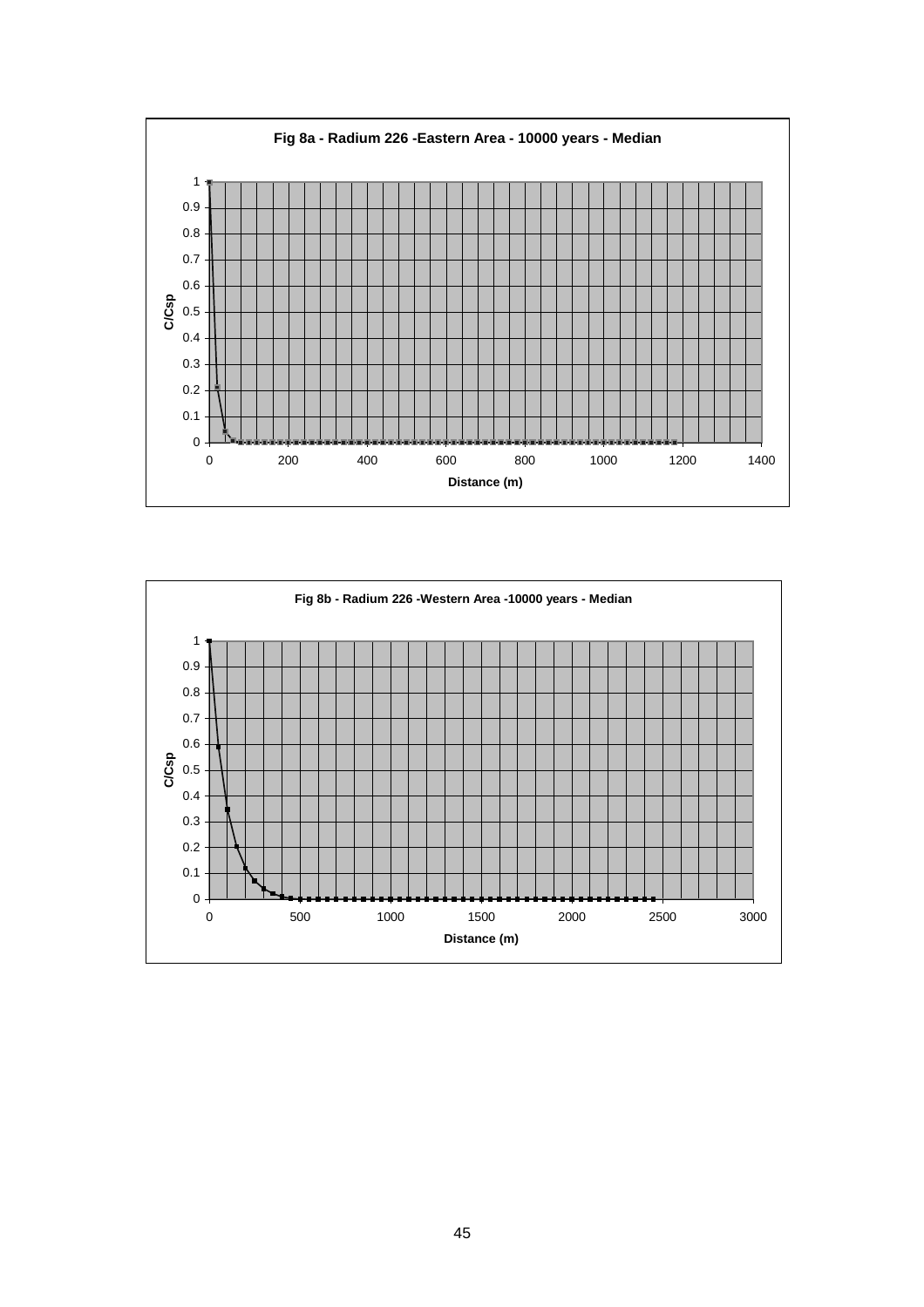**Fig 8a - Radium 226 -Eastern Area - 10000 years - Median**

**Fig 8b - Radium 226 -Western Area -10000 years - Median**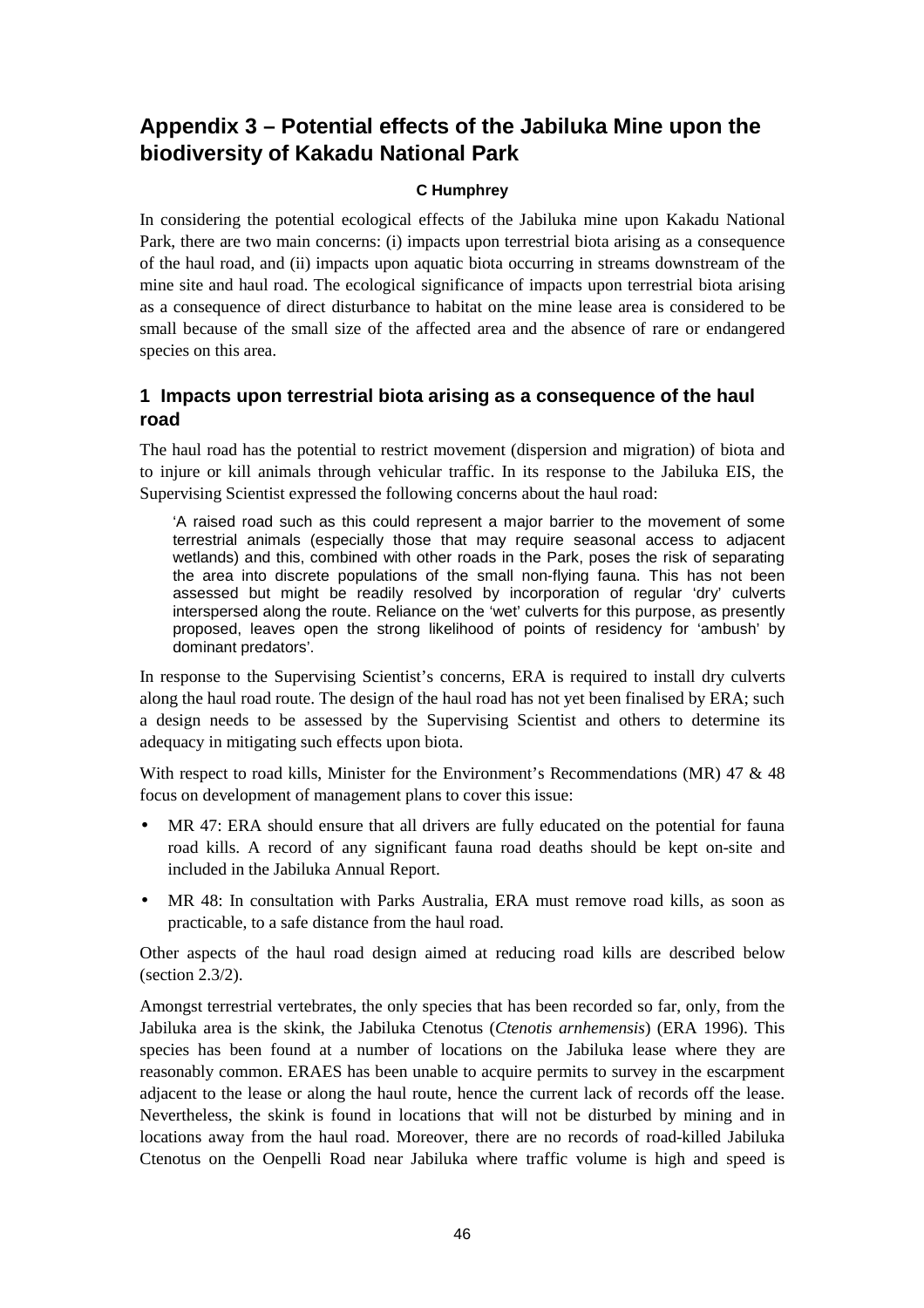# Appendix 3 – Potential effects of the Jabiluka Mine upon the biodiversity of Kakadu National Park

**C Humphrey**

In considering the potential ecological effects of the Jabiluka mine upon Kakadu National Park, there are two main concerns: (i) impacts upon terrestrial biota arising as a consequence of the haul road, and (ii) impacts upon aquatic biota occurring in streams downstream of the mine site and haul road. The ecological significance of impacts upon terrestrial biota arising as a consequence of direct disturbance to habitat on the mine lease area is considered to be small because of the small size of the affected area and the absence of rare or endangered species on this area.

## 1 Impacts upon terrestrial biota arising as a consequence of the haul road

The haul road has the potential to restrict movement (dispersion and migration) of biota and to injure or kill animals through vehicular traffic. In its response to the Jabiluka EIS, the Supervising Scientist expressed the following concerns about the haul road:

> 'A raised road such as this could represent a major barrier to the movement of some terrestrial animals (especially those that may require seasonal access to adjacent wetlands) and this, combined with other roads in the Park, poses the risk of separating the area into discrete populations of the small non-flying fauna. This has not been assessed but might be readily resolved by incorporation of regular 'dry' culverts interspersed along the route. Reliance on the 'wet' culverts for this purpose, as presently proposed, leaves open the strong likelihood of points of residency for 'ambush' by dominant predators'.

In response to the Supervising Scientist's concerns, ERA is required to install dry culverts along the haul road route. The design of the haul road has not yet been finalised by ERA; such a design needs to be assessed by the Supervising Scientist and others to determine its adequacy in mitigating such effects upon biota.

With respect to road kills, Minister for the Environment's Recommendations (MR) 47 & 48 focus on development of management plans to cover this issue:

- MR 47: ERA should ensure that all drivers are fully educated on the potential for fauna road kills. A record of any significant fauna road deaths should be kept on-site and included in the Jabiluka Annual Report.
- MR 48: In consultation with Parks Australia, ERA must remove road kills, as soon as practicable, to a safe distance from the haul road.

Other aspects of the haul road design aimed at reducing road kills are described below (section 2.3/2).

Amongst terrestrial vertebrates, the only species that has been recorded so far, only, from the Jabiluka area is the skink, the Jabiluka Ctenotus (*Ctenotis arnhemensis*) (ERA 1996). This species has been found at a number of locations on the Jabiluka lease where they are reasonably common. ERAES has been unable to acquire permits to survey in the escarpment adjacent to the lease or along the haul route, hence the current lack of records off the lease. Nevertheless, the skink is found in locations that will not be disturbed by mining and in locations away from the haul road. Moreover, there are no records of road-killed Jabiluka Ctenotus on the Oenpelli Road near Jabiluka where traffic volume is high and speed is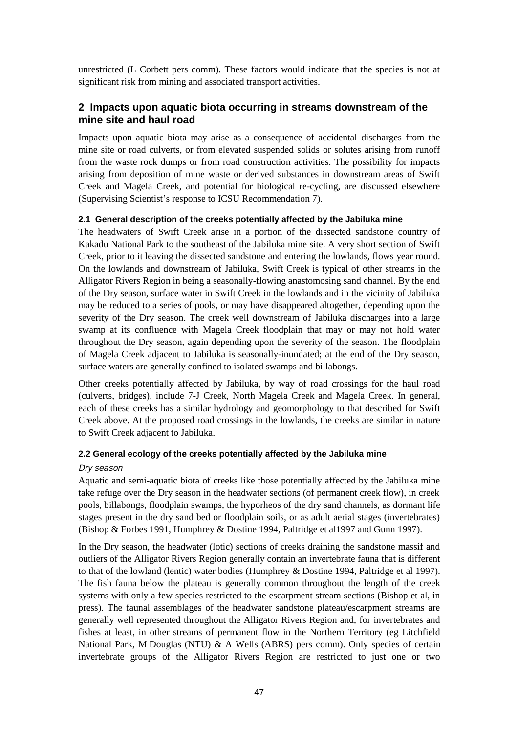unrestricted (L Corbett pers comm). These factors would indicate that the species is not at significant risk from mining and associated transport activities.

## 2 Impacts upon aquatic biota occurring in streams downstream of the mine site and haul road

Impacts upon aquatic biota may arise as a consequence of accidental discharges from the mine site or road culverts, or from elevated suspended solids or solutes arising from runoff from the waste rock dumps or from road construction activities. The possibility for impacts arising from deposition of mine waste or derived substances in downstream areas of Swift Creek and Magela Creek, and potential for biological re-cycling, are discussed elsewhere (Supervising Scientist's response to ICSU Recommendation 7).

### 2.1 General description of the creeks potentially affected by the Jabiluka mine

The headwaters of Swift Creek arise in a portion of the dissected sandstone country of Kakadu National Park to the southeast of the Jabiluka mine site. A very short section of Swift Creek, prior to it leaving the dissected sandstone and entering the lowlands, flows year round. On the lowlands and downstream of Jabiluka, Swift Creek is typical of other streams in the Alligator Rivers Region in being a seasonally-flowing anastomosing sand channel. By the end of the Dry season, surface water in Swift Creek in the lowlands and in the vicinity of Jabiluka may be reduced to a series of pools, or may have disappeared altogether, depending upon the severity of the Dry season. The creek well downstream of Jabiluka discharges into a large swamp at its confluence with Magela Creek floodplain that may or may not hold water throughout the Dry season, again depending upon the severity of the season. The floodplain of Magela Creek adjacent to Jabiluka is seasonally-inundated; at the end of the Dry season, surface waters are generally confined to isolated swamps and billabongs.

Other creeks potentially affected by Jabiluka, by way of road crossings for the haul road (culverts, bridges), include 7-J Creek, North Magela Creek and Magela Creek. In general, each of these creeks has a similar hydrology and geomorphology to that described for Swift Creek above. At the proposed road crossings in the lowlands, the creeks are similar in nature to Swift Creek adjacent to Jabiluka.

### 2.2 General ecology of the creeks potentially affected by the Jabiluka mine

*Dry season*

Aquatic and semi-aquatic biota of creeks like those potentially affected by the Jabiluka mine take refuge over the Dry season in the headwater sections (of permanent creek flow), in creek pools, billabongs, floodplain swamps, the hyporheos of the dry sand channels, as dormant life stages present in the dry sand bed or floodplain soils, or as adult aerial stages (invertebrates) (Bishop & Forbes 1991, Humphrey & Dostine 1994, Paltridge et al1997 and Gunn 1997).

In the Dry season, the headwater (lotic) sections of creeks draining the sandstone massif and outliers of the Alligator Rivers Region generally contain an invertebrate fauna that is different to that of the lowland (lentic) water bodies (Humphrey & Dostine 1994, Paltridge et al 1997). The fish fauna below the plateau is generally common throughout the length of the creek systems with only a few species restricted to the escarpment stream sections (Bishop et al, in press). The faunal assemblages of the headwater sandstone plateau/escarpment streams are generally well represented throughout the Alligator Rivers Region and, for invertebrates and fishes at least, in other streams of permanent flow in the Northern Territory (eg Litchfield National Park, M Douglas (NTU) & A Wells (ABRS) pers comm). Only species of certain invertebrate groups of the Alligator Rivers Region are restricted to just one or two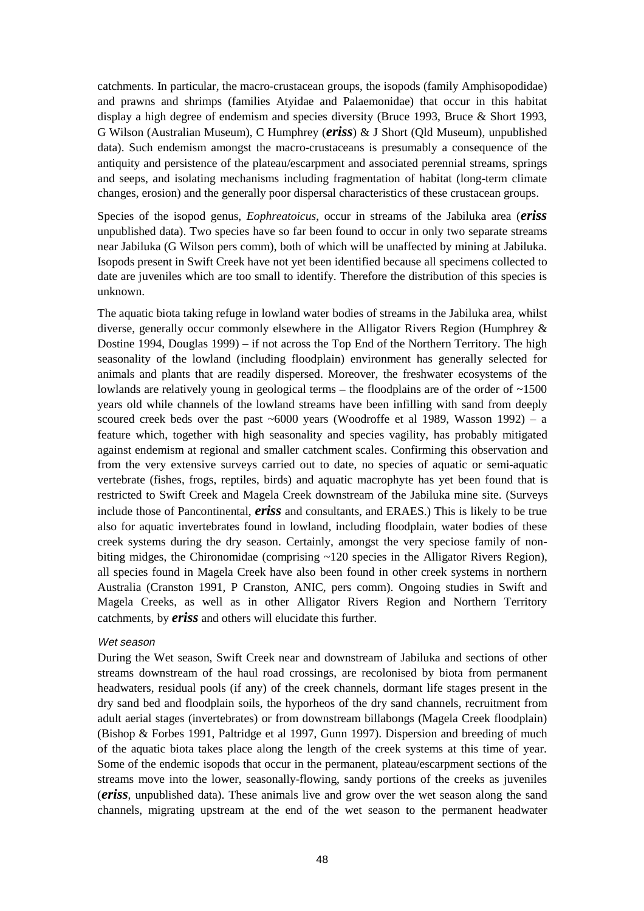catchments. In particular, the macro-crustacean groups, the isopods (family Amphisopodidae) and prawns and shrimps (families Atyidae and Palaemonidae) that occur in this habitat display a high degree of endemism and species diversity (Bruce 1993, Bruce & Short 1993, G Wilson (Australian Museum), C Humphrey (***eriss***) & J Short (Qld Museum), unpublished data). Such endemism amongst the macro-crustaceans is presumably a consequence of the antiquity and persistence of the plateau/escarpment and associated perennial streams, springs and seeps, and isolating mechanisms including fragmentation of habitat (long-term climate changes, erosion) and the generally poor dispersal characteristics of these crustacean groups.

Species of the isopod genus, *Eophreatoicus*, occur in streams of the Jabiluka area (***eriss*** unpublished data). Two species have so far been found to occur in only two separate streams near Jabiluka (G Wilson pers comm), both of which will be unaffected by mining at Jabiluka. Isopods present in Swift Creek have not yet been identified because all specimens collected to date are juveniles which are too small to identify. Therefore the distribution of this species is unknown.

The aquatic biota taking refuge in lowland water bodies of streams in the Jabiluka area, whilst diverse, generally occur commonly elsewhere in the Alligator Rivers Region (Humphrey & Dostine 1994, Douglas 1999) – if not across the Top End of the Northern Territory. The high seasonality of the lowland (including floodplain) environment has generally selected for animals and plants that are readily dispersed. Moreover, the freshwater ecosystems of the lowlands are relatively young in geological terms – the floodplains are of the order of ~1500 years old while channels of the lowland streams have been infilling with sand from deeply scoured creek beds over the past ~6000 years (Woodroffe et al 1989, Wasson 1992) – a feature which, together with high seasonality and species vagility, has probably mitigated against endemism at regional and smaller catchment scales. Confirming this observation and from the very extensive surveys carried out to date, no species of aquatic or semi-aquatic vertebrate (fishes, frogs, reptiles, birds) and aquatic macrophyte has yet been found that is restricted to Swift Creek and Magela Creek downstream of the Jabiluka mine site. (Surveys include those of Pancontinental, ***eriss*** and consultants, and ERAES.) This is likely to be true also for aquatic invertebrates found in lowland, including floodplain, water bodies of these creek systems during the dry season. Certainly, amongst the very speciose family of non-biting midges, the Chironomidae (comprising ~120 species in the Alligator Rivers Region), all species found in Magela Creek have also been found in other creek systems in northern Australia (Cranston 1991, P Cranston, ANIC, pers comm). Ongoing studies in Swift and Magela Creeks, as well as in other Alligator Rivers Region and Northern Territory catchments, by ***eriss*** and others will elucidate this further.

#### *Wet season*

During the Wet season, Swift Creek near and downstream of Jabiluka and sections of other streams downstream of the haul road crossings, are recolonised by biota from permanent headwaters, residual pools (if any) of the creek channels, dormant life stages present in the dry sand bed and floodplain soils, the hyporheos of the dry sand channels, recruitment from adult aerial stages (invertebrates) or from downstream billabongs (Magela Creek floodplain) (Bishop & Forbes 1991, Paltridge et al 1997, Gunn 1997). Dispersion and breeding of much of the aquatic biota takes place along the length of the creek systems at this time of year. Some of the endemic isopods that occur in the permanent, plateau/escarpment sections of the streams move into the lower, seasonally-flowing, sandy portions of the creeks as juveniles (***eriss***, unpublished data). These animals live and grow over the wet season along the sand channels, migrating upstream at the end of the wet season to the permanent headwater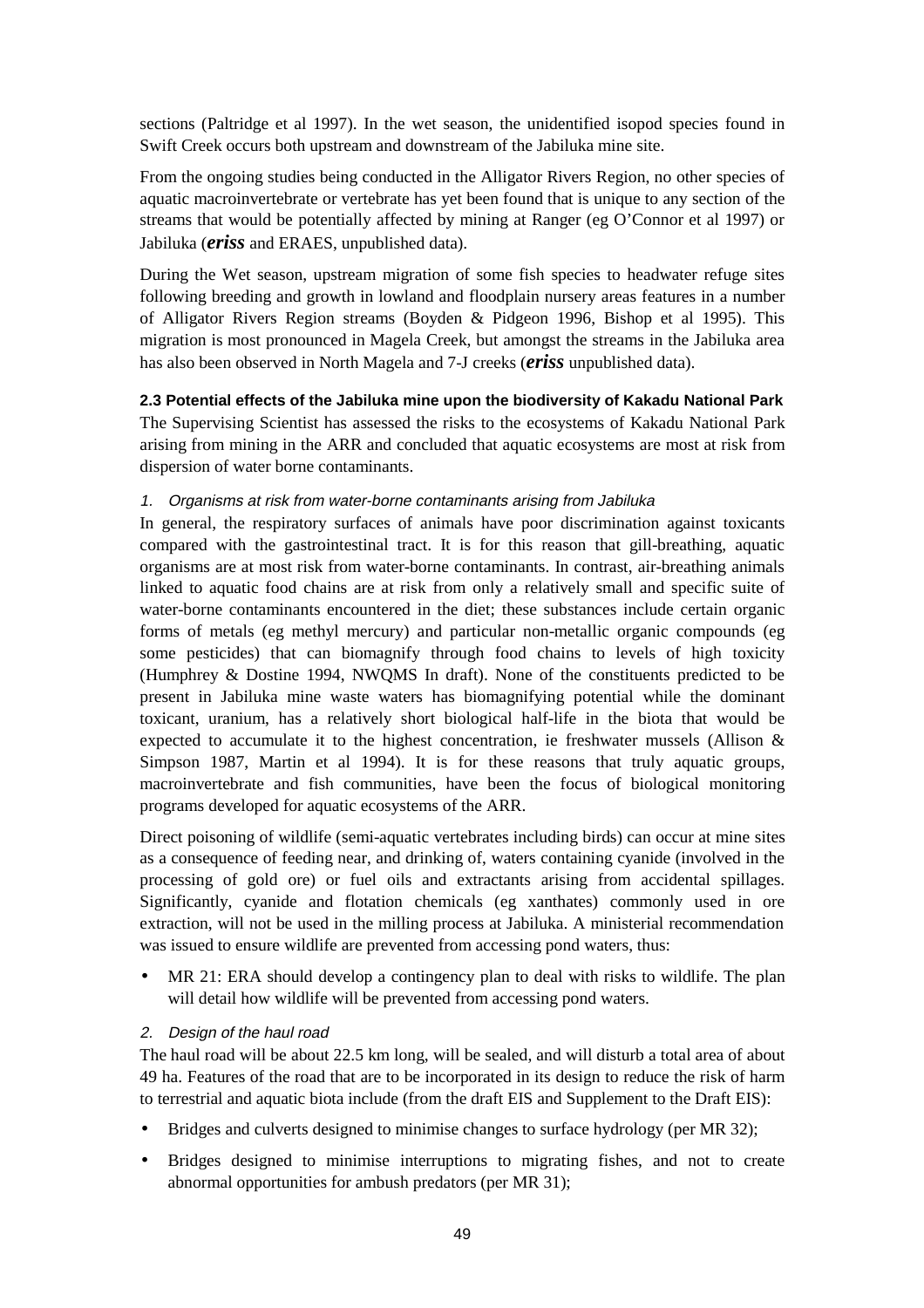sections (Paltridge et al 1997). In the wet season, the unidentified isopod species found in Swift Creek occurs both upstream and downstream of the Jabiluka mine site.

From the ongoing studies being conducted in the Alligator Rivers Region, no other species of aquatic macroinvertebrate or vertebrate has yet been found that is unique to any section of the streams that would be potentially affected by mining at Ranger (eg O'Connor et al 1997) or Jabiluka (***eriss*** and ERAES, unpublished data).

During the Wet season, upstream migration of some fish species to headwater refuge sites following breeding and growth in lowland and floodplain nursery areas features in a number of Alligator Rivers Region streams (Boyden & Pidgeon 1996, Bishop et al 1995). This migration is most pronounced in Magela Creek, but amongst the streams in the Jabiluka area has also been observed in North Magela and 7-J creeks (***eriss*** unpublished data).

### 2.3 Potential effects of the Jabiluka mine upon the biodiversity of Kakadu National Park

The Supervising Scientist has assessed the risks to the ecosystems of Kakadu National Park arising from mining in the ARR and concluded that aquatic ecosystems are most at risk from dispersion of water borne contaminants.

*1. Organisms at risk from water-borne contaminants arising from Jabiluka*

In general, the respiratory surfaces of animals have poor discrimination against toxicants compared with the gastrointestinal tract. It is for this reason that gill-breathing, aquatic organisms are at most risk from water-borne contaminants. In contrast, air-breathing animals linked to aquatic food chains are at risk from only a relatively small and specific suite of water-borne contaminants encountered in the diet; these substances include certain organic forms of metals (eg methyl mercury) and particular non-metallic organic compounds (eg some pesticides) that can biomagnify through food chains to levels of high toxicity (Humphrey & Dostine 1994, NWQMS In draft). None of the constituents predicted to be present in Jabiluka mine waste waters has biomagnifying potential while the dominant toxicant, uranium, has a relatively short biological half-life in the biota that would be expected to accumulate it to the highest concentration, ie freshwater mussels (Allison & Simpson 1987, Martin et al 1994). It is for these reasons that truly aquatic groups, macroinvertebrate and fish communities, have been the focus of biological monitoring programs developed for aquatic ecosystems of the ARR.

Direct poisoning of wildlife (semi-aquatic vertebrates including birds) can occur at mine sites as a consequence of feeding near, and drinking of, waters containing cyanide (involved in the processing of gold ore) or fuel oils and extractants arising from accidental spillages. Significantly, cyanide and flotation chemicals (eg xanthates) commonly used in ore extraction, will not be used in the milling process at Jabiluka. A ministerial recommendation was issued to ensure wildlife are prevented from accessing pond waters, thus:

- MR 21: ERA should develop a contingency plan to deal with risks to wildlife. The plan will detail how wildlife will be prevented from accessing pond waters.

*2. Design of the haul road*

The haul road will be about 22.5 km long, will be sealed, and will disturb a total area of about 49 ha. Features of the road that are to be incorporated in its design to reduce the risk of harm to terrestrial and aquatic biota include (from the draft EIS and Supplement to the Draft EIS):

- Bridges and culverts designed to minimise changes to surface hydrology (per MR 32);
- Bridges designed to minimise interruptions to migrating fishes, and not to create abnormal opportunities for ambush predators (per MR 31);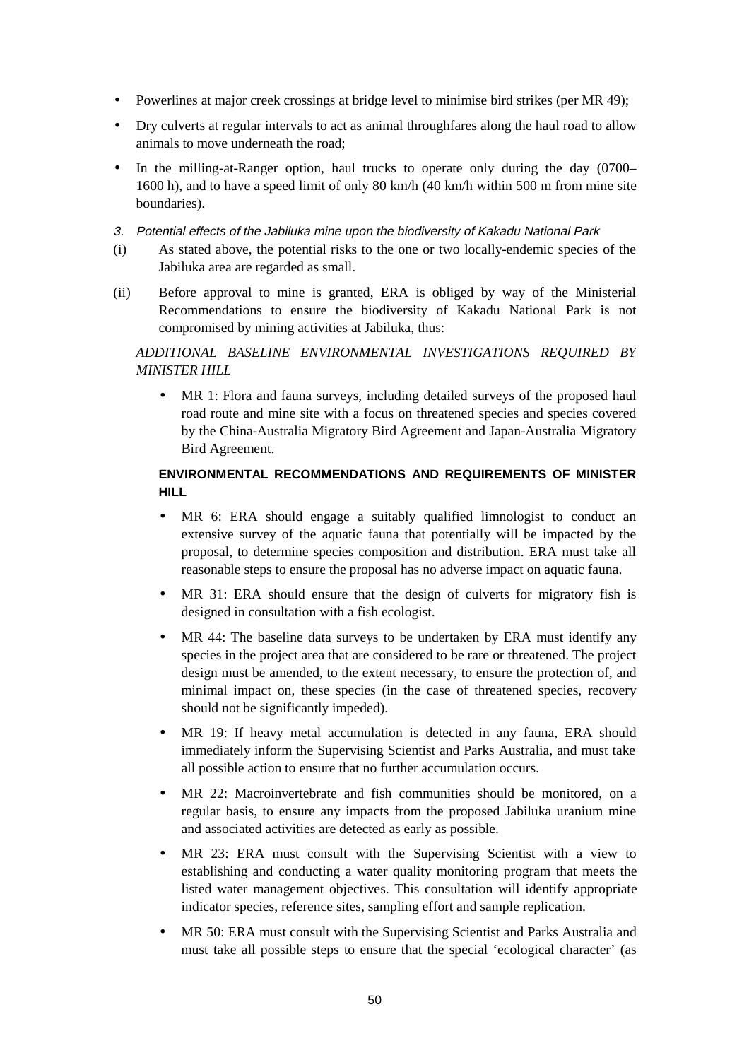- Powerlines at major creek crossings at bridge level to minimise bird strikes (per MR 49);
- Dry culverts at regular intervals to act as animal throughfares along the haul road to allow animals to move underneath the road;
- In the milling-at-Ranger option, haul trucks to operate only during the day (0700–1600 h), and to have a speed limit of only 80 km/h (40 km/h within 500 m from mine site boundaries).

*3. Potential effects of the Jabiluka mine upon the biodiversity of Kakadu National Park*

(i) As stated above, the potential risks to the one or two locally-endemic species of the Jabiluka area are regarded as small.

(ii) Before approval to mine is granted, ERA is obliged by way of the Ministerial Recommendations to ensure the biodiversity of Kakadu National Park is not compromised by mining activities at Jabiluka, thus:

*ADDITIONAL BASELINE ENVIRONMENTAL INVESTIGATIONS REQUIRED BY MINISTER HILL*

- MR 1: Flora and fauna surveys, including detailed surveys of the proposed haul road route and mine site with a focus on threatened species and species covered by the China-Australia Migratory Bird Agreement and Japan-Australia Migratory Bird Agreement.

**ENVIRONMENTAL RECOMMENDATIONS AND REQUIREMENTS OF MINISTER HILL**

- MR 6: ERA should engage a suitably qualified limnologist to conduct an extensive survey of the aquatic fauna that potentially will be impacted by the proposal, to determine species composition and distribution. ERA must take all reasonable steps to ensure the proposal has no adverse impact on aquatic fauna.
- MR 31: ERA should ensure that the design of culverts for migratory fish is designed in consultation with a fish ecologist.
- MR 44: The baseline data surveys to be undertaken by ERA must identify any species in the project area that are considered to be rare or threatened. The project design must be amended, to the extent necessary, to ensure the protection of, and minimal impact on, these species (in the case of threatened species, recovery should not be significantly impeded).
- MR 19: If heavy metal accumulation is detected in any fauna, ERA should immediately inform the Supervising Scientist and Parks Australia, and must take all possible action to ensure that no further accumulation occurs.
- MR 22: Macroinvertebrate and fish communities should be monitored, on a regular basis, to ensure any impacts from the proposed Jabiluka uranium mine and associated activities are detected as early as possible.
- MR 23: ERA must consult with the Supervising Scientist with a view to establishing and conducting a water quality monitoring program that meets the listed water management objectives. This consultation will identify appropriate indicator species, reference sites, sampling effort and sample replication.
- MR 50: ERA must consult with the Supervising Scientist and Parks Australia and must take all possible steps to ensure that the special 'ecological character' (as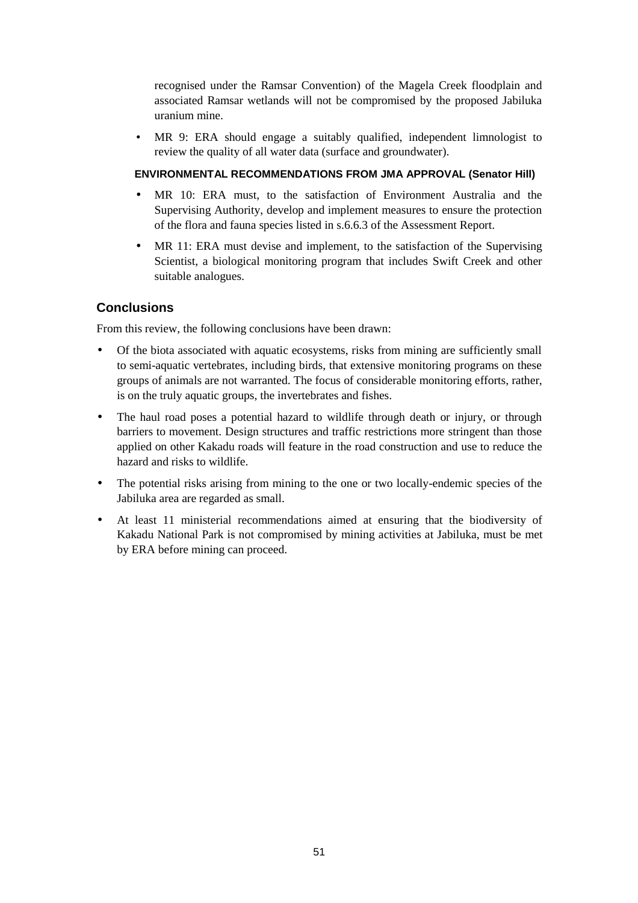recognised under the Ramsar Convention) of the Magela Creek floodplain and associated Ramsar wetlands will not be compromised by the proposed Jabiluka uranium mine.

- MR 9: ERA should engage a suitably qualified, independent limnologist to review the quality of all water data (surface and groundwater).

#### ENVIRONMENTAL RECOMMENDATIONS FROM JMA APPROVAL (Senator Hill)

- MR 10: ERA must, to the satisfaction of Environment Australia and the Supervising Authority, develop and implement measures to ensure the protection of the flora and fauna species listed in s.6.6.3 of the Assessment Report.
- MR 11: ERA must devise and implement, to the satisfaction of the Supervising Scientist, a biological monitoring program that includes Swift Creek and other suitable analogues.

## Conclusions

From this review, the following conclusions have been drawn:

- Of the biota associated with aquatic ecosystems, risks from mining are sufficiently small to semi-aquatic vertebrates, including birds, that extensive monitoring programs on these groups of animals are not warranted. The focus of considerable monitoring efforts, rather, is on the truly aquatic groups, the invertebrates and fishes.
- The haul road poses a potential hazard to wildlife through death or injury, or through barriers to movement. Design structures and traffic restrictions more stringent than those applied on other Kakadu roads will feature in the road construction and use to reduce the hazard and risks to wildlife.
- The potential risks arising from mining to the one or two locally-endemic species of the Jabiluka area are regarded as small.
- At least 11 ministerial recommendations aimed at ensuring that the biodiversity of Kakadu National Park is not compromised by mining activities at Jabiluka, must be met by ERA before mining can proceed.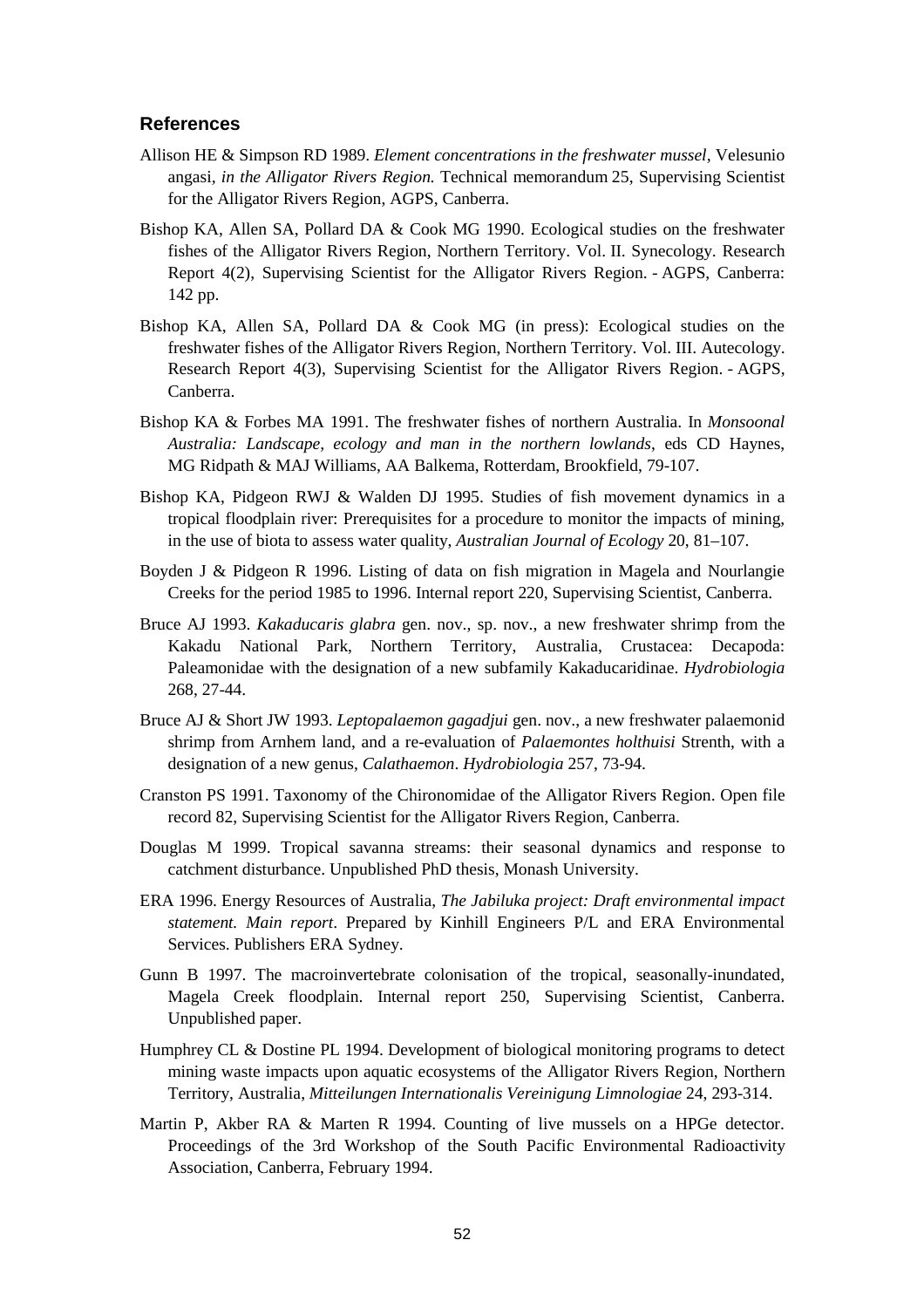## References

Allison HE & Simpson RD 1989. *Element concentrations in the freshwater mussel*, Velesunio angasi, *in the Alligator Rivers Region.* Technical memorandum 25, Supervising Scientist for the Alligator Rivers Region, AGPS, Canberra.

Bishop KA, Allen SA, Pollard DA & Cook MG 1990. Ecological studies on the freshwater fishes of the Alligator Rivers Region, Northern Territory. Vol. II. Synecology. Research Report 4(2), Supervising Scientist for the Alligator Rivers Region. - AGPS, Canberra: 142 pp.

Bishop KA, Allen SA, Pollard DA & Cook MG (in press): Ecological studies on the freshwater fishes of the Alligator Rivers Region, Northern Territory. Vol. III. Autecology. Research Report 4(3), Supervising Scientist for the Alligator Rivers Region. - AGPS, Canberra.

Bishop KA & Forbes MA 1991. The freshwater fishes of northern Australia. In *Monsoonal Australia: Landscape, ecology and man in the northern lowlands*, eds CD Haynes, MG Ridpath & MAJ Williams, AA Balkema, Rotterdam, Brookfield, 79-107.

Bishop KA, Pidgeon RWJ & Walden DJ 1995. Studies of fish movement dynamics in a tropical floodplain river: Prerequisites for a procedure to monitor the impacts of mining, in the use of biota to assess water quality, *Australian Journal of Ecology* 20, 81–107.

Boyden J & Pidgeon R 1996. Listing of data on fish migration in Magela and Nourlangie Creeks for the period 1985 to 1996. Internal report 220, Supervising Scientist, Canberra.

Bruce AJ 1993. *Kakaducaris glabra* gen. nov., sp. nov., a new freshwater shrimp from the Kakadu National Park, Northern Territory, Australia, Crustacea: Decapoda: Paleamonidae with the designation of a new subfamily Kakaducaridinae. *Hydrobiologia* 268, 27-44.

Bruce AJ & Short JW 1993. *Leptopalaemon gagadjui* gen. nov., a new freshwater palaemonid shrimp from Arnhem land, and a re-evaluation of *Palaemontes holthuisi* Strenth, with a designation of a new genus, *Calathaemon*. *Hydrobiologia* 257, 73-94.

Cranston PS 1991. Taxonomy of the Chironomidae of the Alligator Rivers Region. Open file record 82, Supervising Scientist for the Alligator Rivers Region, Canberra.

Douglas M 1999. Tropical savanna streams: their seasonal dynamics and response to catchment disturbance. Unpublished PhD thesis, Monash University.

ERA 1996. Energy Resources of Australia, *The Jabiluka project: Draft environmental impact statement. Main report*. Prepared by Kinhill Engineers P/L and ERA Environmental Services. Publishers ERA Sydney.

Gunn B 1997. The macroinvertebrate colonisation of the tropical, seasonally-inundated, Magela Creek floodplain. Internal report 250, Supervising Scientist, Canberra. Unpublished paper.

Humphrey CL & Dostine PL 1994. Development of biological monitoring programs to detect mining waste impacts upon aquatic ecosystems of the Alligator Rivers Region, Northern Territory, Australia, *Mitteilungen Internationalis Vereinigung Limnologiae* 24, 293-314.

Martin P, Akber RA & Marten R 1994. Counting of live mussels on a HPGe detector. Proceedings of the 3rd Workshop of the South Pacific Environmental Radioactivity Association, Canberra, February 1994.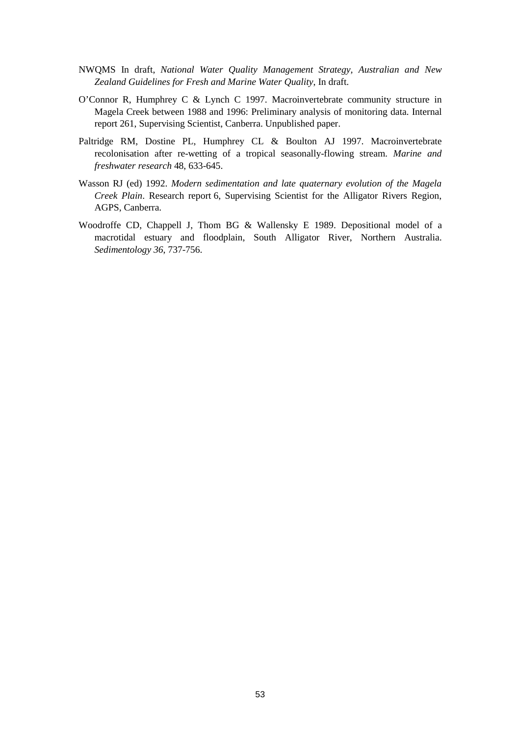NWQMS In draft, *National Water Quality Management Strategy, Australian and New Zealand Guidelines for Fresh and Marine Water Quality*, In draft.

O'Connor R, Humphrey C & Lynch C 1997. Macroinvertebrate community structure in Magela Creek between 1988 and 1996: Preliminary analysis of monitoring data. Internal report 261, Supervising Scientist, Canberra. Unpublished paper.

Paltridge RM, Dostine PL, Humphrey CL & Boulton AJ 1997. Macroinvertebrate recolonisation after re-wetting of a tropical seasonally-flowing stream. *Marine and freshwater research* 48, 633-645.

Wasson RJ (ed) 1992. *Modern sedimentation and late quaternary evolution of the Magela Creek Plain*. Research report 6, Supervising Scientist for the Alligator Rivers Region, AGPS, Canberra.

Woodroffe CD, Chappell J, Thom BG & Wallensky E 1989. Depositional model of a macrotidal estuary and floodplain, South Alligator River, Northern Australia. *Sedimentology 36*, 737-756.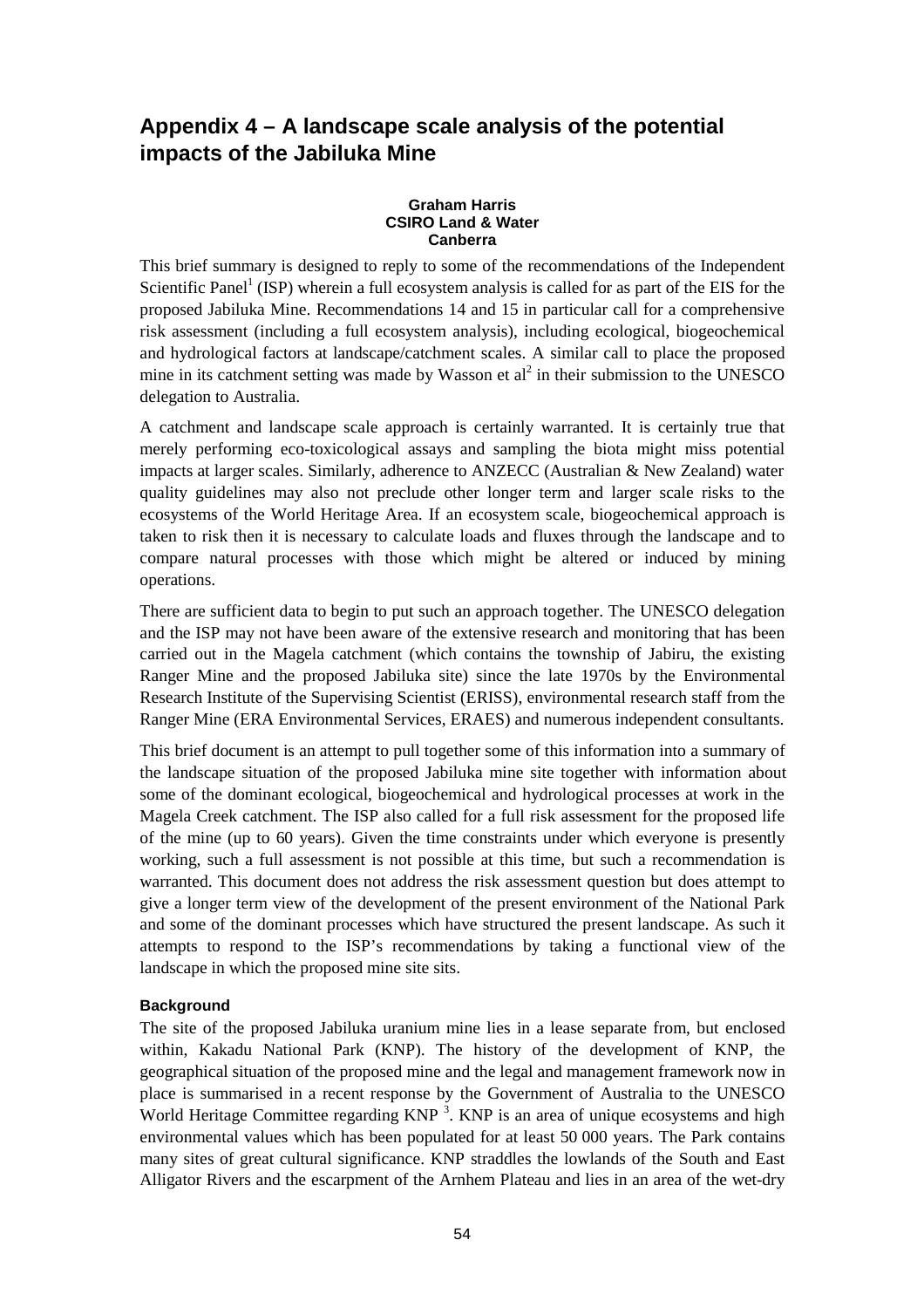# Appendix 4 – A landscape scale analysis of the potential impacts of the Jabiluka Mine

**Graham Harris**
**CSIRO Land & Water**
**Canberra**

This brief summary is designed to reply to some of the recommendations of the Independent Scientific Panel[1] (ISP) wherein a full ecosystem analysis is called for as part of the EIS for the proposed Jabiluka Mine. Recommendations 14 and 15 in particular call for a comprehensive risk assessment (including a full ecosystem analysis), including ecological, biogeochemical and hydrological factors at landscape/catchment scales. A similar call to place the proposed mine in its catchment setting was made by Wasson et al[2] in their submission to the UNESCO delegation to Australia.

A catchment and landscape scale approach is certainly warranted. It is certainly true that merely performing eco-toxicological assays and sampling the biota might miss potential impacts at larger scales. Similarly, adherence to ANZECC (Australian & New Zealand) water quality guidelines may also not preclude other longer term and larger scale risks to the ecosystems of the World Heritage Area. If an ecosystem scale, biogeochemical approach is taken to risk then it is necessary to calculate loads and fluxes through the landscape and to compare natural processes with those which might be altered or induced by mining operations.

There are sufficient data to begin to put such an approach together. The UNESCO delegation and the ISP may not have been aware of the extensive research and monitoring that has been carried out in the Magela catchment (which contains the township of Jabiru, the existing Ranger Mine and the proposed Jabiluka site) since the late 1970s by the Environmental Research Institute of the Supervising Scientist (ERISS), environmental research staff from the Ranger Mine (ERA Environmental Services, ERAES) and numerous independent consultants.

This brief document is an attempt to pull together some of this information into a summary of the landscape situation of the proposed Jabiluka mine site together with information about some of the dominant ecological, biogeochemical and hydrological processes at work in the Magela Creek catchment. The ISP also called for a full risk assessment for the proposed life of the mine (up to 60 years). Given the time constraints under which everyone is presently working, such a full assessment is not possible at this time, but such a recommendation is warranted. This document does not address the risk assessment question but does attempt to give a longer term view of the development of the present environment of the National Park and some of the dominant processes which have structured the present landscape. As such it attempts to respond to the ISP's recommendations by taking a functional view of the landscape in which the proposed mine site sits.

### Background

The site of the proposed Jabiluka uranium mine lies in a lease separate from, but enclosed within, Kakadu National Park (KNP). The history of the development of KNP, the geographical situation of the proposed mine and the legal and management framework now in place is summarised in a recent response by the Government of Australia to the UNESCO World Heritage Committee regarding KNP [3]. KNP is an area of unique ecosystems and high environmental values which has been populated for at least 50 000 years. The Park contains many sites of great cultural significance. KNP straddles the lowlands of the South and East Alligator Rivers and the escarpment of the Arnhem Plateau and lies in an area of the wet-dry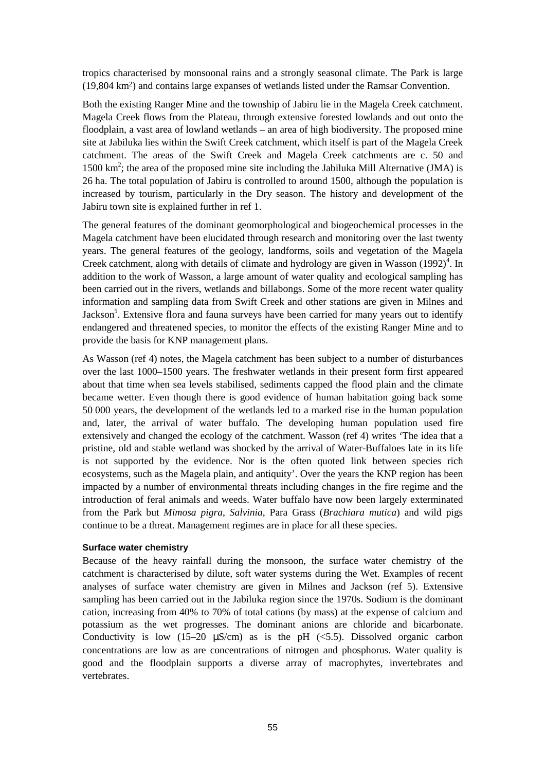tropics characterised by monsoonal rains and a strongly seasonal climate. The Park is large (19,804 $km^2$) and contains large expanses of wetlands listed under the Ramsar Convention.

Both the existing Ranger Mine and the township of Jabiru lie in the Magela Creek catchment. Magela Creek flows from the Plateau, through extensive forested lowlands and out onto the floodplain, a vast area of lowland wetlands – an area of high biodiversity. The proposed mine site at Jabiluka lies within the Swift Creek catchment, which itself is part of the Magela Creek catchment. The areas of the Swift Creek and Magela Creek catchments are c. 50 and 1500 $km^2$; the area of the proposed mine site including the Jabiluka Mill Alternative (JMA) is 26 ha. The total population of Jabiru is controlled to around 1500, although the population is increased by tourism, particularly in the Dry season. The history and development of the Jabiru town site is explained further in ref 1.

The general features of the dominant geomorphological and biogeochemical processes in the Magela catchment have been elucidated through research and monitoring over the last twenty years. The general features of the geology, landforms, soils and vegetation of the Magela Creek catchment, along with details of climate and hydrology are given in Wasson (1992)[4]. In addition to the work of Wasson, a large amount of water quality and ecological sampling has been carried out in the rivers, wetlands and billabongs. Some of the more recent water quality information and sampling data from Swift Creek and other stations are given in Milnes and Jackson[5]. Extensive flora and fauna surveys have been carried for many years out to identify endangered and threatened species, to monitor the effects of the existing Ranger Mine and to provide the basis for KNP management plans.

As Wasson (ref 4) notes, the Magela catchment has been subject to a number of disturbances over the last 1000–1500 years. The freshwater wetlands in their present form first appeared about that time when sea levels stabilised, sediments capped the flood plain and the climate became wetter. Even though there is good evidence of human habitation going back some 50 000 years, the development of the wetlands led to a marked rise in the human population and, later, the arrival of water buffalo. The developing human population used fire extensively and changed the ecology of the catchment. Wasson (ref 4) writes 'The idea that a pristine, old and stable wetland was shocked by the arrival of Water-Buffaloes late in its life is not supported by the evidence. Nor is the often quoted link between species rich ecosystems, such as the Magela plain, and antiquity'. Over the years the KNP region has been impacted by a number of environmental threats including changes in the fire regime and the introduction of feral animals and weeds. Water buffalo have now been largely exterminated from the Park but *Mimosa pigra*, *Salvinia*, Para Grass (*Brachiara mutica*) and wild pigs continue to be a threat. Management regimes are in place for all these species.

#### Surface water chemistry

Because of the heavy rainfall during the monsoon, the surface water chemistry of the catchment is characterised by dilute, soft water systems during the Wet. Examples of recent analyses of surface water chemistry are given in Milnes and Jackson (ref 5). Extensive sampling has been carried out in the Jabiluka region since the 1970s. Sodium is the dominant cation, increasing from 40% to 70% of total cations (by mass) at the expense of calcium and potassium as the wet progresses. The dominant anions are chloride and bicarbonate. Conductivity is low (15–20 μS/cm) as is the pH (<5.5). Dissolved organic carbon concentrations are low as are concentrations of nitrogen and phosphorus. Water quality is good and the floodplain supports a diverse array of macrophytes, invertebrates and vertebrates.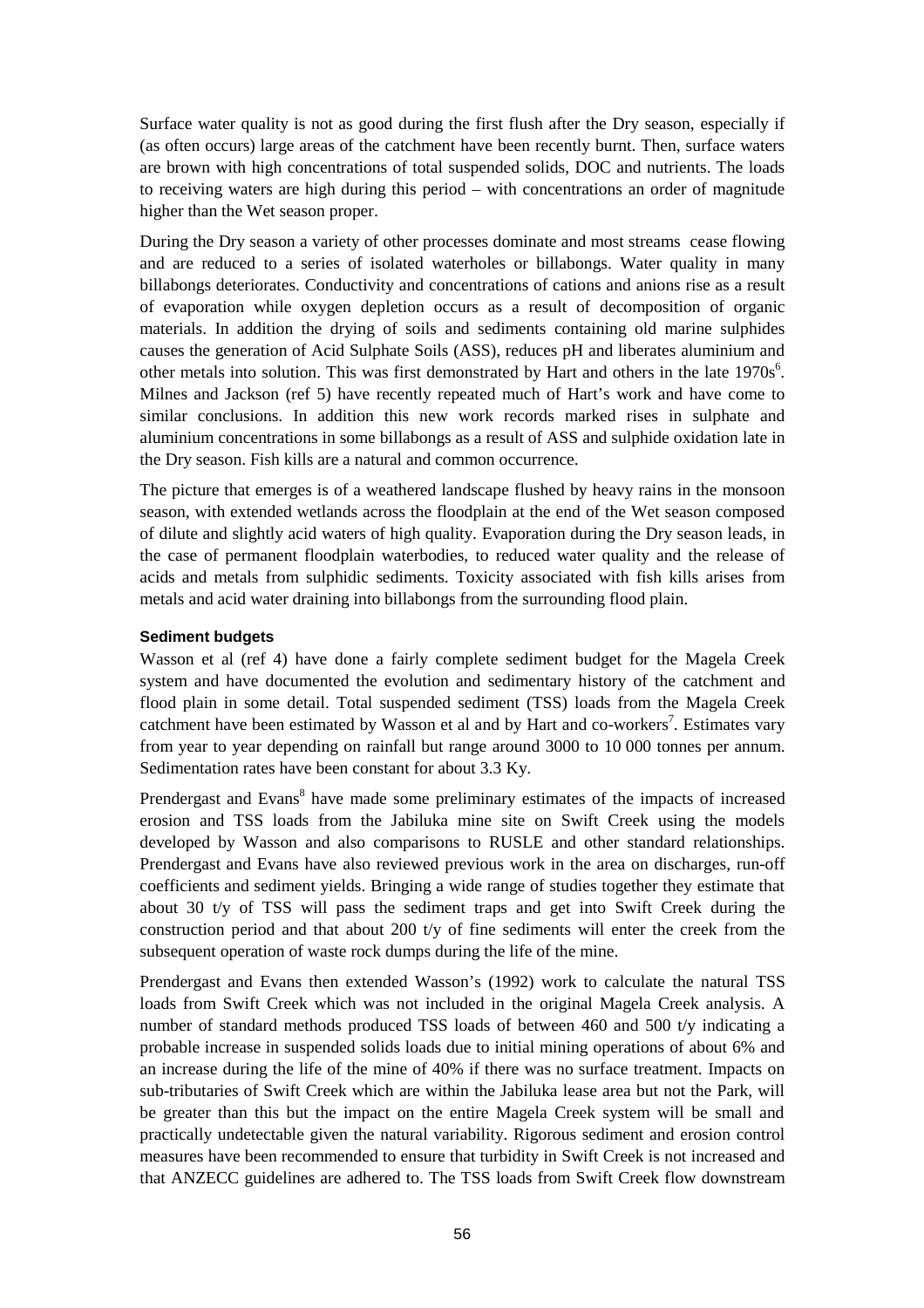Surface water quality is not as good during the first flush after the Dry season, especially if (as often occurs) large areas of the catchment have been recently burnt. Then, surface waters are brown with high concentrations of total suspended solids, DOC and nutrients. The loads to receiving waters are high during this period – with concentrations an order of magnitude higher than the Wet season proper.

During the Dry season a variety of other processes dominate and most streams cease flowing and are reduced to a series of isolated waterholes or billabongs. Water quality in many billabongs deteriorates. Conductivity and concentrations of cations and anions rise as a result of evaporation while oxygen depletion occurs as a result of decomposition of organic materials. In addition the drying of soils and sediments containing old marine sulphides causes the generation of Acid Sulphate Soils (ASS), reduces pH and liberates aluminium and other metals into solution. This was first demonstrated by Hart and others in the late 1970s[6]. Milnes and Jackson (ref 5) have recently repeated much of Hart's work and have come to similar conclusions. In addition this new work records marked rises in sulphate and aluminium concentrations in some billabongs as a result of ASS and sulphide oxidation late in the Dry season. Fish kills are a natural and common occurrence.

The picture that emerges is of a weathered landscape flushed by heavy rains in the monsoon season, with extended wetlands across the floodplain at the end of the Wet season composed of dilute and slightly acid waters of high quality. Evaporation during the Dry season leads, in the case of permanent floodplain waterbodies, to reduced water quality and the release of acids and metals from sulphidic sediments. Toxicity associated with fish kills arises from metals and acid water draining into billabongs from the surrounding flood plain.

#### Sediment budgets

Wasson et al (ref 4) have done a fairly complete sediment budget for the Magela Creek system and have documented the evolution and sedimentary history of the catchment and flood plain in some detail. Total suspended sediment (TSS) loads from the Magela Creek catchment have been estimated by Wasson et al and by Hart and co-workers[7]. Estimates vary from year to year depending on rainfall but range around 3000 to 10 000 tonnes per annum. Sedimentation rates have been constant for about 3.3 Ky.

Prendergast and Evans[8] have made some preliminary estimates of the impacts of increased erosion and TSS loads from the Jabiluka mine site on Swift Creek using the models developed by Wasson and also comparisons to RUSLE and other standard relationships. Prendergast and Evans have also reviewed previous work in the area on discharges, run-off coefficients and sediment yields. Bringing a wide range of studies together they estimate that about 30 t/y of TSS will pass the sediment traps and get into Swift Creek during the construction period and that about 200 t/y of fine sediments will enter the creek from the subsequent operation of waste rock dumps during the life of the mine.

Prendergast and Evans then extended Wasson's (1992) work to calculate the natural TSS loads from Swift Creek which was not included in the original Magela Creek analysis. A number of standard methods produced TSS loads of between 460 and 500 t/y indicating a probable increase in suspended solids loads due to initial mining operations of about 6% and an increase during the life of the mine of 40% if there was no surface treatment. Impacts on sub-tributaries of Swift Creek which are within the Jabiluka lease area but not the Park, will be greater than this but the impact on the entire Magela Creek system will be small and practically undetectable given the natural variability. Rigorous sediment and erosion control measures have been recommended to ensure that turbidity in Swift Creek is not increased and that ANZECC guidelines are adhered to. The TSS loads from Swift Creek flow downstream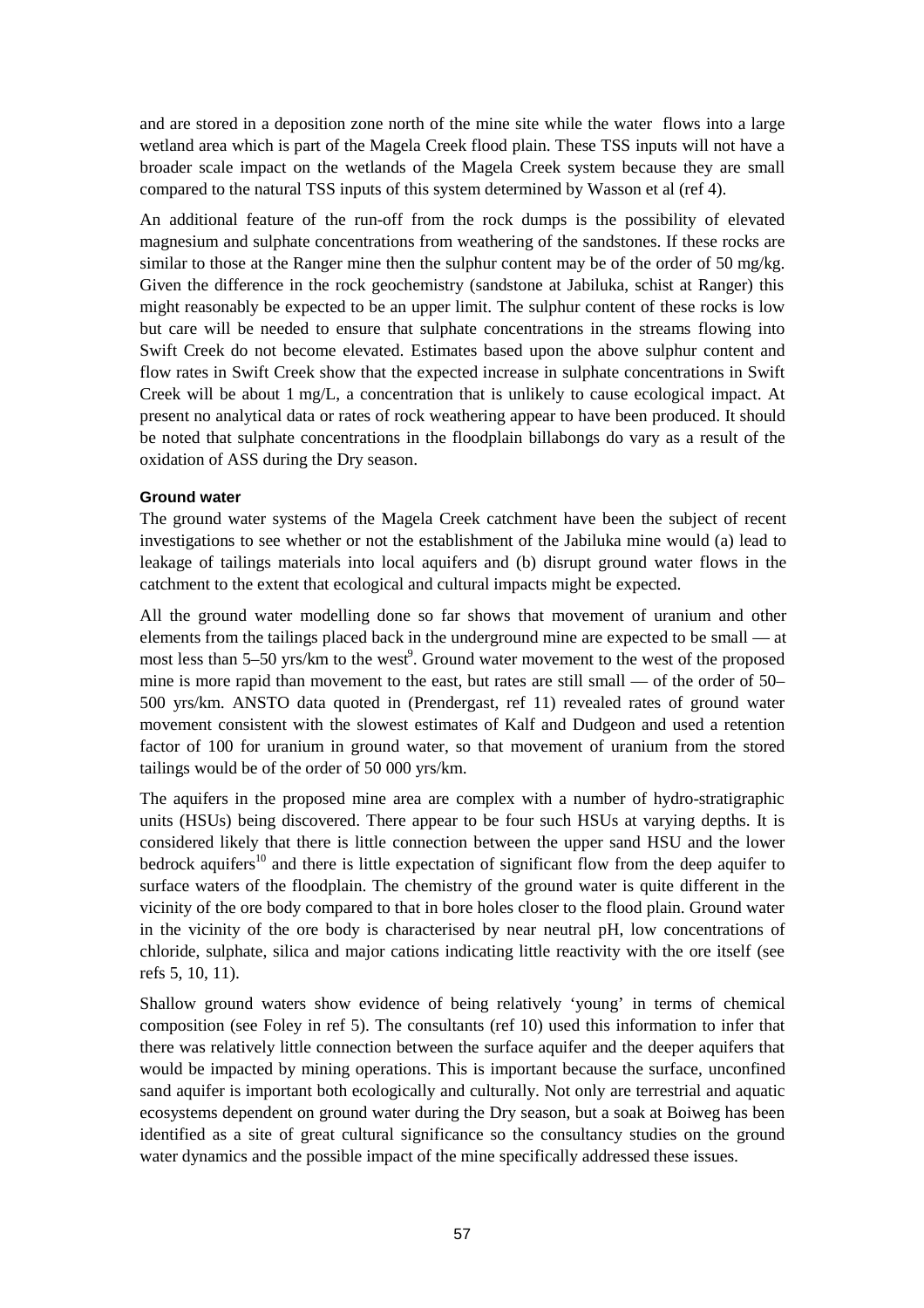and are stored in a deposition zone north of the mine site while the water flows into a large wetland area which is part of the Magela Creek flood plain. These TSS inputs will not have a broader scale impact on the wetlands of the Magela Creek system because they are small compared to the natural TSS inputs of this system determined by Wasson et al (ref 4).

An additional feature of the run-off from the rock dumps is the possibility of elevated magnesium and sulphate concentrations from weathering of the sandstones. If these rocks are similar to those at the Ranger mine then the sulphur content may be of the order of 50 mg/kg. Given the difference in the rock geochemistry (sandstone at Jabiluka, schist at Ranger) this might reasonably be expected to be an upper limit. The sulphur content of these rocks is low but care will be needed to ensure that sulphate concentrations in the streams flowing into Swift Creek do not become elevated. Estimates based upon the above sulphur content and flow rates in Swift Creek show that the expected increase in sulphate concentrations in Swift Creek will be about 1 mg/L, a concentration that is unlikely to cause ecological impact. At present no analytical data or rates of rock weathering appear to have been produced. It should be noted that sulphate concentrations in the floodplain billabongs do vary as a result of the oxidation of ASS during the Dry season.

#### Ground water

The ground water systems of the Magela Creek catchment have been the subject of recent investigations to see whether or not the establishment of the Jabiluka mine would (a) lead to leakage of tailings materials into local aquifers and (b) disrupt ground water flows in the catchment to the extent that ecological and cultural impacts might be expected.

All the ground water modelling done so far shows that movement of uranium and other elements from the tailings placed back in the underground mine are expected to be small — at most less than 5–50 yrs/km to the west[9]. Ground water movement to the west of the proposed mine is more rapid than movement to the east, but rates are still small — of the order of 50–500 yrs/km. ANSTO data quoted in (Prendergast, ref 11) revealed rates of ground water movement consistent with the slowest estimates of Kalf and Dudgeon and used a retention factor of 100 for uranium in ground water, so that movement of uranium from the stored tailings would be of the order of 50 000 yrs/km.

The aquifers in the proposed mine area are complex with a number of hydro-stratigraphic units (HSUs) being discovered. There appear to be four such HSUs at varying depths. It is considered likely that there is little connection between the upper sand HSU and the lower bedrock aquifers[10] and there is little expectation of significant flow from the deep aquifer to surface waters of the floodplain. The chemistry of the ground water is quite different in the vicinity of the ore body compared to that in bore holes closer to the flood plain. Ground water in the vicinity of the ore body is characterised by near neutral pH, low concentrations of chloride, sulphate, silica and major cations indicating little reactivity with the ore itself (see refs 5, 10, 11).

Shallow ground waters show evidence of being relatively 'young' in terms of chemical composition (see Foley in ref 5). The consultants (ref 10) used this information to infer that there was relatively little connection between the surface aquifer and the deeper aquifers that would be impacted by mining operations. This is important because the surface, unconfined sand aquifer is important both ecologically and culturally. Not only are terrestrial and aquatic ecosystems dependent on ground water during the Dry season, but a soak at Boiweg has been identified as a site of great cultural significance so the consultancy studies on the ground water dynamics and the possible impact of the mine specifically addressed these issues.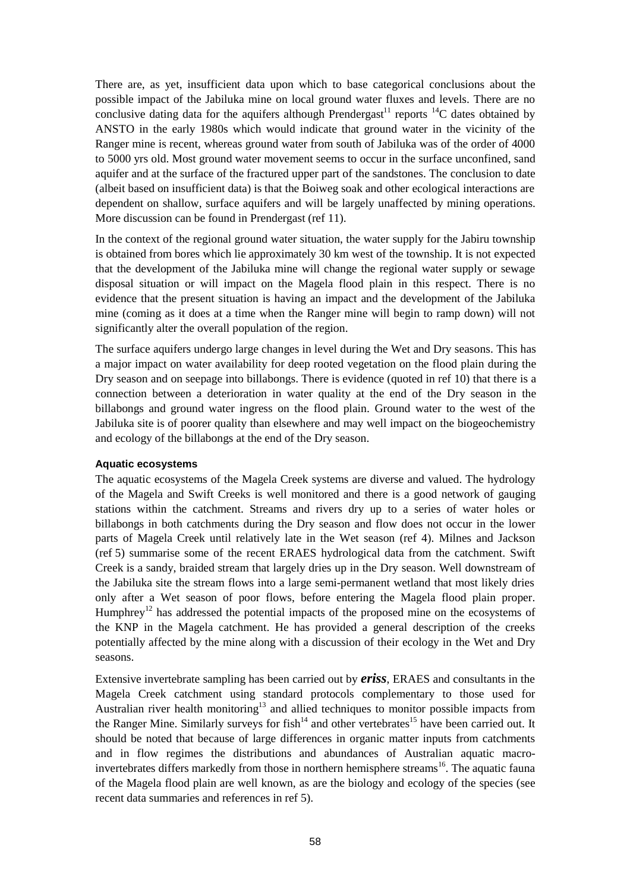There are, as yet, insufficient data upon which to base categorical conclusions about the possible impact of the Jabiluka mine on local ground water fluxes and levels. There are no conclusive dating data for the aquifers although Prendergast[11] reports $^{14}C$ dates obtained by ANSTO in the early 1980s which would indicate that ground water in the vicinity of the Ranger mine is recent, whereas ground water from south of Jabiluka was of the order of 4000 to 5000 yrs old. Most ground water movement seems to occur in the surface unconfined, sand aquifer and at the surface of the fractured upper part of the sandstones. The conclusion to date (albeit based on insufficient data) is that the Boiweg soak and other ecological interactions are dependent on shallow, surface aquifers and will be largely unaffected by mining operations. More discussion can be found in Prendergast (ref 11).

In the context of the regional ground water situation, the water supply for the Jabiru township is obtained from bores which lie approximately 30 km west of the township. It is not expected that the development of the Jabiluka mine will change the regional water supply or sewage disposal situation or will impact on the Magela flood plain in this respect. There is no evidence that the present situation is having an impact and the development of the Jabiluka mine (coming as it does at a time when the Ranger mine will begin to ramp down) will not significantly alter the overall population of the region.

The surface aquifers undergo large changes in level during the Wet and Dry seasons. This has a major impact on water availability for deep rooted vegetation on the flood plain during the Dry season and on seepage into billabongs. There is evidence (quoted in ref 10) that there is a connection between a deterioration in water quality at the end of the Dry season in the billabongs and ground water ingress on the flood plain. Ground water to the west of the Jabiluka site is of poorer quality than elsewhere and may well impact on the biogeochemistry and ecology of the billabongs at the end of the Dry season.

#### Aquatic ecosystems

The aquatic ecosystems of the Magela Creek systems are diverse and valued. The hydrology of the Magela and Swift Creeks is well monitored and there is a good network of gauging stations within the catchment. Streams and rivers dry up to a series of water holes or billabongs in both catchments during the Dry season and flow does not occur in the lower parts of Magela Creek until relatively late in the Wet season (ref 4). Milnes and Jackson (ref 5) summarise some of the recent ERAES hydrological data from the catchment. Swift Creek is a sandy, braided stream that largely dries up in the Dry season. Well downstream of the Jabiluka site the stream flows into a large semi-permanent wetland that most likely dries only after a Wet season of poor flows, before entering the Magela flood plain proper. Humphrey[12] has addressed the potential impacts of the proposed mine on the ecosystems of the KNP in the Magela catchment. He has provided a general description of the creeks potentially affected by the mine along with a discussion of their ecology in the Wet and Dry seasons.

Extensive invertebrate sampling has been carried out by ***eriss***, ERAES and consultants in the Magela Creek catchment using standard protocols complementary to those used for Australian river health monitoring[13] and allied techniques to monitor possible impacts from the Ranger Mine. Similarly surveys for fish[14] and other vertebrates[15] have been carried out. It should be noted that because of large differences in organic matter inputs from catchments and in flow regimes the distributions and abundances of Australian aquatic macro-invertebrates differs markedly from those in northern hemisphere streams[16]. The aquatic fauna of the Magela flood plain are well known, as are the biology and ecology of the species (see recent data summaries and references in ref 5).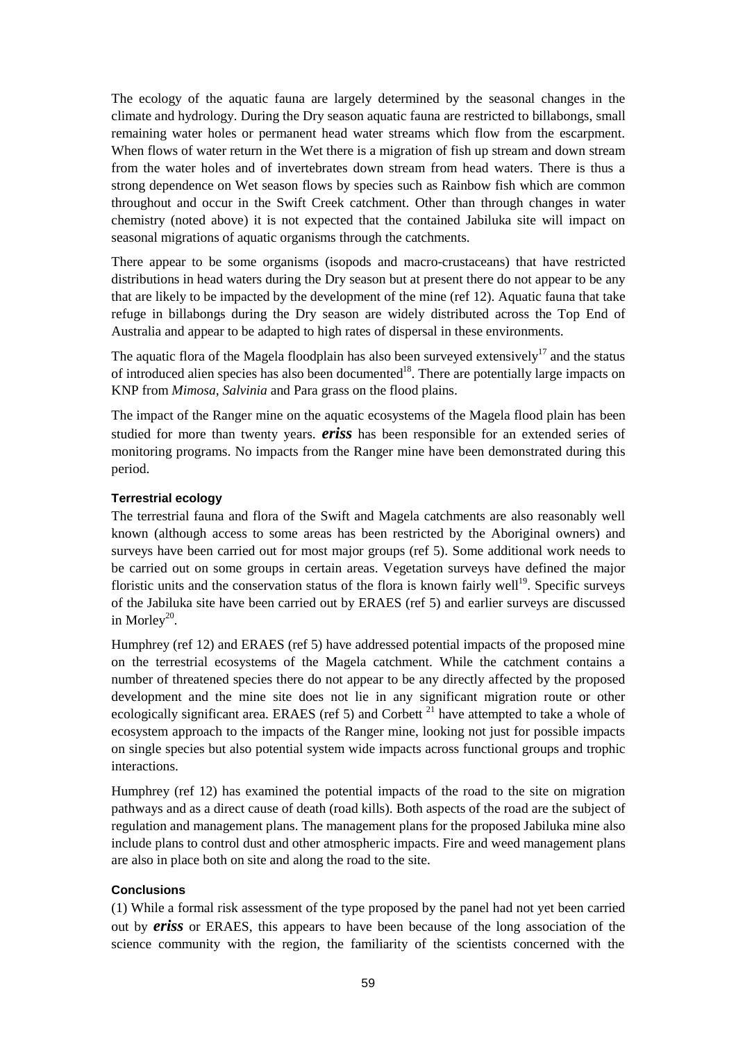The ecology of the aquatic fauna are largely determined by the seasonal changes in the climate and hydrology. During the Dry season aquatic fauna are restricted to billabongs, small remaining water holes or permanent head water streams which flow from the escarpment. When flows of water return in the Wet there is a migration of fish up stream and down stream from the water holes and of invertebrates down stream from head waters. There is thus a strong dependence on Wet season flows by species such as Rainbow fish which are common throughout and occur in the Swift Creek catchment. Other than through changes in water chemistry (noted above) it is not expected that the contained Jabiluka site will impact on seasonal migrations of aquatic organisms through the catchments.

There appear to be some organisms (isopods and macro-crustaceans) that have restricted distributions in head waters during the Dry season but at present there do not appear to be any that are likely to be impacted by the development of the mine (ref 12). Aquatic fauna that take refuge in billabongs during the Dry season are widely distributed across the Top End of Australia and appear to be adapted to high rates of dispersal in these environments.

The aquatic flora of the Magela floodplain has also been surveyed extensively[17] and the status of introduced alien species has also been documented[18]. There are potentially large impacts on KNP from *Mimosa*, *Salvinia* and Para grass on the flood plains.

The impact of the Ranger mine on the aquatic ecosystems of the Magela flood plain has been studied for more than twenty years. ***eriss*** has been responsible for an extended series of monitoring programs. No impacts from the Ranger mine have been demonstrated during this period.

#### Terrestrial ecology

The terrestrial fauna and flora of the Swift and Magela catchments are also reasonably well known (although access to some areas has been restricted by the Aboriginal owners) and surveys have been carried out for most major groups (ref 5). Some additional work needs to be carried out on some groups in certain areas. Vegetation surveys have defined the major floristic units and the conservation status of the flora is known fairly well[19]. Specific surveys of the Jabiluka site have been carried out by ERAES (ref 5) and earlier surveys are discussed in Morley[20].

Humphrey (ref 12) and ERAES (ref 5) have addressed potential impacts of the proposed mine on the terrestrial ecosystems of the Magela catchment. While the catchment contains a number of threatened species there do not appear to be any directly affected by the proposed development and the mine site does not lie in any significant migration route or other ecologically significant area. ERAES (ref 5) and Corbett [21] have attempted to take a whole of ecosystem approach to the impacts of the Ranger mine, looking not just for possible impacts on single species but also potential system wide impacts across functional groups and trophic interactions.

Humphrey (ref 12) has examined the potential impacts of the road to the site on migration pathways and as a direct cause of death (road kills). Both aspects of the road are the subject of regulation and management plans. The management plans for the proposed Jabiluka mine also include plans to control dust and other atmospheric impacts. Fire and weed management plans are also in place both on site and along the road to the site.

#### Conclusions

(1) While a formal risk assessment of the type proposed by the panel had not yet been carried out by ***eriss*** or ERAES, this appears to have been because of the long association of the science community with the region, the familiarity of the scientists concerned with the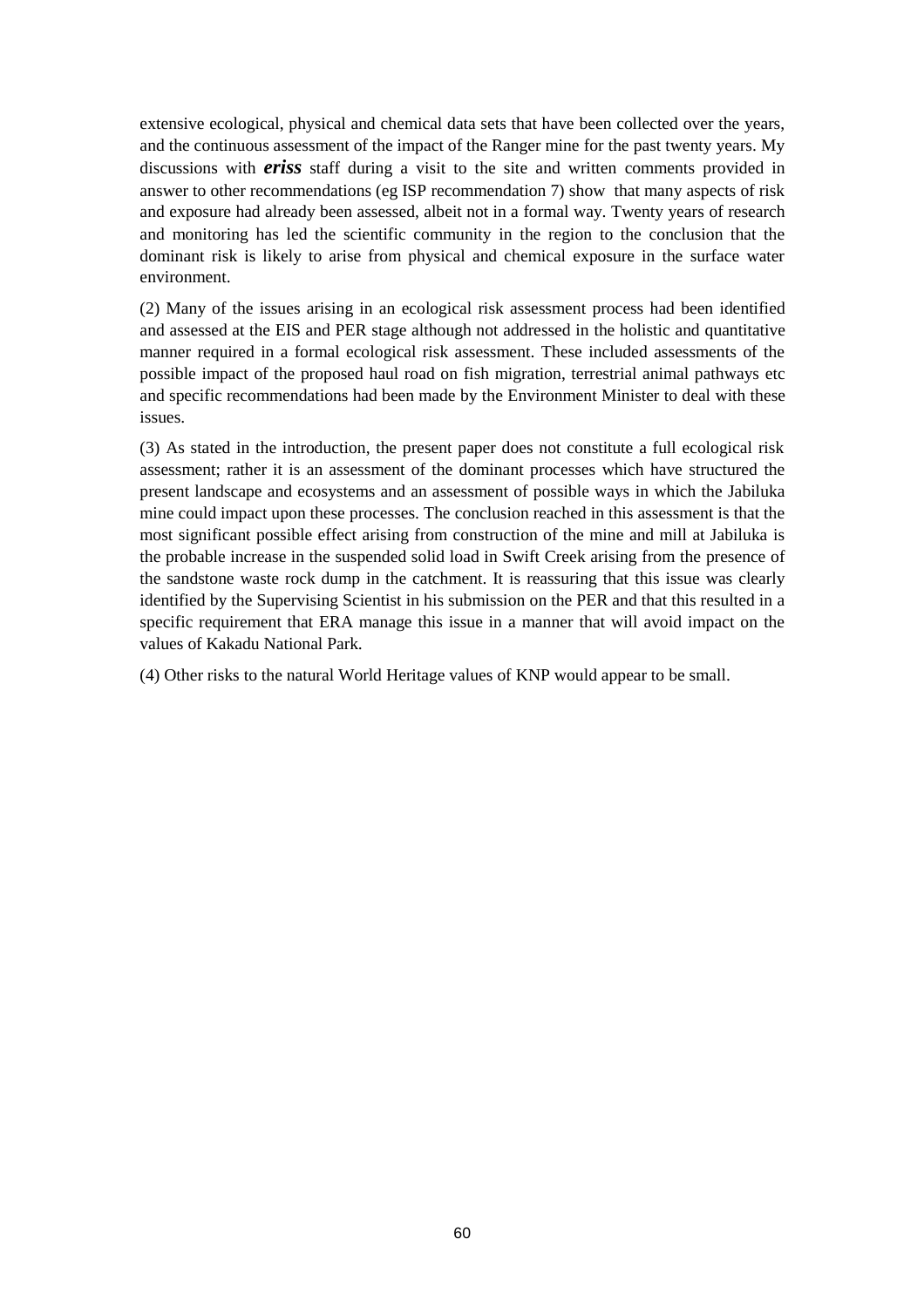extensive ecological, physical and chemical data sets that have been collected over the years, and the continuous assessment of the impact of the Ranger mine for the past twenty years. My discussions with ***eriss*** staff during a visit to the site and written comments provided in answer to other recommendations (eg ISP recommendation 7) show that many aspects of risk and exposure had already been assessed, albeit not in a formal way. Twenty years of research and monitoring has led the scientific community in the region to the conclusion that the dominant risk is likely to arise from physical and chemical exposure in the surface water environment.

(2) Many of the issues arising in an ecological risk assessment process had been identified and assessed at the EIS and PER stage although not addressed in the holistic and quantitative manner required in a formal ecological risk assessment. These included assessments of the possible impact of the proposed haul road on fish migration, terrestrial animal pathways etc and specific recommendations had been made by the Environment Minister to deal with these issues.

(3) As stated in the introduction, the present paper does not constitute a full ecological risk assessment; rather it is an assessment of the dominant processes which have structured the present landscape and ecosystems and an assessment of possible ways in which the Jabiluka mine could impact upon these processes. The conclusion reached in this assessment is that the most significant possible effect arising from construction of the mine and mill at Jabiluka is the probable increase in the suspended solid load in Swift Creek arising from the presence of the sandstone waste rock dump in the catchment. It is reassuring that this issue was clearly identified by the Supervising Scientist in his submission on the PER and that this resulted in a specific requirement that ERA manage this issue in a manner that will avoid impact on the values of Kakadu National Park.

(4) Other risks to the natural World Heritage values of KNP would appear to be small.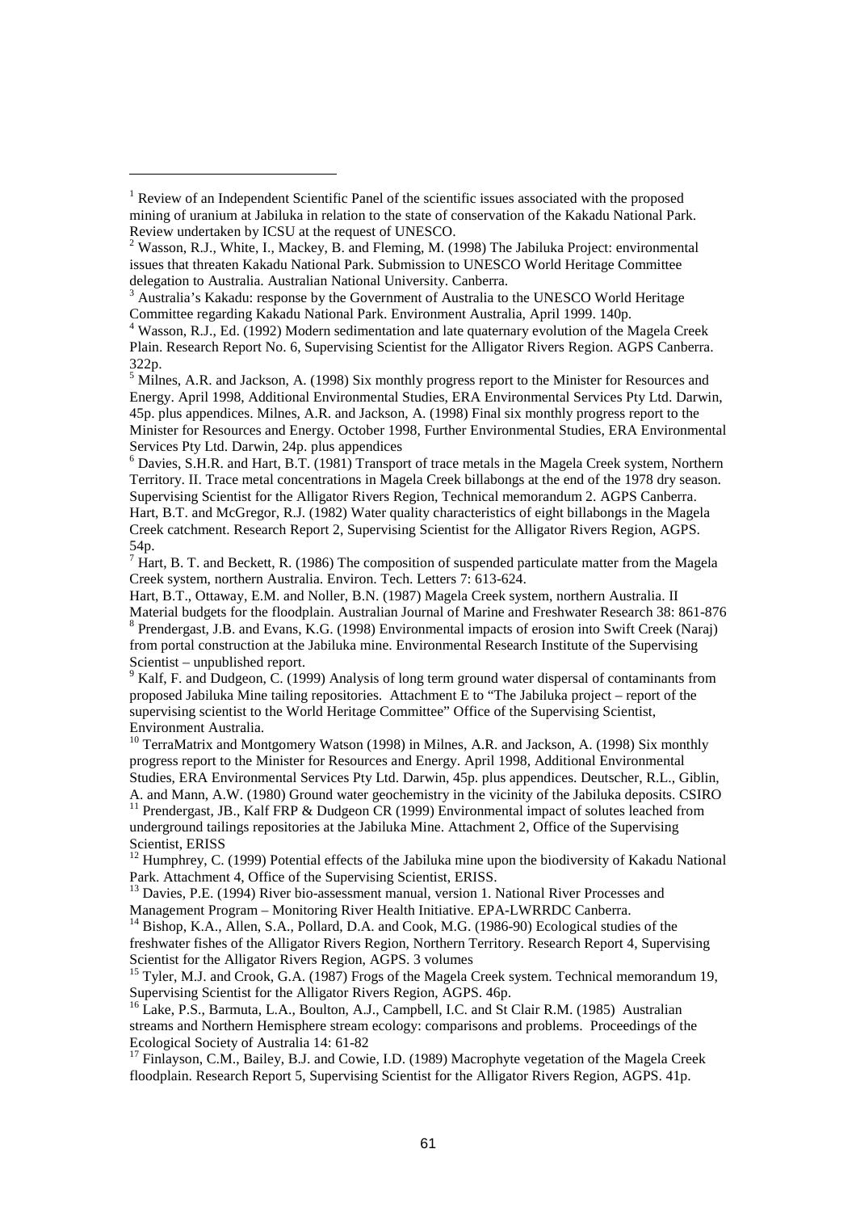[1] Review of an Independent Scientific Panel of the scientific issues associated with the proposed mining of uranium at Jabiluka in relation to the state of conservation of the Kakadu National Park. Review undertaken by ICSU at the request of UNESCO.

[2] Wasson, R.J., White, I., Mackey, B. and Fleming, M. (1998) The Jabiluka Project: environmental issues that threaten Kakadu National Park. Submission to UNESCO World Heritage Committee delegation to Australia. Australian National University. Canberra.

[3] Australia's Kakadu: response by the Government of Australia to the UNESCO World Heritage Committee regarding Kakadu National Park. Environment Australia, April 1999. 140p.

[4] Wasson, R.J., Ed. (1992) Modern sedimentation and late quaternary evolution of the Magela Creek Plain. Research Report No. 6, Supervising Scientist for the Alligator Rivers Region. AGPS Canberra. 322p.

[5] Milnes, A.R. and Jackson, A. (1998) Six monthly progress report to the Minister for Resources and Energy. April 1998, Additional Environmental Studies, ERA Environmental Services Pty Ltd. Darwin, 45p. plus appendices. Milnes, A.R. and Jackson, A. (1998) Final six monthly progress report to the Minister for Resources and Energy. October 1998, Further Environmental Studies, ERA Environmental Services Pty Ltd. Darwin, 24p. plus appendices

[6] Davies, S.H.R. and Hart, B.T. (1981) Transport of trace metals in the Magela Creek system, Northern Territory. II. Trace metal concentrations in Magela Creek billabongs at the end of the 1978 dry season. Supervising Scientist for the Alligator Rivers Region, Technical memorandum 2. AGPS Canberra. Hart, B.T. and McGregor, R.J. (1982) Water quality characteristics of eight billabongs in the Magela Creek catchment. Research Report 2, Supervising Scientist for the Alligator Rivers Region, AGPS. 54p.

[7] Hart, B. T. and Beckett, R. (1986) The composition of suspended particulate matter from the Magela Creek system, northern Australia. Environ. Tech. Letters 7: 613-624.
Hart, B.T., Ottaway, E.M. and Noller, B.N. (1987) Magela Creek system, northern Australia. II Material budgets for the floodplain. Australian Journal of Marine and Freshwater Research 38: 861-876

[8] Prendergast, J.B. and Evans, K.G. (1998) Environmental impacts of erosion into Swift Creek (Naraj) from portal construction at the Jabiluka mine. Environmental Research Institute of the Supervising Scientist – unpublished report.

[9] Kalf, F. and Dudgeon, C. (1999) Analysis of long term ground water dispersal of contaminants from proposed Jabiluka Mine tailing repositories. Attachment E to "The Jabiluka project – report of the supervising scientist to the World Heritage Committee" Office of the Supervising Scientist, Environment Australia.

[10] TerraMatrix and Montgomery Watson (1998) in Milnes, A.R. and Jackson, A. (1998) Six monthly progress report to the Minister for Resources and Energy. April 1998, Additional Environmental Studies, ERA Environmental Services Pty Ltd. Darwin, 45p. plus appendices. Deutscher, R.L., Giblin, A. and Mann, A.W. (1980) Ground water geochemistry in the vicinity of the Jabiluka deposits. CSIRO

[11] Prendergast, JB., Kalf FRP & Dudgeon CR (1999) Environmental impact of solutes leached from underground tailings repositories at the Jabiluka Mine. Attachment 2, Office of the Supervising Scientist, ERISS

[12] Humphrey, C. (1999) Potential effects of the Jabiluka mine upon the biodiversity of Kakadu National Park. Attachment 4, Office of the Supervising Scientist, ERISS.

[13] Davies, P.E. (1994) River bio-assessment manual, version 1. National River Processes and Management Program – Monitoring River Health Initiative. EPA-LWRRDC Canberra.

[14] Bishop, K.A., Allen, S.A., Pollard, D.A. and Cook, M.G. (1986-90) Ecological studies of the freshwater fishes of the Alligator Rivers Region, Northern Territory. Research Report 4, Supervising Scientist for the Alligator Rivers Region, AGPS. 3 volumes

[15] Tyler, M.J. and Crook, G.A. (1987) Frogs of the Magela Creek system. Technical memorandum 19, Supervising Scientist for the Alligator Rivers Region, AGPS. 46p.

[16] Lake, P.S., Barmuta, L.A., Boulton, A.J., Campbell, I.C. and St Clair R.M. (1985) Australian streams and Northern Hemisphere stream ecology: comparisons and problems. Proceedings of the Ecological Society of Australia 14: 61-82

[17] Finlayson, C.M., Bailey, B.J. and Cowie, I.D. (1989) Macrophyte vegetation of the Magela Creek floodplain. Research Report 5, Supervising Scientist for the Alligator Rivers Region, AGPS. 41p.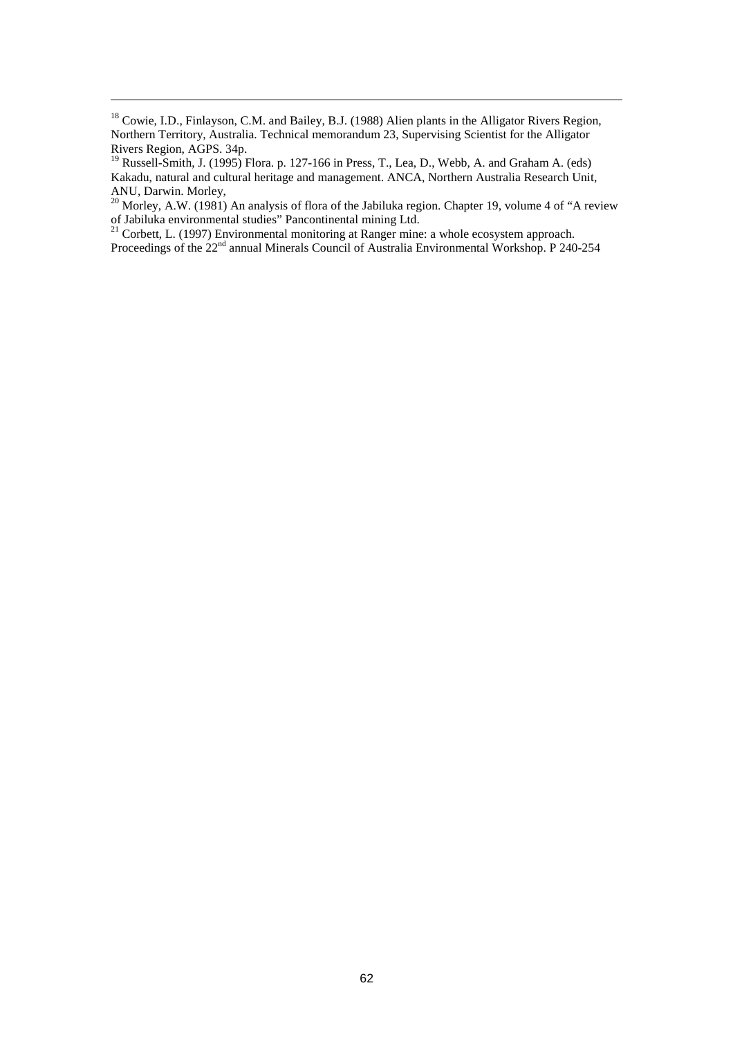[18] Cowie, I.D., Finlayson, C.M. and Bailey, B.J. (1988) Alien plants in the Alligator Rivers Region, Northern Territory, Australia. Technical memorandum 23, Supervising Scientist for the Alligator Rivers Region, AGPS. 34p.

[19] Russell-Smith, J. (1995) Flora. p. 127-166 in Press, T., Lea, D., Webb, A. and Graham A. (eds) Kakadu, natural and cultural heritage and management. ANCA, Northern Australia Research Unit, ANU, Darwin. Morley,

[20] Morley, A.W. (1981) An analysis of flora of the Jabiluka region. Chapter 19, volume 4 of "A review of Jabiluka environmental studies" Pancontinental mining Ltd.

[21] Corbett, L. (1997) Environmental monitoring at Ranger mine: a whole ecosystem approach. Proceedings of the 22nd annual Minerals Council of Australia Environmental Workshop. P 240-254